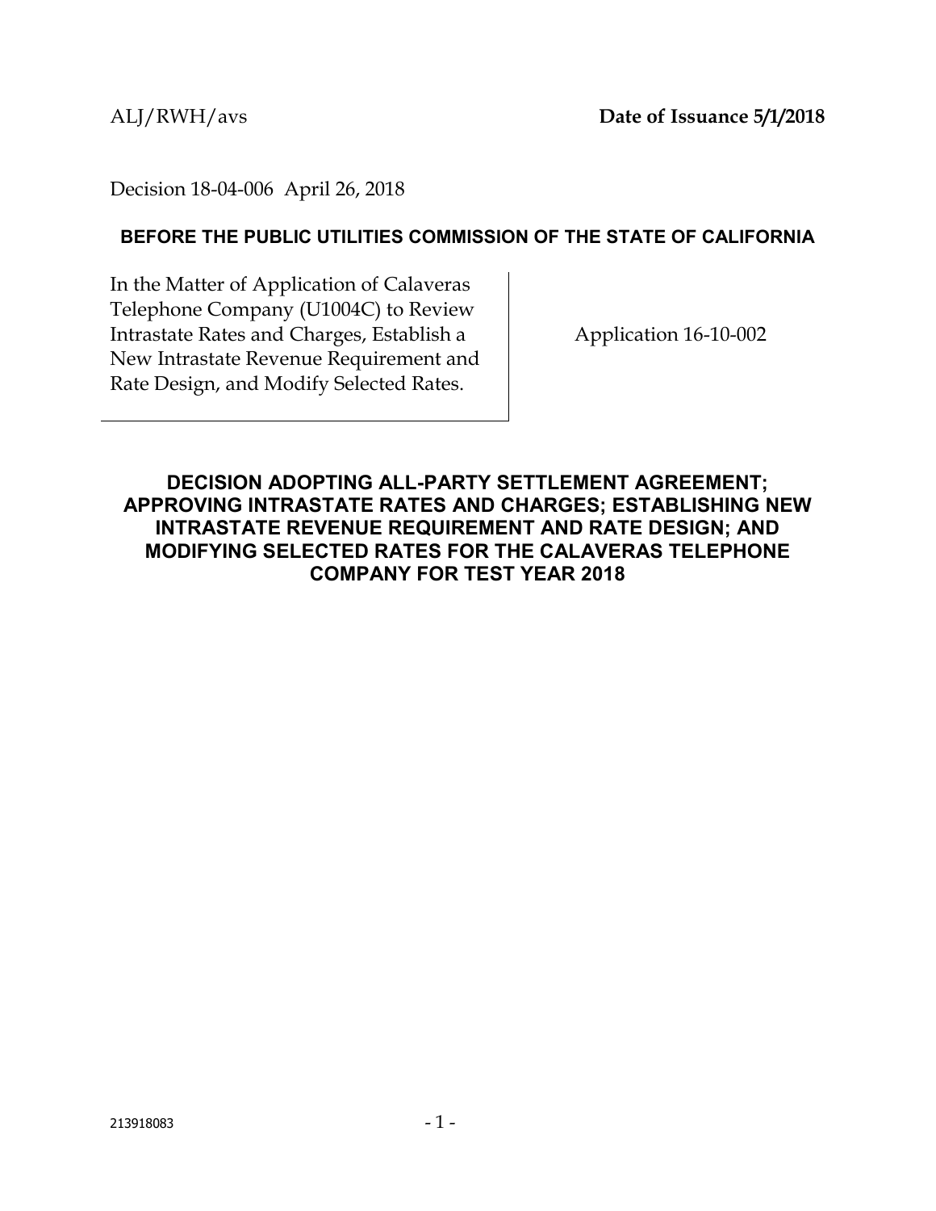ALJ/RWH/avs **Date of Issuance 5/1/2018**

Decision 18-04-006 April 26, 2018

**BEFORE THE PUBLIC UTILITIES COMMISSION OF THE STATE OF CALIFORNIA**

| In the Matter of Application of Calaveras Telephone Company (U1004C) to Review Intrastate Rates and Charges, Establish a New Intrastate Revenue Requirement and Rate Design, and Modify Selected Rates. | Application 16-10-002 |
|---|---|

## DECISION ADOPTING ALL-PARTY SETTLEMENT AGREEMENT; APPROVING INTRASTATE RATES AND CHARGES; ESTABLISHING NEW INTRASTATE REVENUE REQUIREMENT AND RATE DESIGN; AND MODIFYING SELECTED RATES FOR THE CALAVERAS TELEPHONE COMPANY FOR TEST YEAR 2018

213918083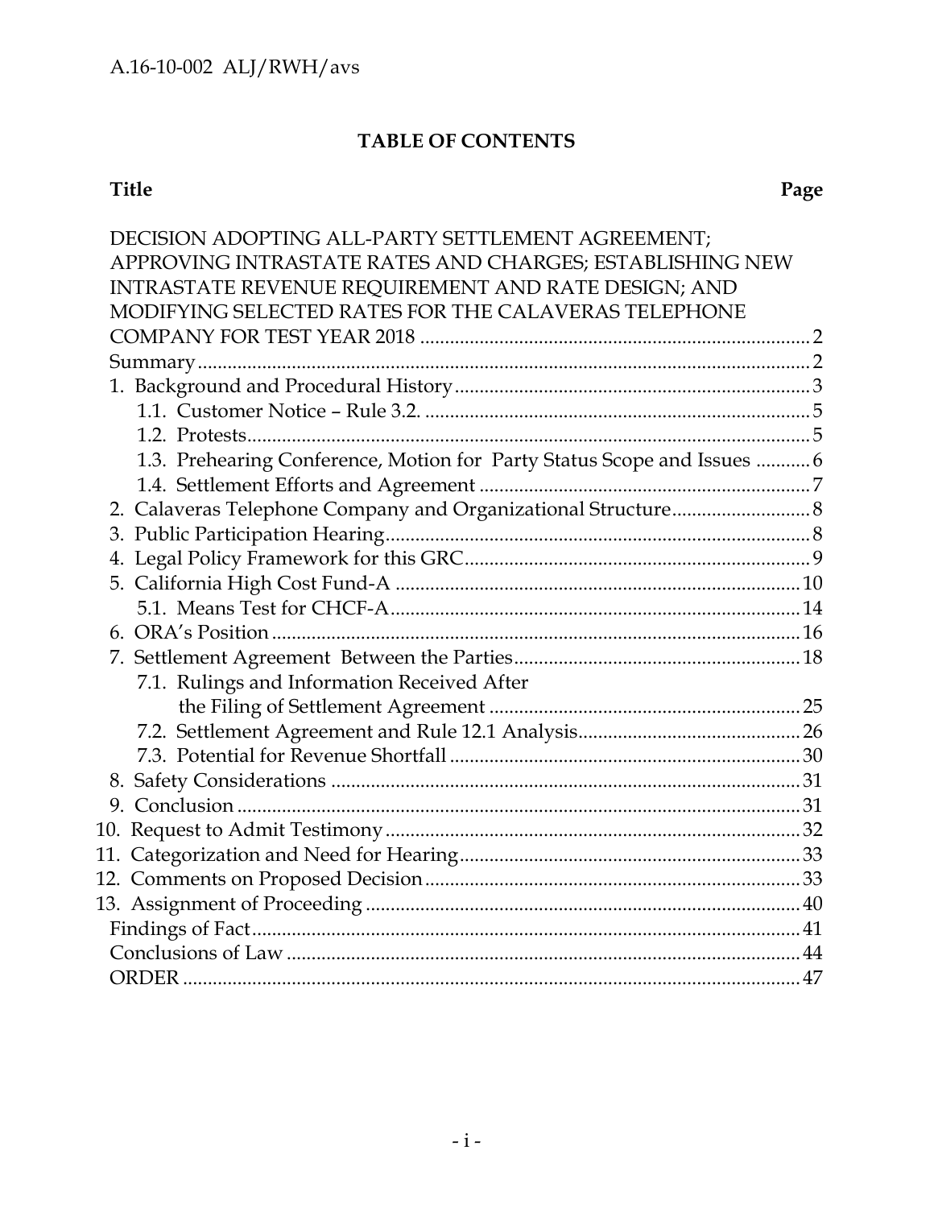## TABLE OF CONTENTS

| Title | Page |
|---|---|
| DECISION ADOPTING ALL-PARTY SETTLEMENT AGREEMENT; APPROVING INTRASTATE RATES AND CHARGES; ESTABLISHING NEW INTRASTATE REVENUE REQUIREMENT AND RATE DESIGN; AND MODIFYING SELECTED RATES FOR THE CALAVERAS TELEPHONE COMPANY FOR TEST YEAR 2018 | 2 |
| Summary | 2 |
| 1. Background and Procedural History | 3 |
| 1.1. Customer Notice – Rule 3.2. | 5 |
| 1.2. Protests | 5 |
| 1.3. Prehearing Conference, Motion for Party Status Scope and Issues | 6 |
| 1.4. Settlement Efforts and Agreement | 7 |
| 2. Calaveras Telephone Company and Organizational Structure | 8 |
| 3. Public Participation Hearing | 8 |
| 4. Legal Policy Framework for this GRC | 9 |
| 5. California High Cost Fund-A | 10 |
| 5.1. Means Test for CHCF-A | 14 |
| 6. ORA's Position | 16 |
| 7. Settlement Agreement Between the Parties | 18 |
| 7.1. Rulings and Information Received After the Filing of Settlement Agreement | 25 |
| 7.2. Settlement Agreement and Rule 12.1 Analysis | 26 |
| 7.3. Potential for Revenue Shortfall | 30 |
| 8. Safety Considerations | 31 |
| 9. Conclusion | 31 |
| 10. Request to Admit Testimony | 32 |
| 11. Categorization and Need for Hearing | 33 |
| 12. Comments on Proposed Decision | 33 |
| 13. Assignment of Proceeding | 40 |
| Findings of Fact | 41 |
| Conclusions of Law | 44 |
| ORDER | 47 |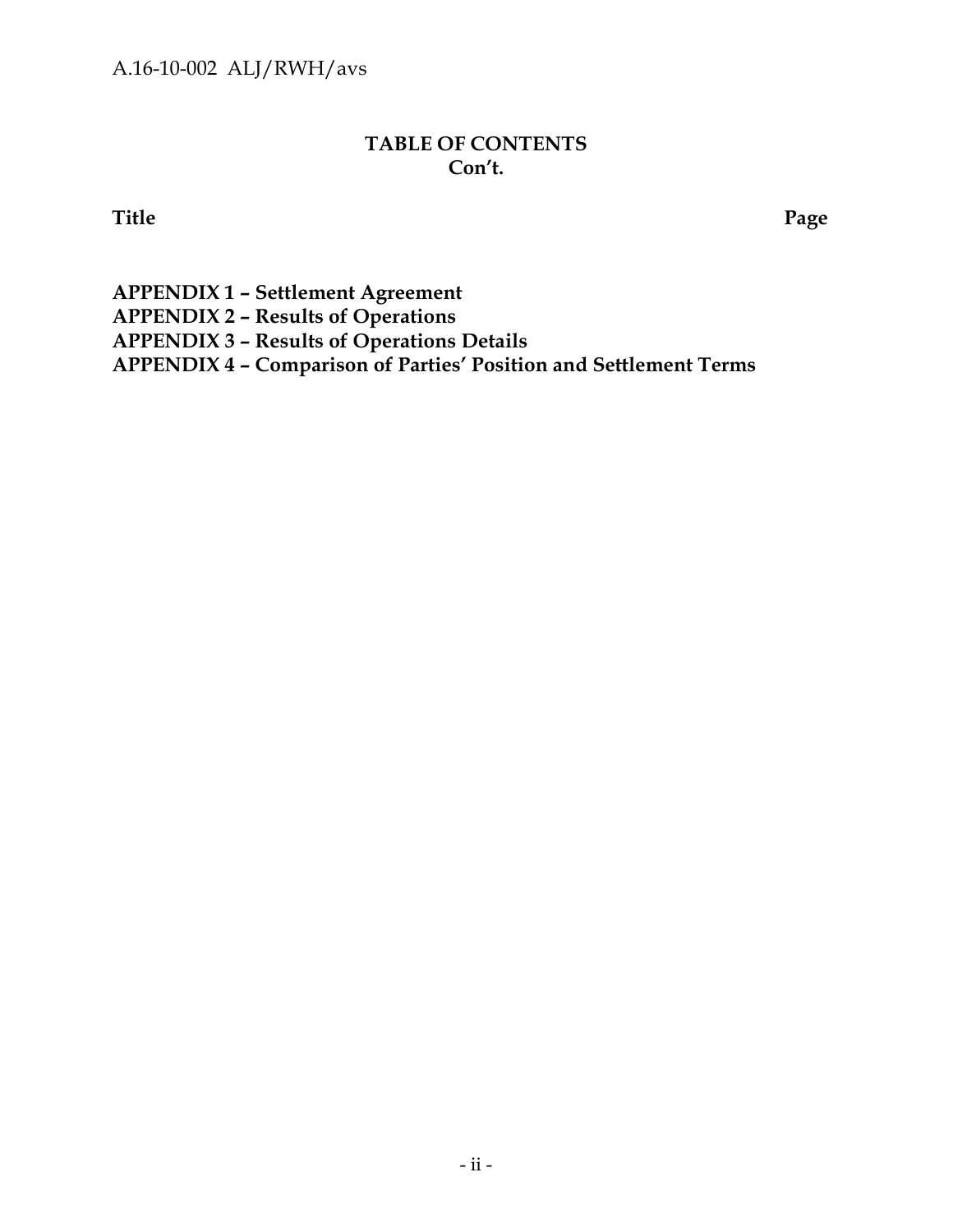# TABLE OF CONTENTS
## Con't.

**Title** **Page**

**APPENDIX 1 – Settlement Agreement**
**APPENDIX 2 – Results of Operations**
**APPENDIX 3 – Results of Operations Details**
**APPENDIX 4 – Comparison of Parties' Position and Settlement Terms**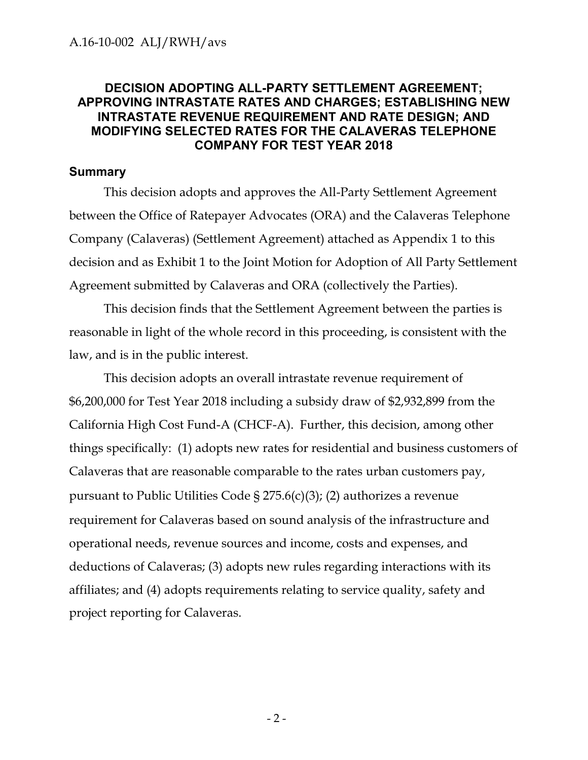# DECISION ADOPTING ALL-PARTY SETTLEMENT AGREEMENT; APPROVING INTRASTATE RATES AND CHARGES; ESTABLISHING NEW INTRASTATE REVENUE REQUIREMENT AND RATE DESIGN; AND MODIFYING SELECTED RATES FOR THE CALAVERAS TELEPHONE COMPANY FOR TEST YEAR 2018

## Summary

This decision adopts and approves the All-Party Settlement Agreement between the Office of Ratepayer Advocates (ORA) and the Calaveras Telephone Company (Calaveras) (Settlement Agreement) attached as Appendix 1 to this decision and as Exhibit 1 to the Joint Motion for Adoption of All Party Settlement Agreement submitted by Calaveras and ORA (collectively the Parties).

This decision finds that the Settlement Agreement between the parties is reasonable in light of the whole record in this proceeding, is consistent with the law, and is in the public interest.

This decision adopts an overall intrastate revenue requirement of $6,200,000 for Test Year 2018 including a subsidy draw of $2,932,899 from the California High Cost Fund-A (CHCF-A). Further, this decision, among other things specifically: (1) adopts new rates for residential and business customers of Calaveras that are reasonable comparable to the rates urban customers pay, pursuant to Public Utilities Code § 275.6(c)(3); (2) authorizes a revenue requirement for Calaveras based on sound analysis of the infrastructure and operational needs, revenue sources and income, costs and expenses, and deductions of Calaveras; (3) adopts new rules regarding interactions with its affiliates; and (4) adopts requirements relating to service quality, safety and project reporting for Calaveras.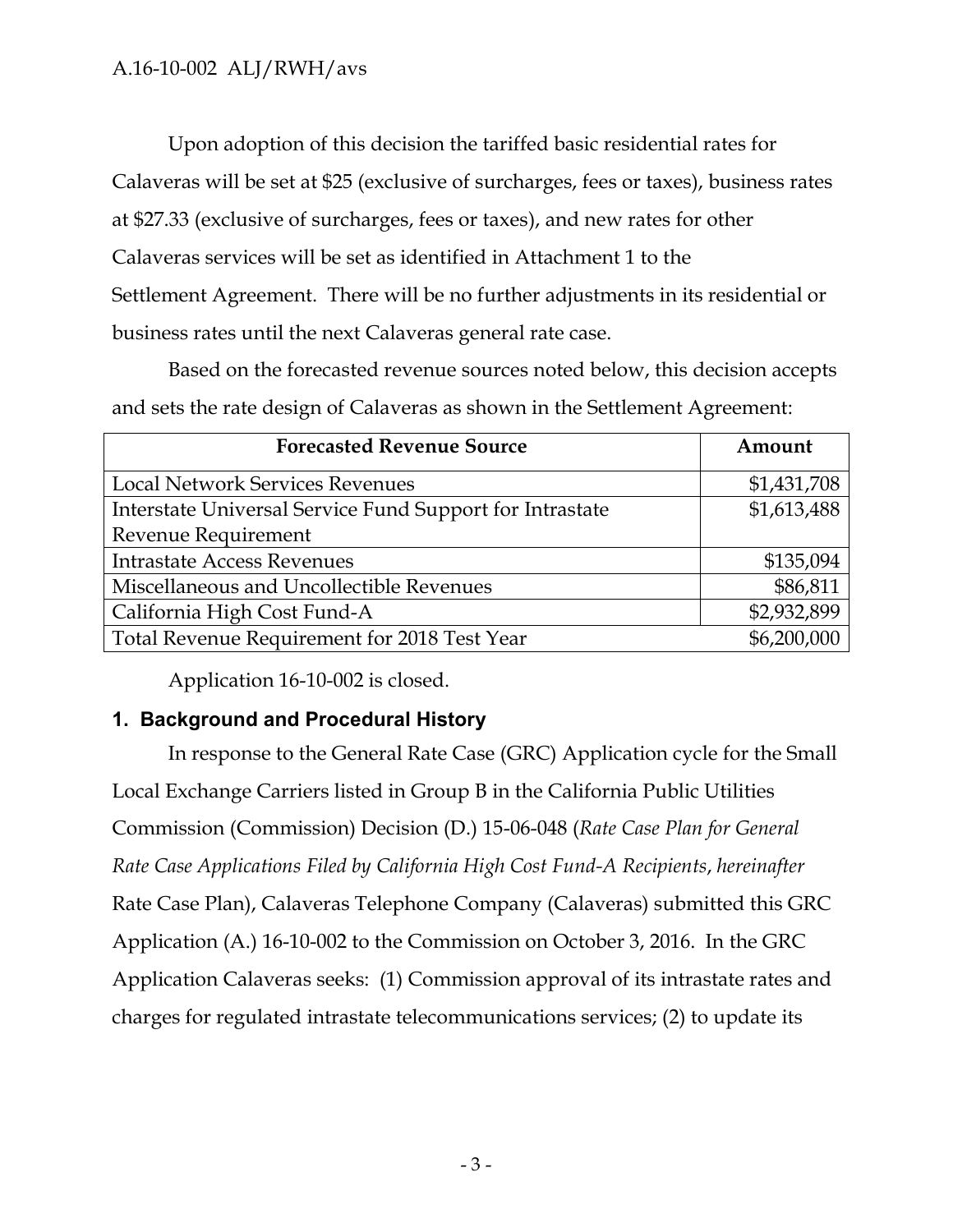Upon adoption of this decision the tariffed basic residential rates for Calaveras will be set at $25 (exclusive of surcharges, fees or taxes), business rates at $27.33 (exclusive of surcharges, fees or taxes), and new rates for other Calaveras services will be set as identified in Attachment 1 to the Settlement Agreement. There will be no further adjustments in its residential or business rates until the next Calaveras general rate case.

Based on the forecasted revenue sources noted below, this decision accepts and sets the rate design of Calaveras as shown in the Settlement Agreement:

| Forecasted Revenue Source | Amount |
|---|---|
| Local Network Services Revenues | $1,431,708 |
| Interstate Universal Service Fund Support for Intrastate Revenue Requirement | $1,613,488 |
| Intrastate Access Revenues | $135,094 |
| Miscellaneous and Uncollectible Revenues | $86,811 |
| California High Cost Fund-A | $2,932,899 |
| Total Revenue Requirement for 2018 Test Year | $6,200,000 |

Application 16-10-002 is closed.

## 1. Background and Procedural History

In response to the General Rate Case (GRC) Application cycle for the Small Local Exchange Carriers listed in Group B in the California Public Utilities Commission (Commission) Decision (D.) 15-06-048 (*Rate Case Plan for General Rate Case Applications Filed by California High Cost Fund-A Recipients*, *hereinafter* Rate Case Plan), Calaveras Telephone Company (Calaveras) submitted this GRC Application (A.) 16-10-002 to the Commission on October 3, 2016. In the GRC Application Calaveras seeks: (1) Commission approval of its intrastate rates and charges for regulated intrastate telecommunications services; (2) to update its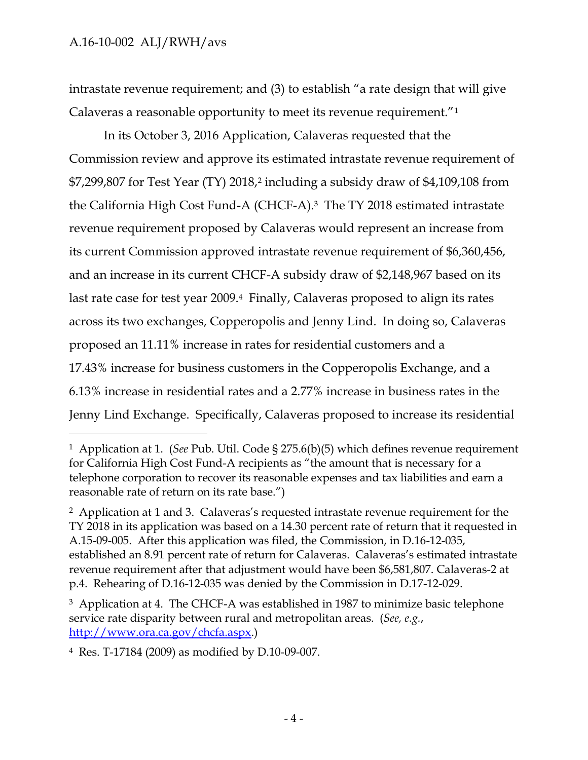intrastate revenue requirement; and (3) to establish "a rate design that will give Calaveras a reasonable opportunity to meet its revenue requirement."[1]

In its October 3, 2016 Application, Calaveras requested that the Commission review and approve its estimated intrastate revenue requirement of $7,299,807 for Test Year (TY) 2018,[2] including a subsidy draw of $4,109,108 from the California High Cost Fund-A (CHCF-A).[3] The TY 2018 estimated intrastate revenue requirement proposed by Calaveras would represent an increase from its current Commission approved intrastate revenue requirement of $6,360,456, and an increase in its current CHCF-A subsidy draw of $2,148,967 based on its last rate case for test year 2009.[4] Finally, Calaveras proposed to align its rates across its two exchanges, Copperopolis and Jenny Lind. In doing so, Calaveras proposed an 11.11% increase in rates for residential customers and a 17.43% increase for business customers in the Copperopolis Exchange, and a 6.13% increase in residential rates and a 2.77% increase in business rates in the Jenny Lind Exchange. Specifically, Calaveras proposed to increase its residential

---

[1] Application at 1. (*See* Pub. Util. Code § 275.6(b)(5) which defines revenue requirement for California High Cost Fund-A recipients as "the amount that is necessary for a telephone corporation to recover its reasonable expenses and tax liabilities and earn a reasonable rate of return on its rate base.")

[2] Application at 1 and 3. Calaveras's requested intrastate revenue requirement for the TY 2018 in its application was based on a 14.30 percent rate of return that it requested in A.15-09-005. After this application was filed, the Commission, in D.16-12-035, established an 8.91 percent rate of return for Calaveras. Calaveras's estimated intrastate revenue requirement after that adjustment would have been $6,581,807. Calaveras-2 at p.4. Rehearing of D.16-12-035 was denied by the Commission in D.17-12-029.

[3] Application at 4. The CHCF-A was established in 1987 to minimize basic telephone service rate disparity between rural and metropolitan areas. (*See, e.g.*, http://www.ora.ca.gov/chcfa.aspx.)

[4] Res. T-17184 (2009) as modified by D.10-09-007.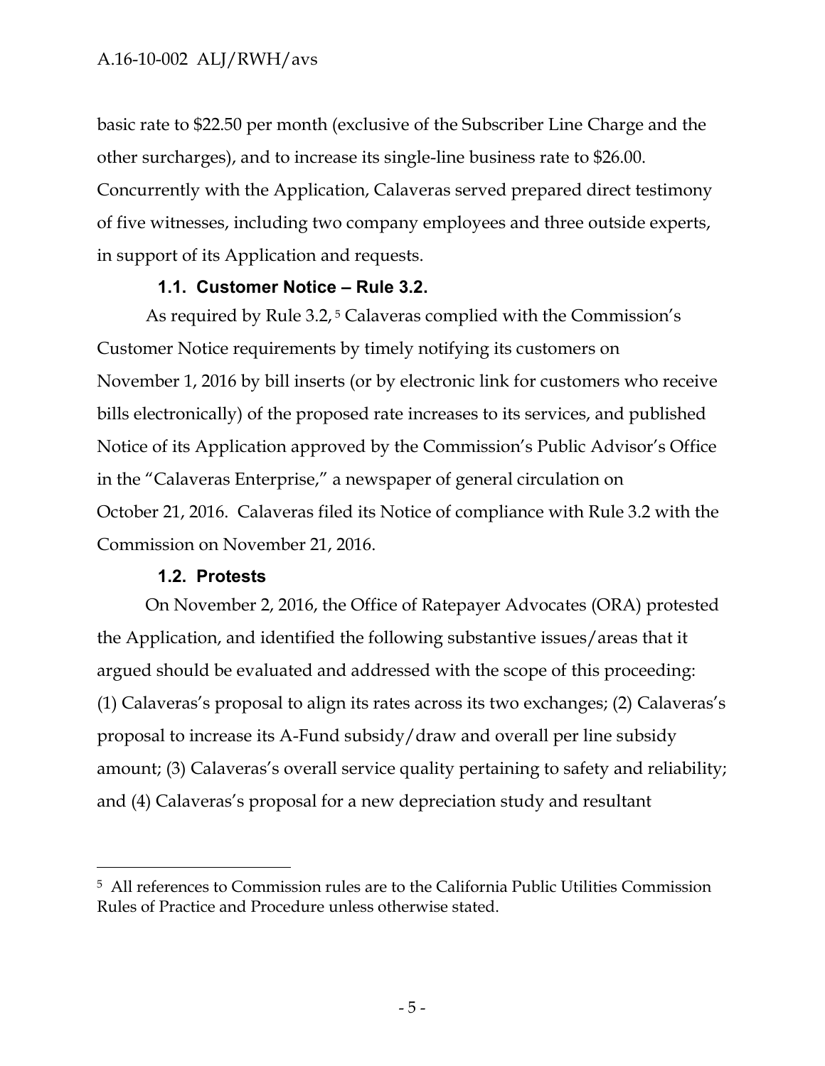basic rate to $22.50 per month (exclusive of the Subscriber Line Charge and the other surcharges), and to increase its single-line business rate to $26.00. Concurrently with the Application, Calaveras served prepared direct testimony of five witnesses, including two company employees and three outside experts, in support of its Application and requests.

### 1.1. Customer Notice – Rule 3.2.

As required by Rule 3.2,[5] Calaveras complied with the Commission's Customer Notice requirements by timely notifying its customers on November 1, 2016 by bill inserts (or by electronic link for customers who receive bills electronically) of the proposed rate increases to its services, and published Notice of its Application approved by the Commission's Public Advisor's Office in the "Calaveras Enterprise," a newspaper of general circulation on October 21, 2016. Calaveras filed its Notice of compliance with Rule 3.2 with the Commission on November 21, 2016.

### 1.2. Protests

On November 2, 2016, the Office of Ratepayer Advocates (ORA) protested the Application, and identified the following substantive issues/areas that it argued should be evaluated and addressed with the scope of this proceeding: (1) Calaveras's proposal to align its rates across its two exchanges; (2) Calaveras's proposal to increase its A-Fund subsidy/draw and overall per line subsidy amount; (3) Calaveras's overall service quality pertaining to safety and reliability; and (4) Calaveras's proposal for a new depreciation study and resultant

---

[5] All references to Commission rules are to the California Public Utilities Commission Rules of Practice and Procedure unless otherwise stated.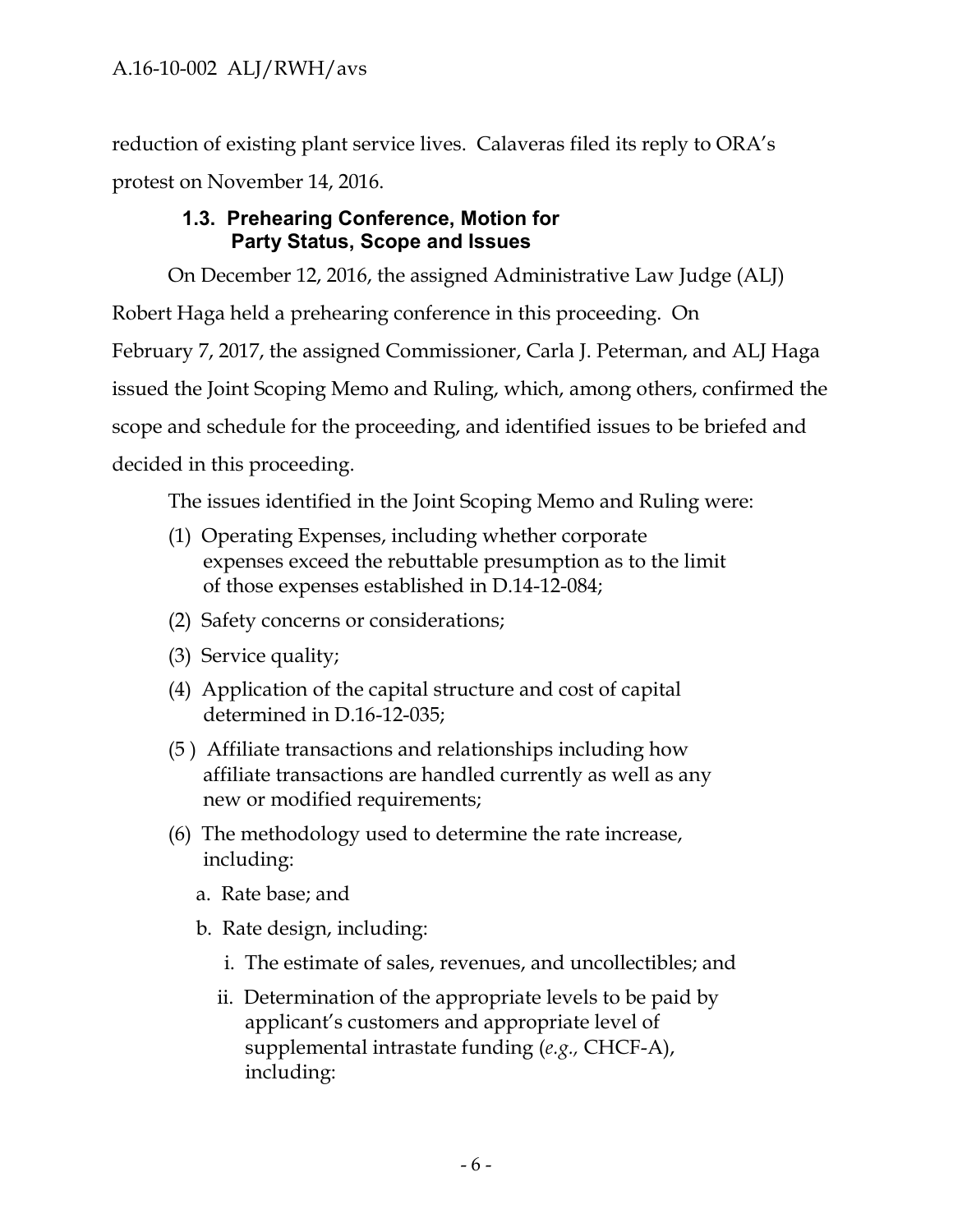reduction of existing plant service lives. Calaveras filed its reply to ORA's protest on November 14, 2016.

### 1.3. Prehearing Conference, Motion for Party Status, Scope and Issues

On December 12, 2016, the assigned Administrative Law Judge (ALJ) Robert Haga held a prehearing conference in this proceeding. On February 7, 2017, the assigned Commissioner, Carla J. Peterman, and ALJ Haga issued the Joint Scoping Memo and Ruling, which, among others, confirmed the scope and schedule for the proceeding, and identified issues to be briefed and decided in this proceeding.

The issues identified in the Joint Scoping Memo and Ruling were:

(1) Operating Expenses, including whether corporate expenses exceed the rebuttable presumption as to the limit of those expenses established in D.14-12-084;

(2) Safety concerns or considerations;

(3) Service quality;

(4) Application of the capital structure and cost of capital determined in D.16-12-035;

(5 ) Affiliate transactions and relationships including how affiliate transactions are handled currently as well as any new or modified requirements;

(6) The methodology used to determine the rate increase, including:

a. Rate base; and

b. Rate design, including:

i. The estimate of sales, revenues, and uncollectibles; and

ii. Determination of the appropriate levels to be paid by applicant's customers and appropriate level of supplemental intrastate funding (*e.g.,* CHCF-A), including: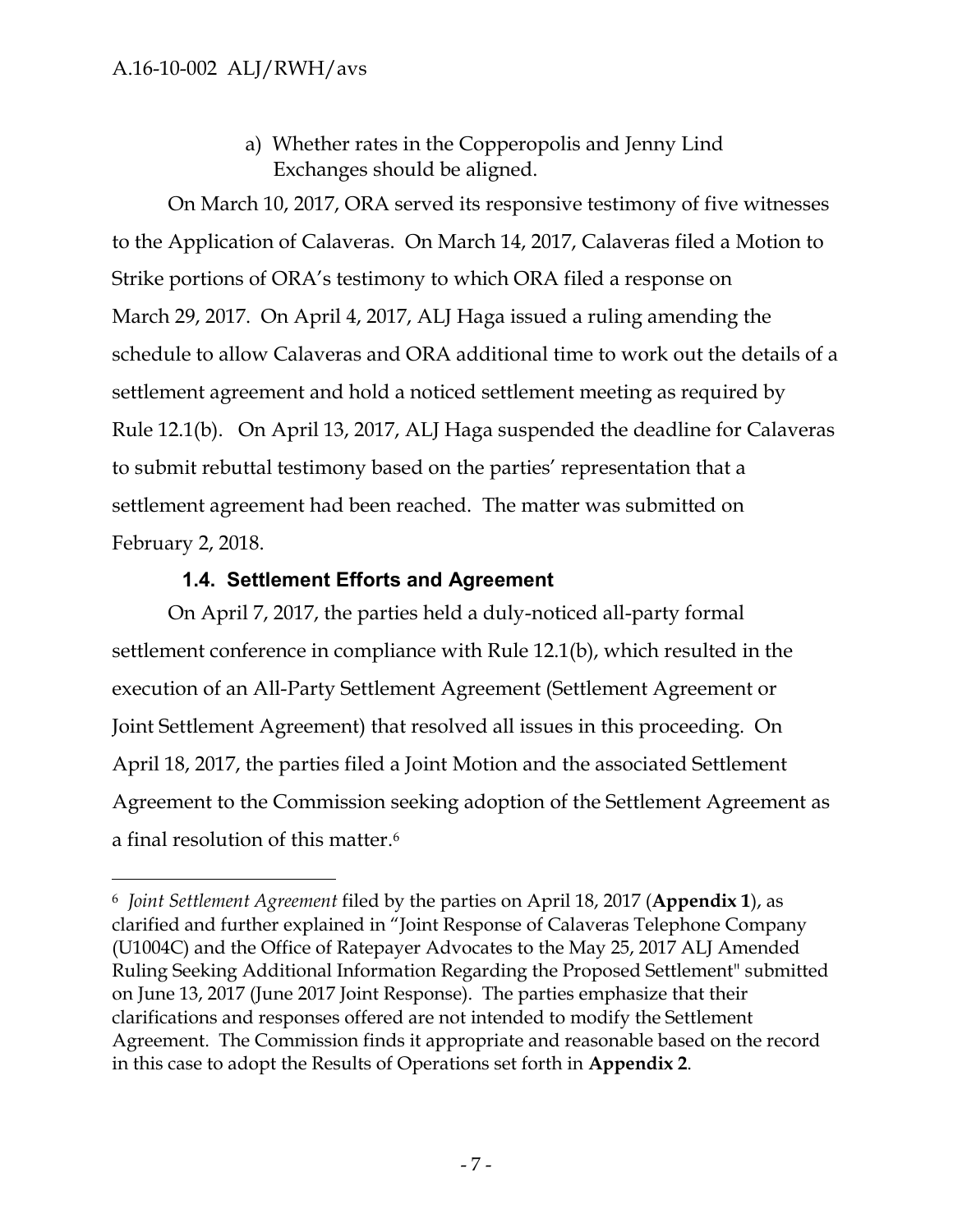a) Whether rates in the Copperopolis and Jenny Lind Exchanges should be aligned.

On March 10, 2017, ORA served its responsive testimony of five witnesses to the Application of Calaveras. On March 14, 2017, Calaveras filed a Motion to Strike portions of ORA's testimony to which ORA filed a response on March 29, 2017. On April 4, 2017, ALJ Haga issued a ruling amending the schedule to allow Calaveras and ORA additional time to work out the details of a settlement agreement and hold a noticed settlement meeting as required by Rule 12.1(b). On April 13, 2017, ALJ Haga suspended the deadline for Calaveras to submit rebuttal testimony based on the parties' representation that a settlement agreement had been reached. The matter was submitted on February 2, 2018.

### 1.4. Settlement Efforts and Agreement

On April 7, 2017, the parties held a duly-noticed all-party formal settlement conference in compliance with Rule 12.1(b), which resulted in the execution of an All-Party Settlement Agreement (Settlement Agreement or Joint Settlement Agreement) that resolved all issues in this proceeding. On April 18, 2017, the parties filed a Joint Motion and the associated Settlement Agreement to the Commission seeking adoption of the Settlement Agreement as a final resolution of this matter.[6]

---

[6] *Joint Settlement Agreement* filed by the parties on April 18, 2017 (**Appendix 1**), as clarified and further explained in "Joint Response of Calaveras Telephone Company (U1004C) and the Office of Ratepayer Advocates to the May 25, 2017 ALJ Amended Ruling Seeking Additional Information Regarding the Proposed Settlement" submitted on June 13, 2017 (June 2017 Joint Response). The parties emphasize that their clarifications and responses offered are not intended to modify the Settlement Agreement. The Commission finds it appropriate and reasonable based on the record in this case to adopt the Results of Operations set forth in **Appendix 2**.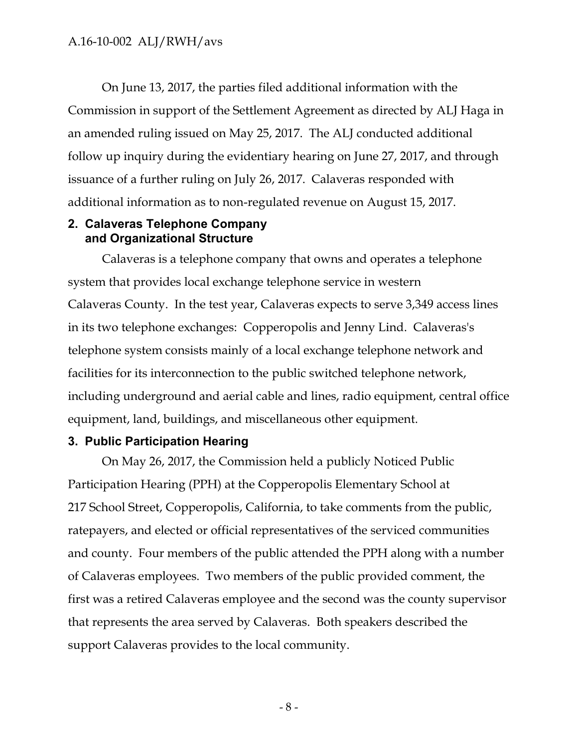On June 13, 2017, the parties filed additional information with the Commission in support of the Settlement Agreement as directed by ALJ Haga in an amended ruling issued on May 25, 2017. The ALJ conducted additional follow up inquiry during the evidentiary hearing on June 27, 2017, and through issuance of a further ruling on July 26, 2017. Calaveras responded with additional information as to non-regulated revenue on August 15, 2017.

## 2. Calaveras Telephone Company and Organizational Structure

Calaveras is a telephone company that owns and operates a telephone system that provides local exchange telephone service in western Calaveras County. In the test year, Calaveras expects to serve 3,349 access lines in its two telephone exchanges: Copperopolis and Jenny Lind. Calaveras's telephone system consists mainly of a local exchange telephone network and facilities for its interconnection to the public switched telephone network, including underground and aerial cable and lines, radio equipment, central office equipment, land, buildings, and miscellaneous other equipment.

## 3. Public Participation Hearing

On May 26, 2017, the Commission held a publicly Noticed Public Participation Hearing (PPH) at the Copperopolis Elementary School at 217 School Street, Copperopolis, California, to take comments from the public, ratepayers, and elected or official representatives of the serviced communities and county. Four members of the public attended the PPH along with a number of Calaveras employees. Two members of the public provided comment, the first was a retired Calaveras employee and the second was the county supervisor that represents the area served by Calaveras. Both speakers described the support Calaveras provides to the local community.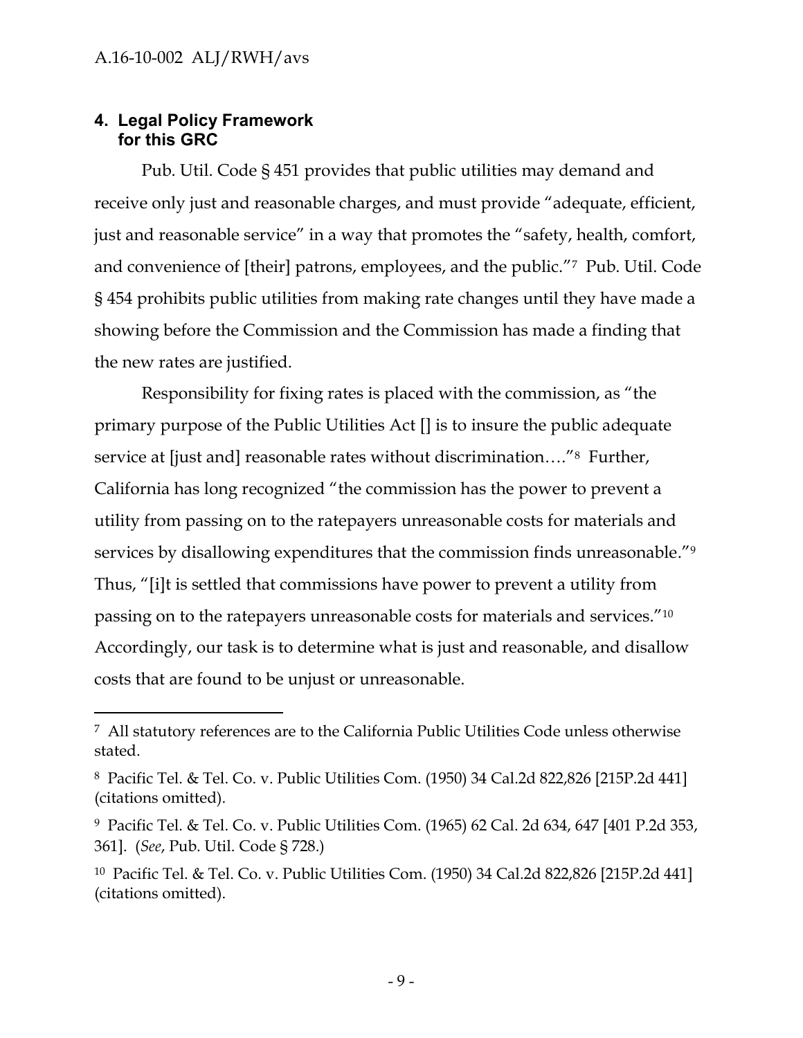## 4. Legal Policy Framework for this GRC

Pub. Util. Code § 451 provides that public utilities may demand and receive only just and reasonable charges, and must provide "adequate, efficient, just and reasonable service" in a way that promotes the "safety, health, comfort, and convenience of [their] patrons, employees, and the public."[7] Pub. Util. Code § 454 prohibits public utilities from making rate changes until they have made a showing before the Commission and the Commission has made a finding that the new rates are justified.

Responsibility for fixing rates is placed with the commission, as "the primary purpose of the Public Utilities Act [] is to insure the public adequate service at [just and] reasonable rates without discrimination…."[8] Further, California has long recognized "the commission has the power to prevent a utility from passing on to the ratepayers unreasonable costs for materials and services by disallowing expenditures that the commission finds unreasonable."[9] Thus, "[i]t is settled that commissions have power to prevent a utility from passing on to the ratepayers unreasonable costs for materials and services."[10] Accordingly, our task is to determine what is just and reasonable, and disallow costs that are found to be unjust or unreasonable.

---

[7] All statutory references are to the California Public Utilities Code unless otherwise stated.

[8] Pacific Tel. & Tel. Co. v. Public Utilities Com. (1950) 34 Cal.2d 822,826 [215P.2d 441] (citations omitted).

[9] Pacific Tel. & Tel. Co. v. Public Utilities Com. (1965) 62 Cal. 2d 634, 647 [401 P.2d 353, 361]. (*See*, Pub. Util. Code § 728.)

[10] Pacific Tel. & Tel. Co. v. Public Utilities Com. (1950) 34 Cal.2d 822,826 [215P.2d 441] (citations omitted).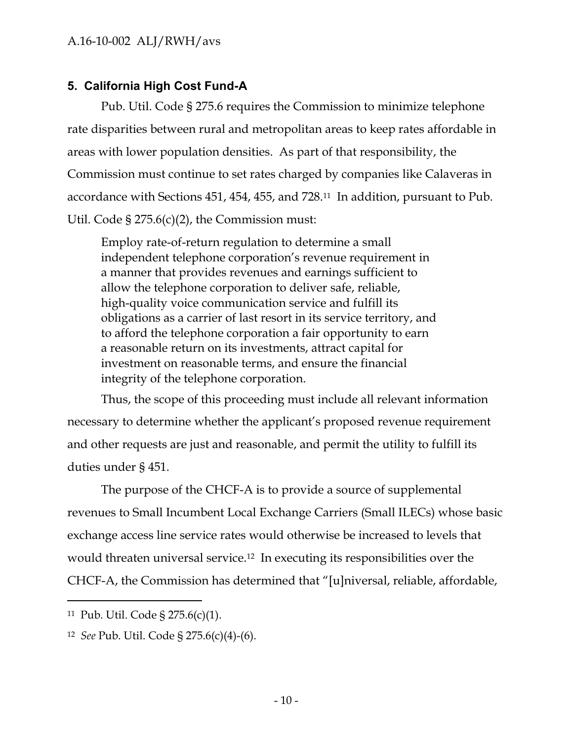## 5. California High Cost Fund-A

Pub. Util. Code § 275.6 requires the Commission to minimize telephone rate disparities between rural and metropolitan areas to keep rates affordable in areas with lower population densities. As part of that responsibility, the Commission must continue to set rates charged by companies like Calaveras in accordance with Sections 451, 454, 455, and 728.[11] In addition, pursuant to Pub. Util. Code § 275.6(c)(2), the Commission must:

> Employ rate-of-return regulation to determine a small independent telephone corporation's revenue requirement in a manner that provides revenues and earnings sufficient to allow the telephone corporation to deliver safe, reliable, high-quality voice communication service and fulfill its obligations as a carrier of last resort in its service territory, and to afford the telephone corporation a fair opportunity to earn a reasonable return on its investments, attract capital for investment on reasonable terms, and ensure the financial integrity of the telephone corporation.

Thus, the scope of this proceeding must include all relevant information necessary to determine whether the applicant's proposed revenue requirement and other requests are just and reasonable, and permit the utility to fulfill its duties under § 451.

The purpose of the CHCF-A is to provide a source of supplemental revenues to Small Incumbent Local Exchange Carriers (Small ILECs) whose basic exchange access line service rates would otherwise be increased to levels that would threaten universal service.[12] In executing its responsibilities over the CHCF-A, the Commission has determined that "[u]niversal, reliable, affordable,

---

[11] Pub. Util. Code § 275.6(c)(1).

[12] *See* Pub. Util. Code § 275.6(c)(4)-(6).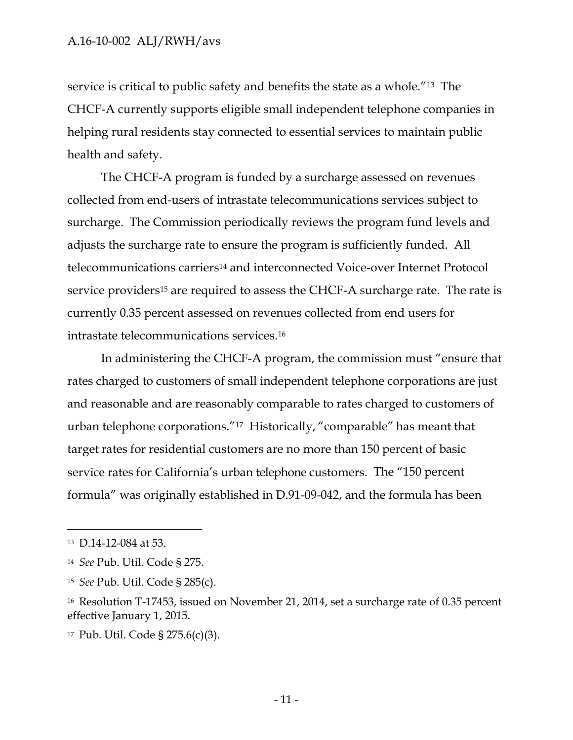service is critical to public safety and benefits the state as a whole."[13] The CHCF-A currently supports eligible small independent telephone companies in helping rural residents stay connected to essential services to maintain public health and safety.

The CHCF-A program is funded by a surcharge assessed on revenues collected from end-users of intrastate telecommunications services subject to surcharge. The Commission periodically reviews the program fund levels and adjusts the surcharge rate to ensure the program is sufficiently funded. All telecommunications carriers[14] and interconnected Voice-over Internet Protocol service providers[15] are required to assess the CHCF-A surcharge rate. The rate is currently 0.35 percent assessed on revenues collected from end users for intrastate telecommunications services.[16]

In administering the CHCF-A program, the commission must "ensure that rates charged to customers of small independent telephone corporations are just and reasonable and are reasonably comparable to rates charged to customers of urban telephone corporations."[17] Historically, "comparable" has meant that target rates for residential customers are no more than 150 percent of basic service rates for California's urban telephone customers. The "150 percent formula" was originally established in D.91-09-042, and the formula has been

---

[13] D.14-12-084 at 53.

[14] *See* Pub. Util. Code § 275.

[15] *See* Pub. Util. Code § 285(c).

[16] Resolution T-17453, issued on November 21, 2014, set a surcharge rate of 0.35 percent effective January 1, 2015.

[17] Pub. Util. Code § 275.6(c)(3).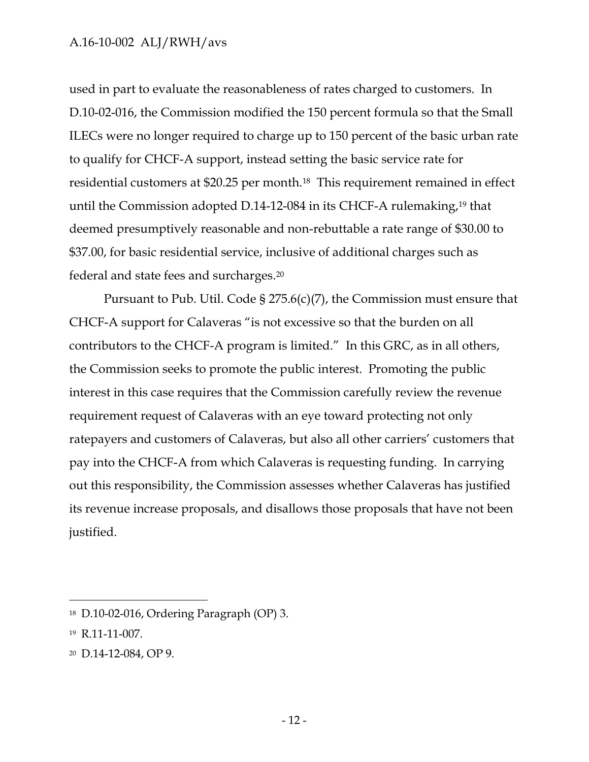used in part to evaluate the reasonableness of rates charged to customers. In D.10-02-016, the Commission modified the 150 percent formula so that the Small ILECs were no longer required to charge up to 150 percent of the basic urban rate to qualify for CHCF-A support, instead setting the basic service rate for residential customers at $20.25 per month.[18] This requirement remained in effect until the Commission adopted D.14-12-084 in its CHCF-A rulemaking,[19] that deemed presumptively reasonable and non-rebuttable a rate range of $30.00 to $37.00, for basic residential service, inclusive of additional charges such as federal and state fees and surcharges.[20]

Pursuant to Pub. Util. Code § 275.6(c)(7), the Commission must ensure that CHCF-A support for Calaveras "is not excessive so that the burden on all contributors to the CHCF-A program is limited." In this GRC, as in all others, the Commission seeks to promote the public interest. Promoting the public interest in this case requires that the Commission carefully review the revenue requirement request of Calaveras with an eye toward protecting not only ratepayers and customers of Calaveras, but also all other carriers' customers that pay into the CHCF-A from which Calaveras is requesting funding. In carrying out this responsibility, the Commission assesses whether Calaveras has justified its revenue increase proposals, and disallows those proposals that have not been justified.

---

[18] D.10-02-016, Ordering Paragraph (OP) 3.

[19] R.11-11-007.

[20] D.14-12-084, OP 9.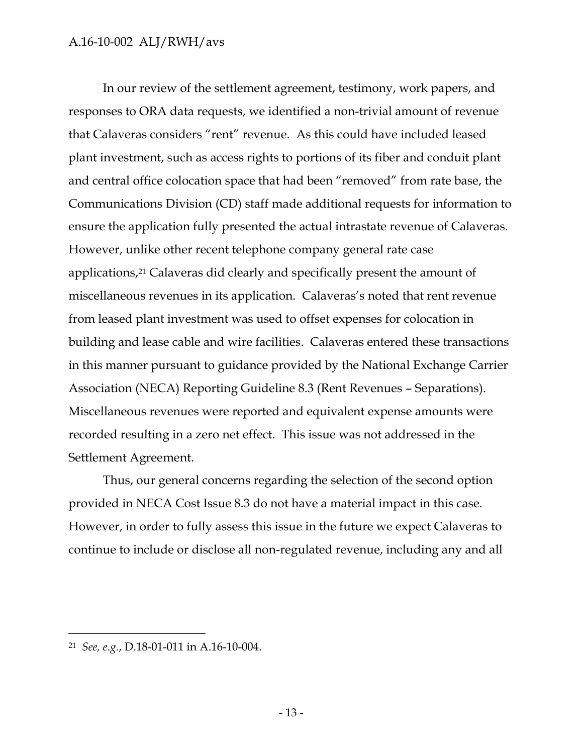In our review of the settlement agreement, testimony, work papers, and responses to ORA data requests, we identified a non-trivial amount of revenue that Calaveras considers "rent" revenue. As this could have included leased plant investment, such as access rights to portions of its fiber and conduit plant and central office colocation space that had been "removed" from rate base, the Communications Division (CD) staff made additional requests for information to ensure the application fully presented the actual intrastate revenue of Calaveras. However, unlike other recent telephone company general rate case applications,[21] Calaveras did clearly and specifically present the amount of miscellaneous revenues in its application. Calaveras's noted that rent revenue from leased plant investment was used to offset expenses for colocation in building and lease cable and wire facilities. Calaveras entered these transactions in this manner pursuant to guidance provided by the National Exchange Carrier Association (NECA) Reporting Guideline 8.3 (Rent Revenues – Separations). Miscellaneous revenues were reported and equivalent expense amounts were recorded resulting in a zero net effect. This issue was not addressed in the Settlement Agreement.

Thus, our general concerns regarding the selection of the second option provided in NECA Cost Issue 8.3 do not have a material impact in this case. However, in order to fully assess this issue in the future we expect Calaveras to continue to include or disclose all non-regulated revenue, including any and all

---

[21] *See, e.g.*, D.18-01-011 in A.16-10-004.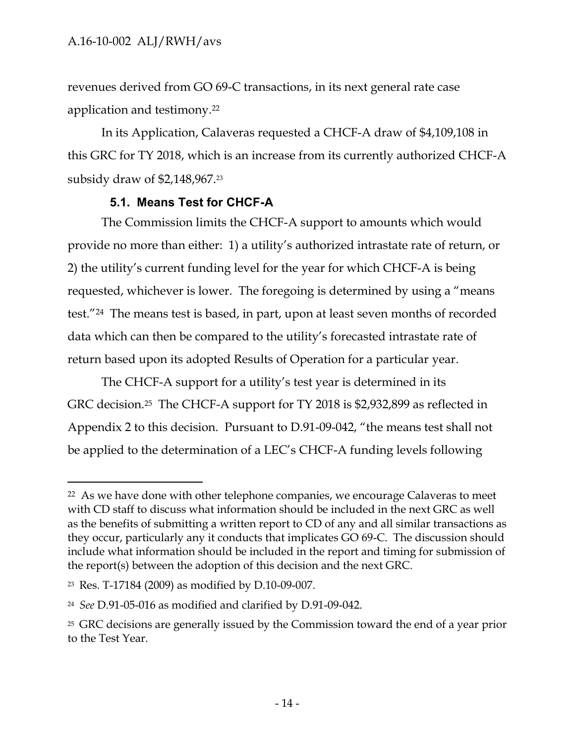revenues derived from GO 69-C transactions, in its next general rate case application and testimony.[22]

In its Application, Calaveras requested a CHCF-A draw of $4,109,108 in this GRC for TY 2018, which is an increase from its currently authorized CHCF-A subsidy draw of $2,148,967.[23]

### 5.1. Means Test for CHCF-A

The Commission limits the CHCF-A support to amounts which would provide no more than either: 1) a utility's authorized intrastate rate of return, or 2) the utility's current funding level for the year for which CHCF-A is being requested, whichever is lower. The foregoing is determined by using a "means test."[24] The means test is based, in part, upon at least seven months of recorded data which can then be compared to the utility's forecasted intrastate rate of return based upon its adopted Results of Operation for a particular year.

The CHCF-A support for a utility's test year is determined in its GRC decision.[25] The CHCF-A support for TY 2018 is $2,932,899 as reflected in Appendix 2 to this decision. Pursuant to D.91-09-042, "the means test shall not be applied to the determination of a LEC's CHCF-A funding levels following

---

[22] As we have done with other telephone companies, we encourage Calaveras to meet with CD staff to discuss what information should be included in the next GRC as well as the benefits of submitting a written report to CD of any and all similar transactions as they occur, particularly any it conducts that implicates GO 69-C. The discussion should include what information should be included in the report and timing for submission of the report(s) between the adoption of this decision and the next GRC.

[23] Res. T-17184 (2009) as modified by D.10-09-007.

[24] *See* D.91-05-016 as modified and clarified by D.91-09-042.

[25] GRC decisions are generally issued by the Commission toward the end of a year prior to the Test Year.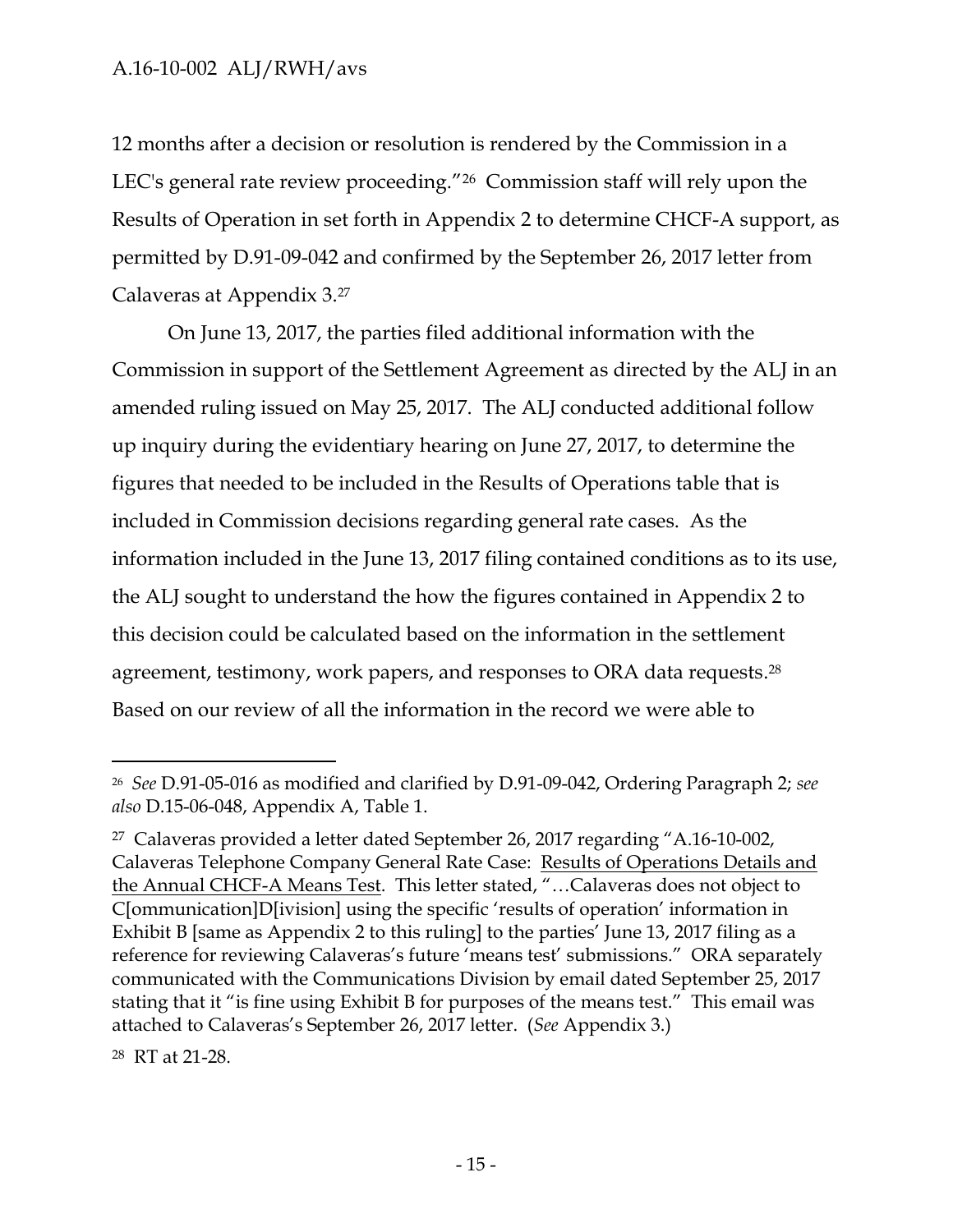12 months after a decision or resolution is rendered by the Commission in a LEC's general rate review proceeding."[26] Commission staff will rely upon the Results of Operation in set forth in Appendix 2 to determine CHCF-A support, as permitted by D.91-09-042 and confirmed by the September 26, 2017 letter from Calaveras at Appendix 3.[27]

On June 13, 2017, the parties filed additional information with the Commission in support of the Settlement Agreement as directed by the ALJ in an amended ruling issued on May 25, 2017. The ALJ conducted additional follow up inquiry during the evidentiary hearing on June 27, 2017, to determine the figures that needed to be included in the Results of Operations table that is included in Commission decisions regarding general rate cases. As the information included in the June 13, 2017 filing contained conditions as to its use, the ALJ sought to understand the how the figures contained in Appendix 2 to this decision could be calculated based on the information in the settlement agreement, testimony, work papers, and responses to ORA data requests.[28] Based on our review of all the information in the record we were able to

---

[26] *See* D.91-05-016 as modified and clarified by D.91-09-042, Ordering Paragraph 2; *see also* D.15-06-048, Appendix A, Table 1.

[27] Calaveras provided a letter dated September 26, 2017 regarding "A.16-10-002, Calaveras Telephone Company General Rate Case: Results of Operations Details and the Annual CHCF-A Means Test. This letter stated, "…Calaveras does not object to C[ommunication]D[ivision] using the specific 'results of operation' information in Exhibit B [same as Appendix 2 to this ruling] to the parties' June 13, 2017 filing as a reference for reviewing Calaveras's future 'means test' submissions." ORA separately communicated with the Communications Division by email dated September 25, 2017 stating that it "is fine using Exhibit B for purposes of the means test." This email was attached to Calaveras's September 26, 2017 letter. (*See* Appendix 3.)

[28] RT at 21-28.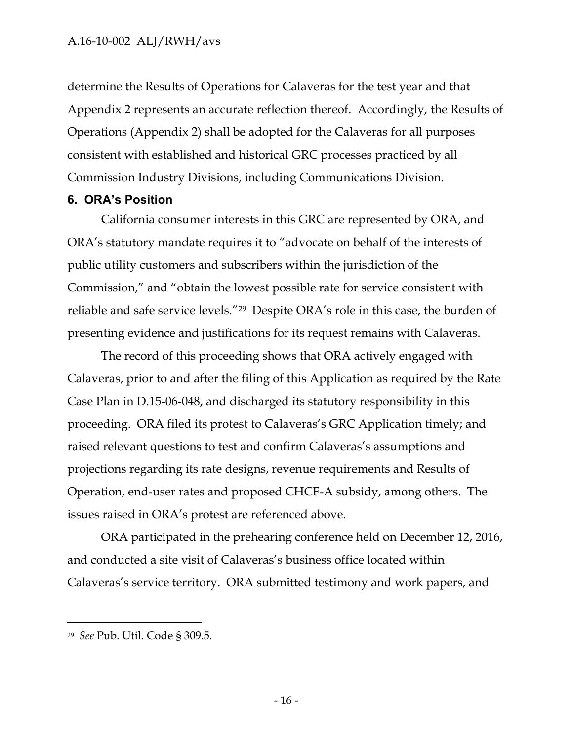determine the Results of Operations for Calaveras for the test year and that Appendix 2 represents an accurate reflection thereof. Accordingly, the Results of Operations (Appendix 2) shall be adopted for the Calaveras for all purposes consistent with established and historical GRC processes practiced by all Commission Industry Divisions, including Communications Division.

## 6. ORA's Position

California consumer interests in this GRC are represented by ORA, and ORA's statutory mandate requires it to "advocate on behalf of the interests of public utility customers and subscribers within the jurisdiction of the Commission," and "obtain the lowest possible rate for service consistent with reliable and safe service levels."[29] Despite ORA's role in this case, the burden of presenting evidence and justifications for its request remains with Calaveras.

The record of this proceeding shows that ORA actively engaged with Calaveras, prior to and after the filing of this Application as required by the Rate Case Plan in D.15-06-048, and discharged its statutory responsibility in this proceeding. ORA filed its protest to Calaveras's GRC Application timely; and raised relevant questions to test and confirm Calaveras's assumptions and projections regarding its rate designs, revenue requirements and Results of Operation, end-user rates and proposed CHCF-A subsidy, among others. The issues raised in ORA's protest are referenced above.

ORA participated in the prehearing conference held on December 12, 2016, and conducted a site visit of Calaveras's business office located within Calaveras's service territory. ORA submitted testimony and work papers, and

---

[29] *See* Pub. Util. Code § 309.5.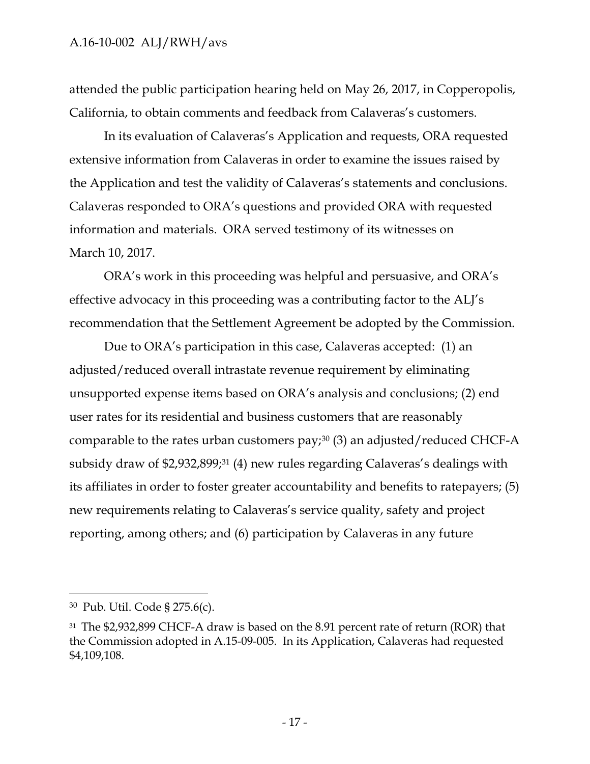attended the public participation hearing held on May 26, 2017, in Copperopolis, California, to obtain comments and feedback from Calaveras's customers.

In its evaluation of Calaveras's Application and requests, ORA requested extensive information from Calaveras in order to examine the issues raised by the Application and test the validity of Calaveras's statements and conclusions. Calaveras responded to ORA's questions and provided ORA with requested information and materials. ORA served testimony of its witnesses on March 10, 2017.

ORA's work in this proceeding was helpful and persuasive, and ORA's effective advocacy in this proceeding was a contributing factor to the ALJ's recommendation that the Settlement Agreement be adopted by the Commission.

Due to ORA's participation in this case, Calaveras accepted: (1) an adjusted/reduced overall intrastate revenue requirement by eliminating unsupported expense items based on ORA's analysis and conclusions; (2) end user rates for its residential and business customers that are reasonably comparable to the rates urban customers pay;[30] (3) an adjusted/reduced CHCF-A subsidy draw of $2,932,899;[31] (4) new rules regarding Calaveras's dealings with its affiliates in order to foster greater accountability and benefits to ratepayers; (5) new requirements relating to Calaveras's service quality, safety and project reporting, among others; and (6) participation by Calaveras in any future

---

[30] Pub. Util. Code § 275.6(c).

[31] The $2,932,899 CHCF-A draw is based on the 8.91 percent rate of return (ROR) that the Commission adopted in A.15-09-005. In its Application, Calaveras had requested $4,109,108.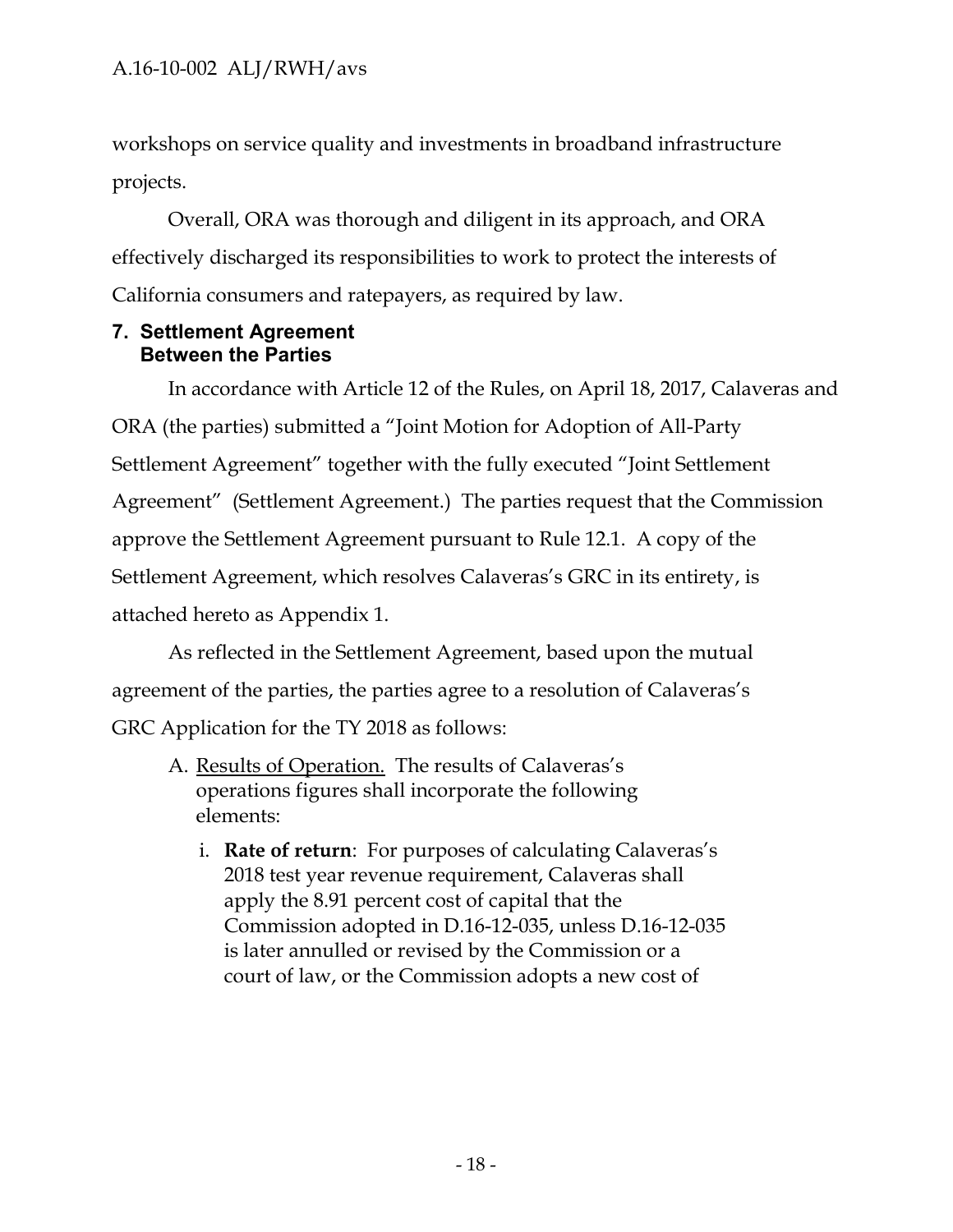workshops on service quality and investments in broadband infrastructure projects.

Overall, ORA was thorough and diligent in its approach, and ORA effectively discharged its responsibilities to work to protect the interests of California consumers and ratepayers, as required by law.

## 7. Settlement Agreement Between the Parties

In accordance with Article 12 of the Rules, on April 18, 2017, Calaveras and ORA (the parties) submitted a "Joint Motion for Adoption of All-Party Settlement Agreement" together with the fully executed "Joint Settlement Agreement" (Settlement Agreement.) The parties request that the Commission approve the Settlement Agreement pursuant to Rule 12.1. A copy of the Settlement Agreement, which resolves Calaveras's GRC in its entirety, is attached hereto as Appendix 1.

As reflected in the Settlement Agreement, based upon the mutual agreement of the parties, the parties agree to a resolution of Calaveras's GRC Application for the TY 2018 as follows:

A. Results of Operation. The results of Calaveras's operations figures shall incorporate the following elements:

   i. **Rate of return**: For purposes of calculating Calaveras's 2018 test year revenue requirement, Calaveras shall apply the 8.91 percent cost of capital that the Commission adopted in D.16-12-035, unless D.16-12-035 is later annulled or revised by the Commission or a court of law, or the Commission adopts a new cost of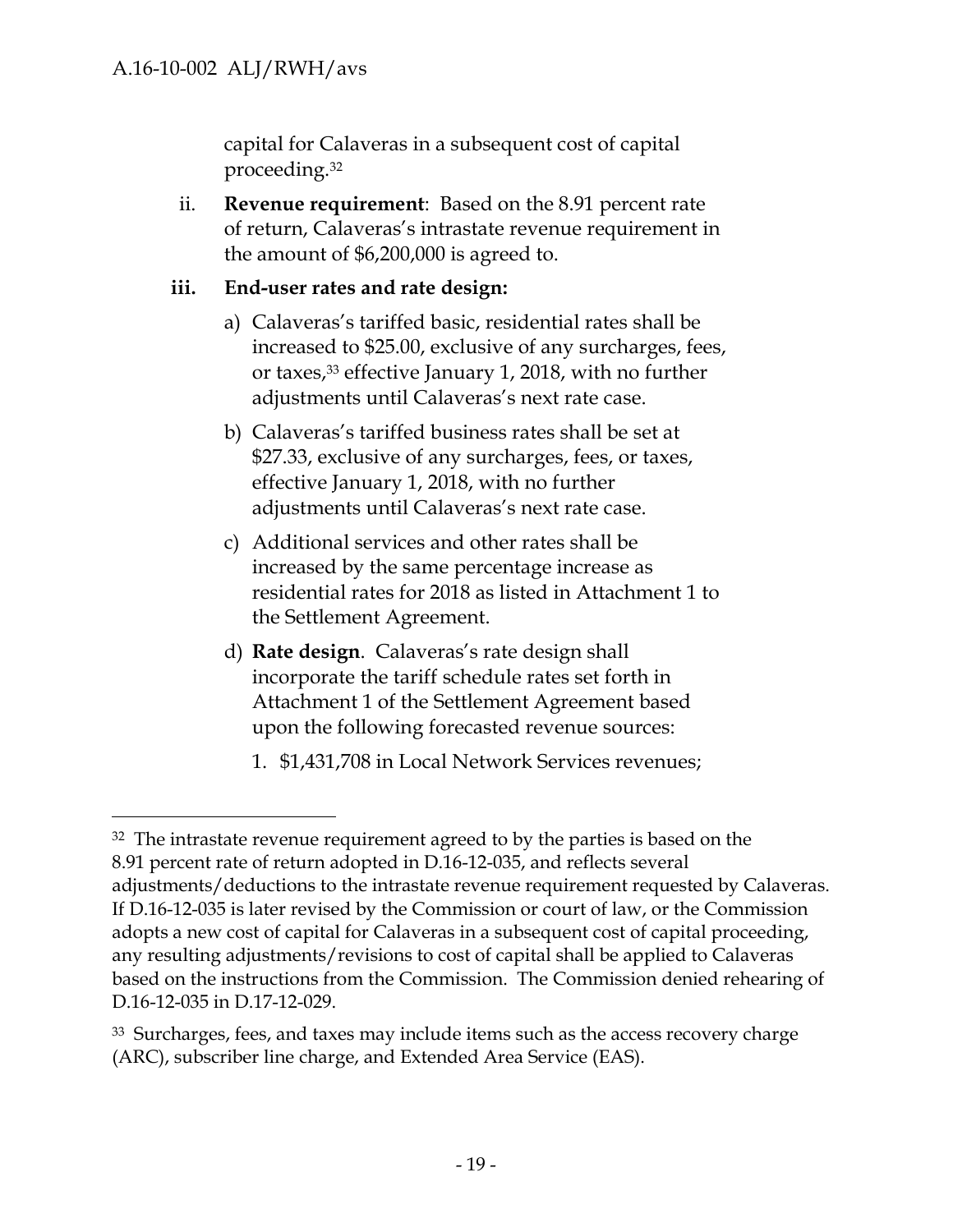capital for Calaveras in a subsequent cost of capital proceeding.[32]

ii. **Revenue requirement**: Based on the 8.91 percent rate of return, Calaveras's intrastate revenue requirement in the amount of $6,200,000 is agreed to.

**iii. End-user rates and rate design:**

a) Calaveras's tariffed basic, residential rates shall be increased to $25.00, exclusive of any surcharges, fees, or taxes,[33] effective January 1, 2018, with no further adjustments until Calaveras's next rate case.

b) Calaveras's tariffed business rates shall be set at $27.33, exclusive of any surcharges, fees, or taxes, effective January 1, 2018, with no further adjustments until Calaveras's next rate case.

c) Additional services and other rates shall be increased by the same percentage increase as residential rates for 2018 as listed in Attachment 1 to the Settlement Agreement.

d) **Rate design**. Calaveras's rate design shall incorporate the tariff schedule rates set forth in Attachment 1 of the Settlement Agreement based upon the following forecasted revenue sources:

1. $1,431,708 in Local Network Services revenues;

---

[32] The intrastate revenue requirement agreed to by the parties is based on the 8.91 percent rate of return adopted in D.16-12-035, and reflects several adjustments/deductions to the intrastate revenue requirement requested by Calaveras. If D.16-12-035 is later revised by the Commission or court of law, or the Commission adopts a new cost of capital for Calaveras in a subsequent cost of capital proceeding, any resulting adjustments/revisions to cost of capital shall be applied to Calaveras based on the instructions from the Commission. The Commission denied rehearing of D.16-12-035 in D.17-12-029.

[33] Surcharges, fees, and taxes may include items such as the access recovery charge (ARC), subscriber line charge, and Extended Area Service (EAS).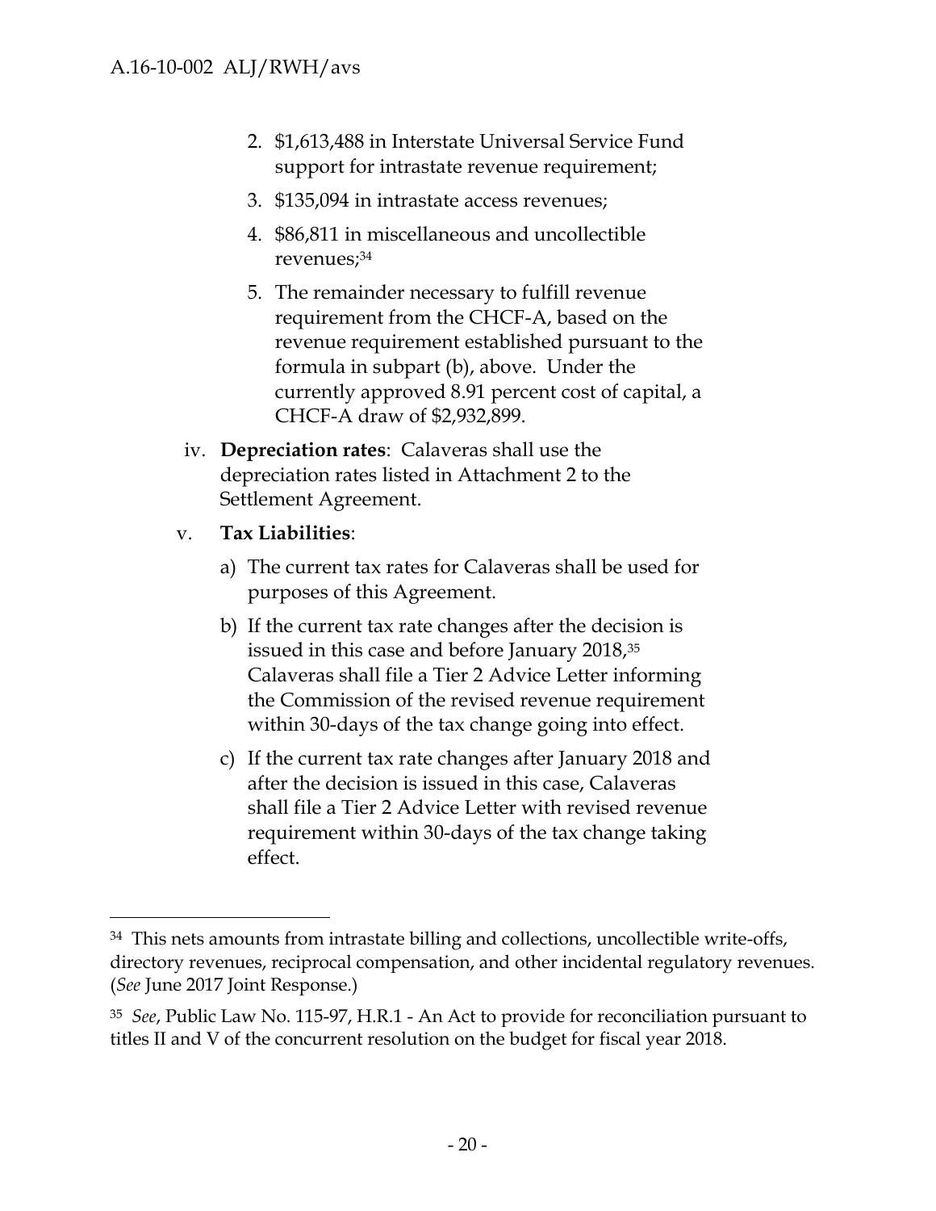2. $1,613,488 in Interstate Universal Service Fund support for intrastate revenue requirement;

3. $135,094 in intrastate access revenues;

4. $86,811 in miscellaneous and uncollectible revenues;[34]

5. The remainder necessary to fulfill revenue requirement from the CHCF-A, based on the revenue requirement established pursuant to the formula in subpart (b), above. Under the currently approved 8.91 percent cost of capital, a CHCF-A draw of $2,932,899.

iv. **Depreciation rates**: Calaveras shall use the depreciation rates listed in Attachment 2 to the Settlement Agreement.

v. **Tax Liabilities**:

a) The current tax rates for Calaveras shall be used for purposes of this Agreement.

b) If the current tax rate changes after the decision is issued in this case and before January 2018,[35] Calaveras shall file a Tier 2 Advice Letter informing the Commission of the revised revenue requirement within 30-days of the tax change going into effect.

c) If the current tax rate changes after January 2018 and after the decision is issued in this case, Calaveras shall file a Tier 2 Advice Letter with revised revenue requirement within 30-days of the tax change taking effect.

---

[34] This nets amounts from intrastate billing and collections, uncollectible write-offs, directory revenues, reciprocal compensation, and other incidental regulatory revenues. (*See* June 2017 Joint Response.)

[35] *See*, Public Law No. 115-97, H.R.1 - An Act to provide for reconciliation pursuant to titles II and V of the concurrent resolution on the budget for fiscal year 2018.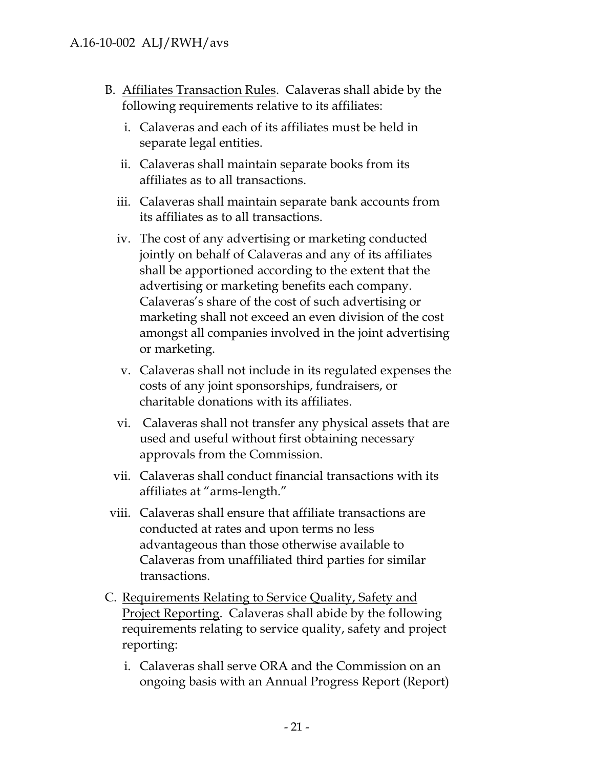B. Affiliates Transaction Rules. Calaveras shall abide by the following requirements relative to its affiliates:

   i. Calaveras and each of its affiliates must be held in separate legal entities.

   ii. Calaveras shall maintain separate books from its affiliates as to all transactions.

   iii. Calaveras shall maintain separate bank accounts from its affiliates as to all transactions.

   iv. The cost of any advertising or marketing conducted jointly on behalf of Calaveras and any of its affiliates shall be apportioned according to the extent that the advertising or marketing benefits each company. Calaveras's share of the cost of such advertising or marketing shall not exceed an even division of the cost amongst all companies involved in the joint advertising or marketing.

   v. Calaveras shall not include in its regulated expenses the costs of any joint sponsorships, fundraisers, or charitable donations with its affiliates.

   vi. Calaveras shall not transfer any physical assets that are used and useful without first obtaining necessary approvals from the Commission.

   vii. Calaveras shall conduct financial transactions with its affiliates at "arms-length."

   viii. Calaveras shall ensure that affiliate transactions are conducted at rates and upon terms no less advantageous than those otherwise available to Calaveras from unaffiliated third parties for similar transactions.

C. Requirements Relating to Service Quality, Safety and Project Reporting. Calaveras shall abide by the following requirements relating to service quality, safety and project reporting:

   i. Calaveras shall serve ORA and the Commission on an ongoing basis with an Annual Progress Report (Report)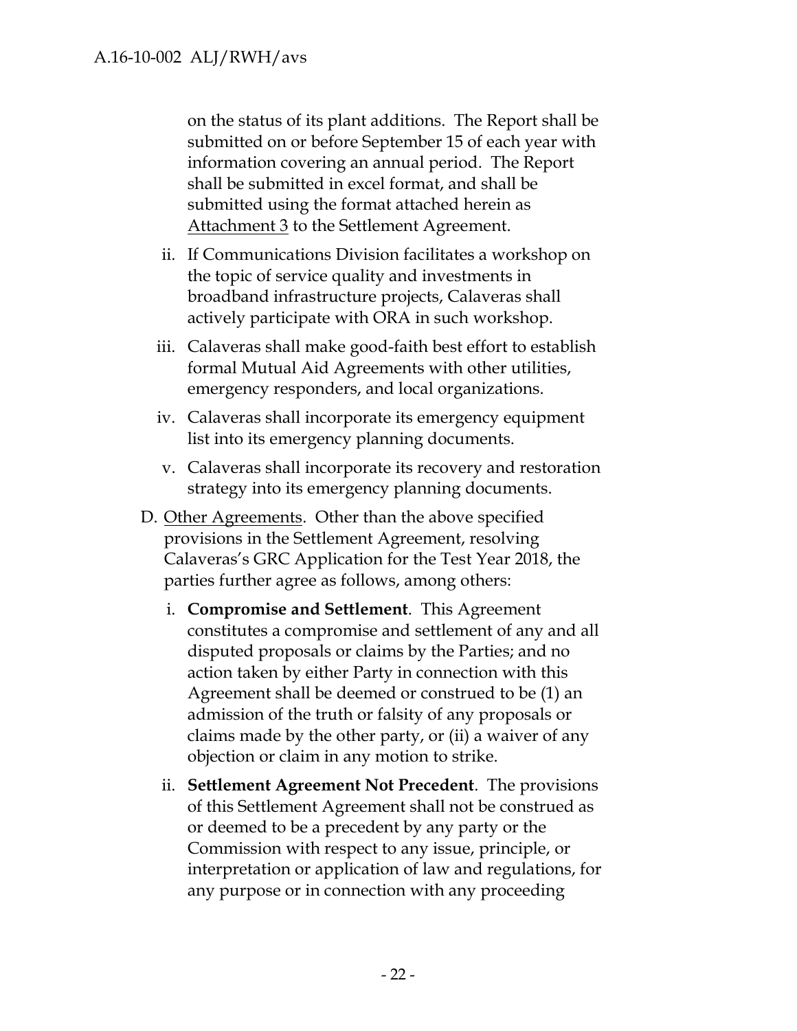on the status of its plant additions. The Report shall be submitted on or before September 15 of each year with information covering an annual period. The Report shall be submitted in excel format, and shall be submitted using the format attached herein as Attachment 3 to the Settlement Agreement.

ii. If Communications Division facilitates a workshop on the topic of service quality and investments in broadband infrastructure projects, Calaveras shall actively participate with ORA in such workshop.

iii. Calaveras shall make good-faith best effort to establish formal Mutual Aid Agreements with other utilities, emergency responders, and local organizations.

iv. Calaveras shall incorporate its emergency equipment list into its emergency planning documents.

v. Calaveras shall incorporate its recovery and restoration strategy into its emergency planning documents.

D. Other Agreements. Other than the above specified provisions in the Settlement Agreement, resolving Calaveras's GRC Application for the Test Year 2018, the parties further agree as follows, among others:

i. **Compromise and Settlement**. This Agreement constitutes a compromise and settlement of any and all disputed proposals or claims by the Parties; and no action taken by either Party in connection with this Agreement shall be deemed or construed to be (1) an admission of the truth or falsity of any proposals or claims made by the other party, or (ii) a waiver of any objection or claim in any motion to strike.

ii. **Settlement Agreement Not Precedent**. The provisions of this Settlement Agreement shall not be construed as or deemed to be a precedent by any party or the Commission with respect to any issue, principle, or interpretation or application of law and regulations, for any purpose or in connection with any proceeding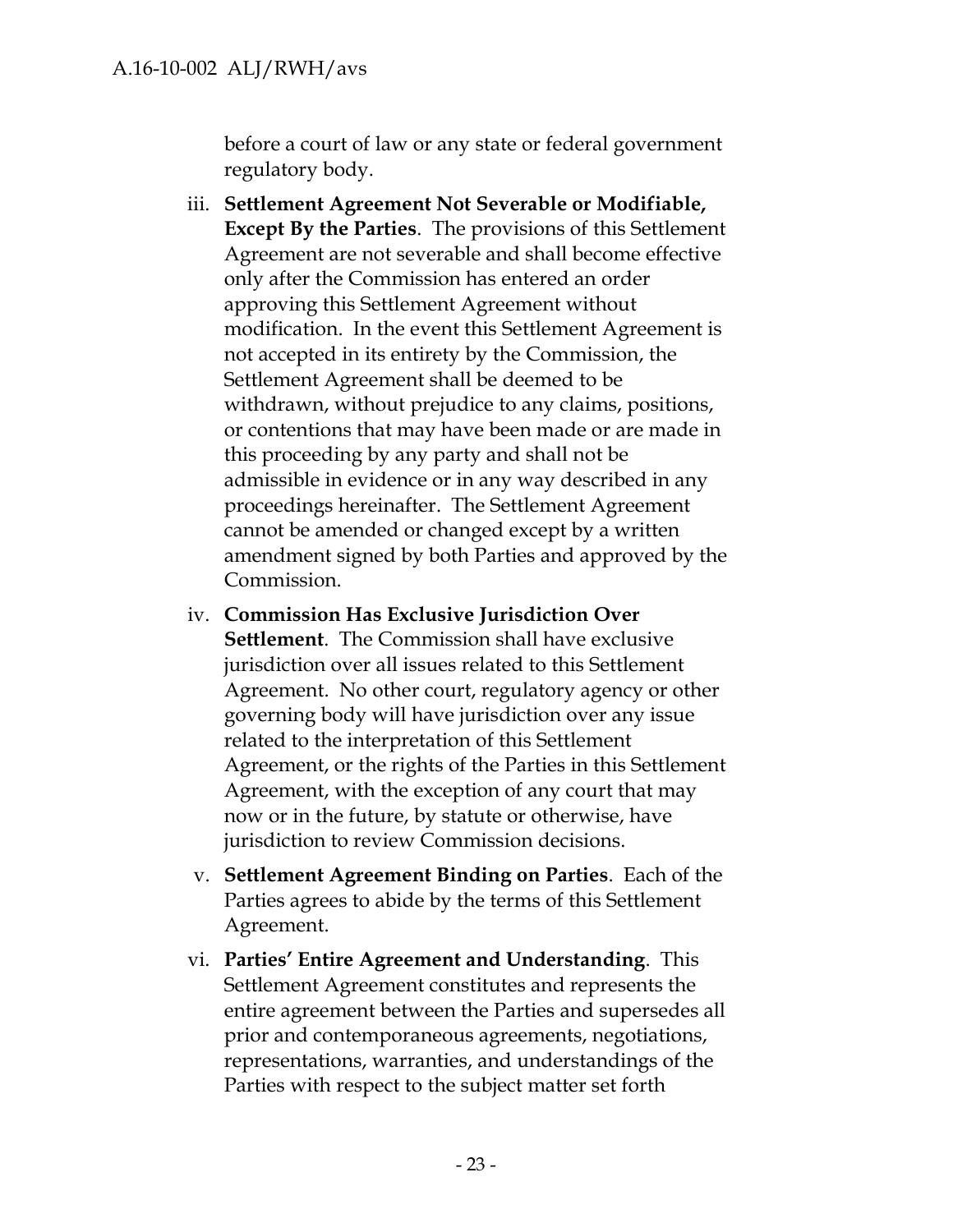before a court of law or any state or federal government regulatory body.

iii. **Settlement Agreement Not Severable or Modifiable, Except By the Parties**. The provisions of this Settlement Agreement are not severable and shall become effective only after the Commission has entered an order approving this Settlement Agreement without modification. In the event this Settlement Agreement is not accepted in its entirety by the Commission, the Settlement Agreement shall be deemed to be withdrawn, without prejudice to any claims, positions, or contentions that may have been made or are made in this proceeding by any party and shall not be admissible in evidence or in any way described in any proceedings hereinafter. The Settlement Agreement cannot be amended or changed except by a written amendment signed by both Parties and approved by the Commission.

iv. **Commission Has Exclusive Jurisdiction Over Settlement**. The Commission shall have exclusive jurisdiction over all issues related to this Settlement Agreement. No other court, regulatory agency or other governing body will have jurisdiction over any issue related to the interpretation of this Settlement Agreement, or the rights of the Parties in this Settlement Agreement, with the exception of any court that may now or in the future, by statute or otherwise, have jurisdiction to review Commission decisions.

v. **Settlement Agreement Binding on Parties**. Each of the Parties agrees to abide by the terms of this Settlement Agreement.

vi. **Parties' Entire Agreement and Understanding**. This Settlement Agreement constitutes and represents the entire agreement between the Parties and supersedes all prior and contemporaneous agreements, negotiations, representations, warranties, and understandings of the Parties with respect to the subject matter set forth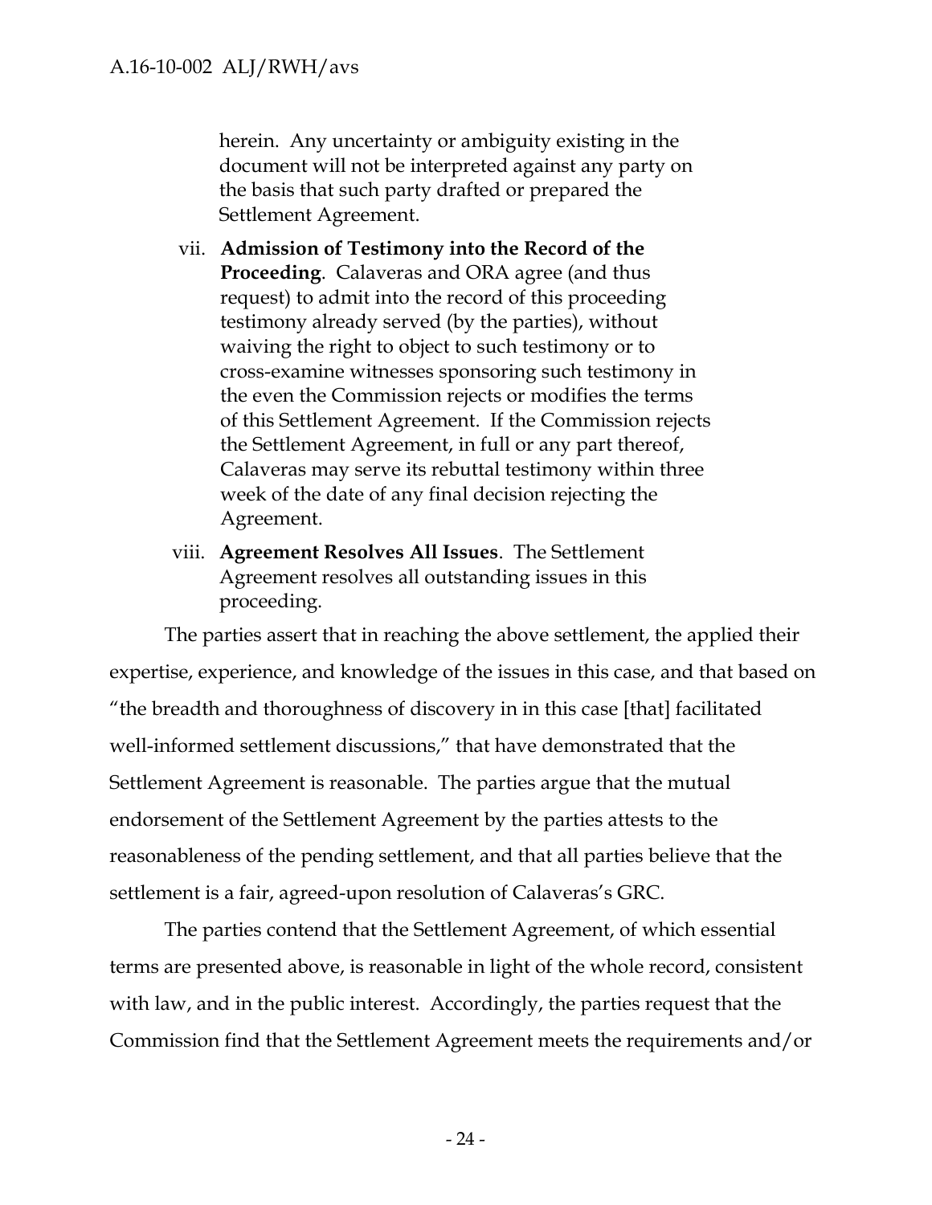herein. Any uncertainty or ambiguity existing in the document will not be interpreted against any party on the basis that such party drafted or prepared the Settlement Agreement.

vii. **Admission of Testimony into the Record of the Proceeding**. Calaveras and ORA agree (and thus request) to admit into the record of this proceeding testimony already served (by the parties), without waiving the right to object to such testimony or to cross-examine witnesses sponsoring such testimony in the even the Commission rejects or modifies the terms of this Settlement Agreement. If the Commission rejects the Settlement Agreement, in full or any part thereof, Calaveras may serve its rebuttal testimony within three week of the date of any final decision rejecting the Agreement.

viii. **Agreement Resolves All Issues**. The Settlement Agreement resolves all outstanding issues in this proceeding.

The parties assert that in reaching the above settlement, the applied their expertise, experience, and knowledge of the issues in this case, and that based on "the breadth and thoroughness of discovery in in this case [that] facilitated well-informed settlement discussions," that have demonstrated that the Settlement Agreement is reasonable. The parties argue that the mutual endorsement of the Settlement Agreement by the parties attests to the reasonableness of the pending settlement, and that all parties believe that the settlement is a fair, agreed-upon resolution of Calaveras's GRC.

The parties contend that the Settlement Agreement, of which essential terms are presented above, is reasonable in light of the whole record, consistent with law, and in the public interest. Accordingly, the parties request that the Commission find that the Settlement Agreement meets the requirements and/or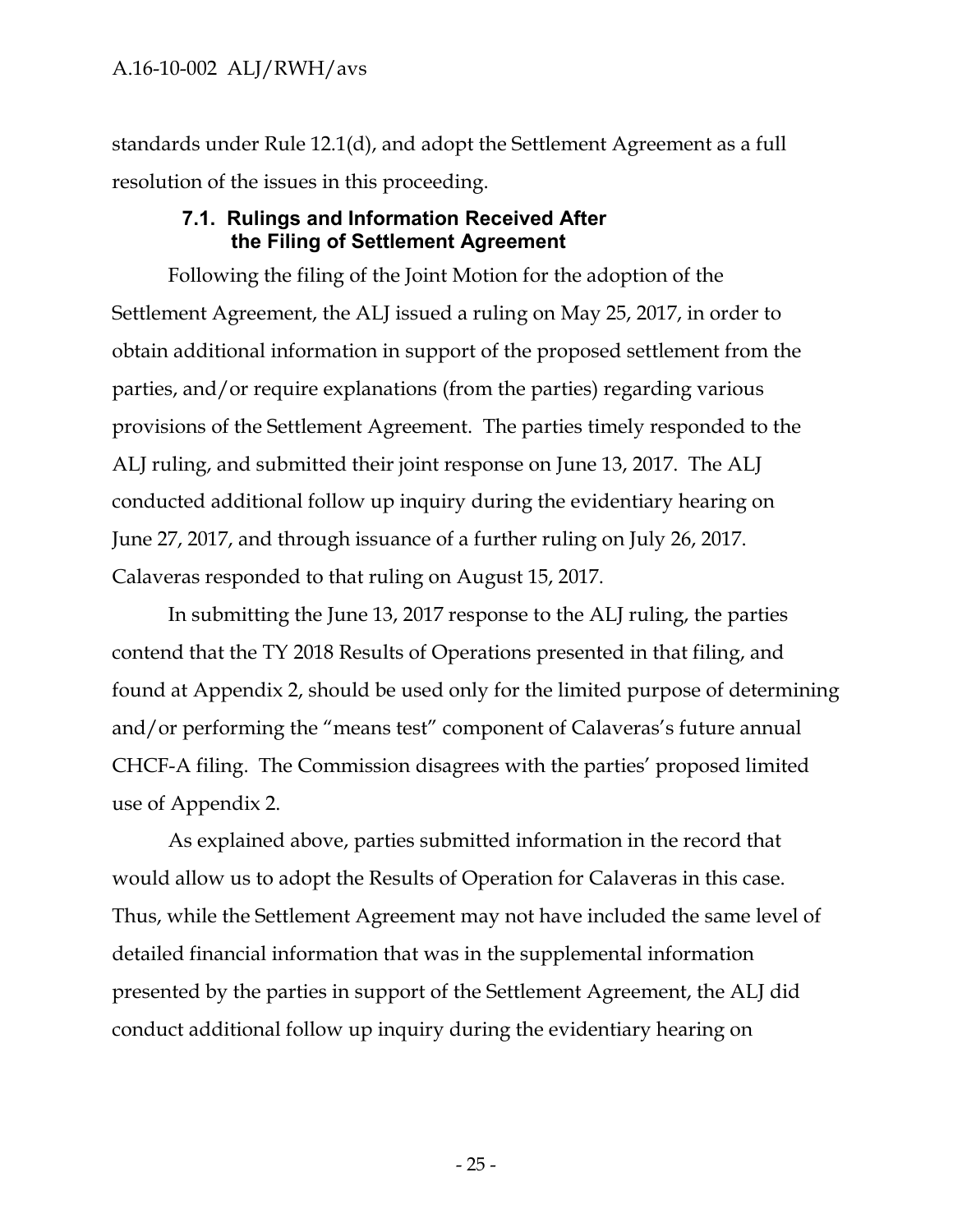standards under Rule 12.1(d), and adopt the Settlement Agreement as a full resolution of the issues in this proceeding.

### 7.1. Rulings and Information Received After the Filing of Settlement Agreement

Following the filing of the Joint Motion for the adoption of the Settlement Agreement, the ALJ issued a ruling on May 25, 2017, in order to obtain additional information in support of the proposed settlement from the parties, and/or require explanations (from the parties) regarding various provisions of the Settlement Agreement. The parties timely responded to the ALJ ruling, and submitted their joint response on June 13, 2017. The ALJ conducted additional follow up inquiry during the evidentiary hearing on June 27, 2017, and through issuance of a further ruling on July 26, 2017. Calaveras responded to that ruling on August 15, 2017.

In submitting the June 13, 2017 response to the ALJ ruling, the parties contend that the TY 2018 Results of Operations presented in that filing, and found at Appendix 2, should be used only for the limited purpose of determining and/or performing the "means test" component of Calaveras's future annual CHCF-A filing. The Commission disagrees with the parties' proposed limited use of Appendix 2.

As explained above, parties submitted information in the record that would allow us to adopt the Results of Operation for Calaveras in this case. Thus, while the Settlement Agreement may not have included the same level of detailed financial information that was in the supplemental information presented by the parties in support of the Settlement Agreement, the ALJ did conduct additional follow up inquiry during the evidentiary hearing on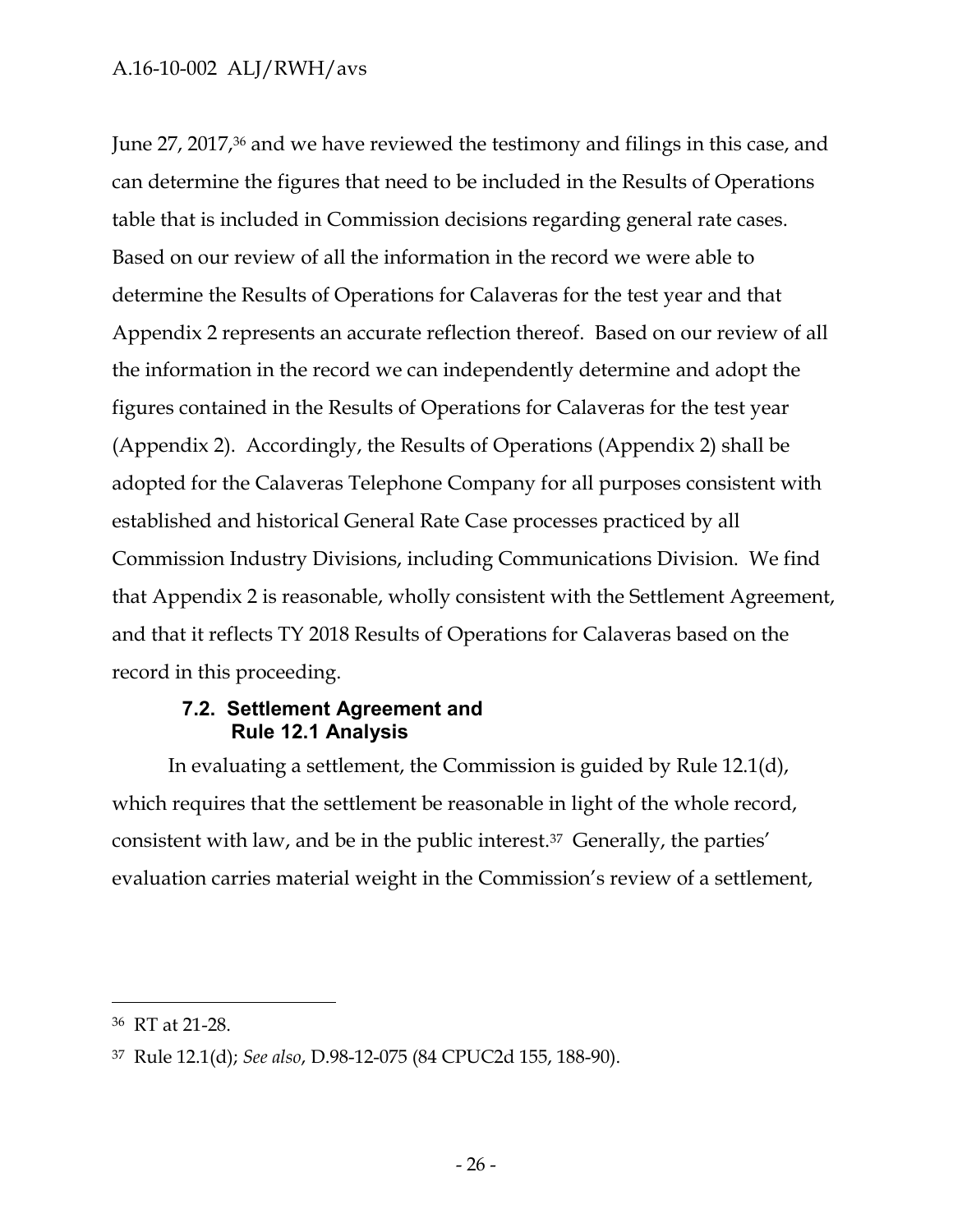June 27, 2017,[36] and we have reviewed the testimony and filings in this case, and can determine the figures that need to be included in the Results of Operations table that is included in Commission decisions regarding general rate cases. Based on our review of all the information in the record we were able to determine the Results of Operations for Calaveras for the test year and that Appendix 2 represents an accurate reflection thereof. Based on our review of all the information in the record we can independently determine and adopt the figures contained in the Results of Operations for Calaveras for the test year (Appendix 2). Accordingly, the Results of Operations (Appendix 2) shall be adopted for the Calaveras Telephone Company for all purposes consistent with established and historical General Rate Case processes practiced by all Commission Industry Divisions, including Communications Division. We find that Appendix 2 is reasonable, wholly consistent with the Settlement Agreement, and that it reflects TY 2018 Results of Operations for Calaveras based on the record in this proceeding.

### 7.2. Settlement Agreement and Rule 12.1 Analysis

In evaluating a settlement, the Commission is guided by Rule 12.1(d), which requires that the settlement be reasonable in light of the whole record, consistent with law, and be in the public interest.[37] Generally, the parties' evaluation carries material weight in the Commission's review of a settlement,

---

[36] RT at 21-28.

[37] Rule 12.1(d); *See also*, D.98-12-075 (84 CPUC2d 155, 188-90).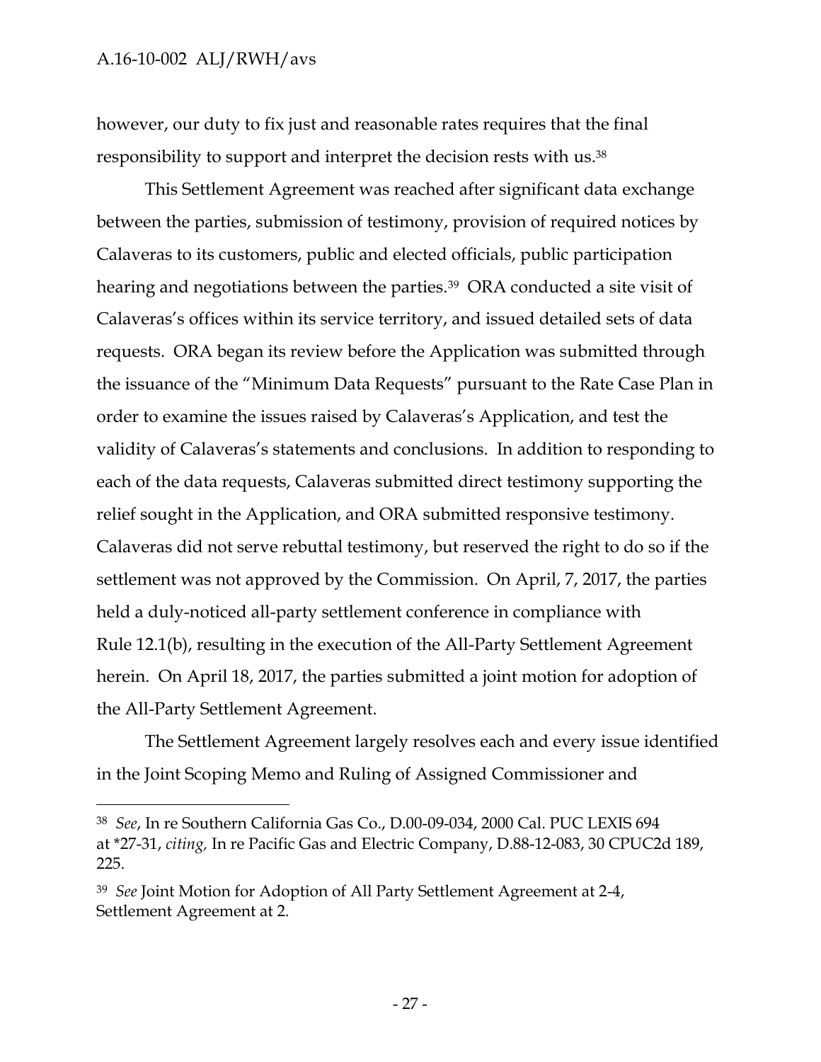however, our duty to fix just and reasonable rates requires that the final responsibility to support and interpret the decision rests with us.[38]

This Settlement Agreement was reached after significant data exchange between the parties, submission of testimony, provision of required notices by Calaveras to its customers, public and elected officials, public participation hearing and negotiations between the parties.[39] ORA conducted a site visit of Calaveras's offices within its service territory, and issued detailed sets of data requests. ORA began its review before the Application was submitted through the issuance of the "Minimum Data Requests" pursuant to the Rate Case Plan in order to examine the issues raised by Calaveras's Application, and test the validity of Calaveras's statements and conclusions. In addition to responding to each of the data requests, Calaveras submitted direct testimony supporting the relief sought in the Application, and ORA submitted responsive testimony. Calaveras did not serve rebuttal testimony, but reserved the right to do so if the settlement was not approved by the Commission. On April, 7, 2017, the parties held a duly-noticed all-party settlement conference in compliance with Rule 12.1(b), resulting in the execution of the All-Party Settlement Agreement herein. On April 18, 2017, the parties submitted a joint motion for adoption of the All-Party Settlement Agreement.

The Settlement Agreement largely resolves each and every issue identified in the Joint Scoping Memo and Ruling of Assigned Commissioner and

---

[38] *See*, In re Southern California Gas Co., D.00-09-034, 2000 Cal. PUC LEXIS 694 at *27-31, *citing,* In re Pacific Gas and Electric Company, D.88-12-083, 30 CPUC2d 189, 225.

[39] *See* Joint Motion for Adoption of All Party Settlement Agreement at 2-4, Settlement Agreement at 2.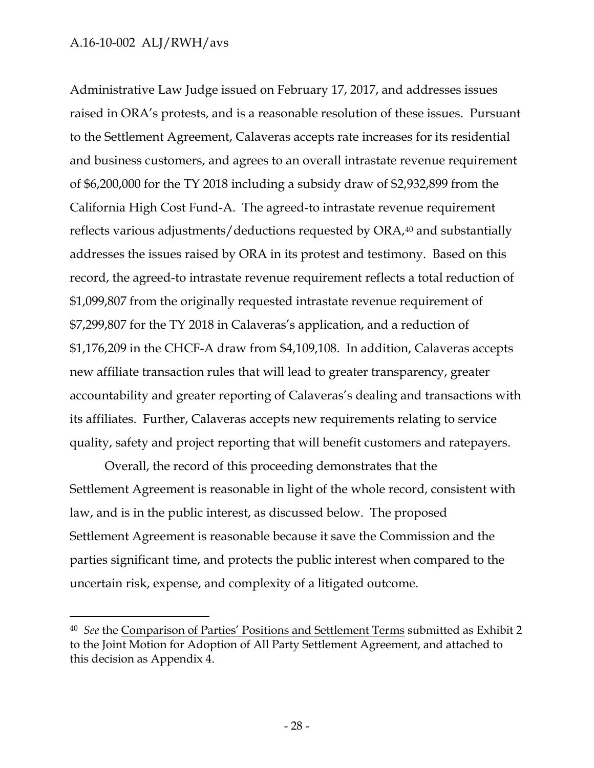Administrative Law Judge issued on February 17, 2017, and addresses issues raised in ORA's protests, and is a reasonable resolution of these issues. Pursuant to the Settlement Agreement, Calaveras accepts rate increases for its residential and business customers, and agrees to an overall intrastate revenue requirement of $6,200,000 for the TY 2018 including a subsidy draw of $2,932,899 from the California High Cost Fund-A. The agreed-to intrastate revenue requirement reflects various adjustments/deductions requested by ORA,[40] and substantially addresses the issues raised by ORA in its protest and testimony. Based on this record, the agreed-to intrastate revenue requirement reflects a total reduction of $1,099,807 from the originally requested intrastate revenue requirement of $7,299,807 for the TY 2018 in Calaveras's application, and a reduction of $1,176,209 in the CHCF-A draw from $4,109,108. In addition, Calaveras accepts new affiliate transaction rules that will lead to greater transparency, greater accountability and greater reporting of Calaveras's dealing and transactions with its affiliates. Further, Calaveras accepts new requirements relating to service quality, safety and project reporting that will benefit customers and ratepayers.

Overall, the record of this proceeding demonstrates that the Settlement Agreement is reasonable in light of the whole record, consistent with law, and is in the public interest, as discussed below. The proposed Settlement Agreement is reasonable because it save the Commission and the parties significant time, and protects the public interest when compared to the uncertain risk, expense, and complexity of a litigated outcome.

---

[40] *See* the Comparison of Parties' Positions and Settlement Terms submitted as Exhibit 2 to the Joint Motion for Adoption of All Party Settlement Agreement, and attached to this decision as Appendix 4.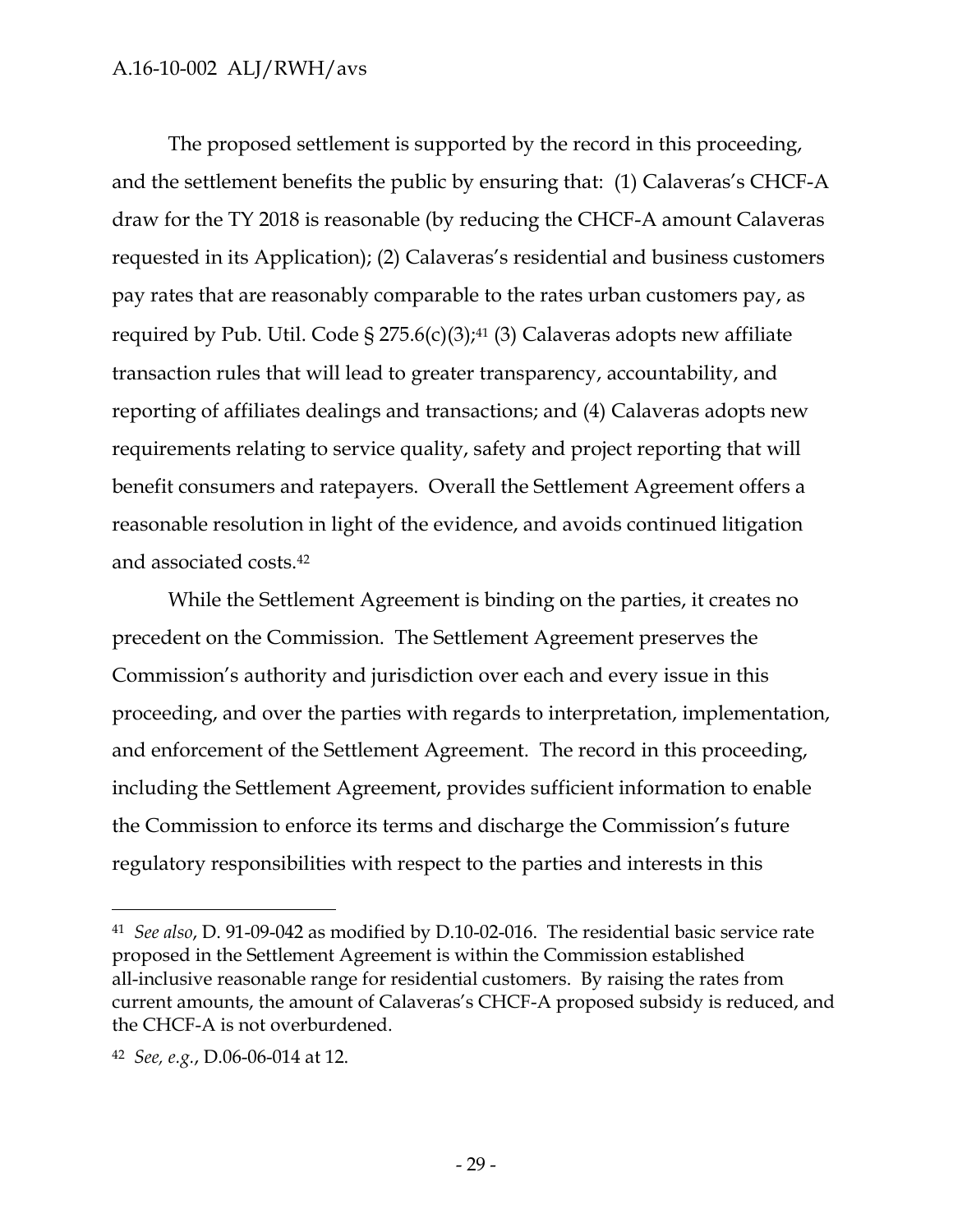The proposed settlement is supported by the record in this proceeding, and the settlement benefits the public by ensuring that: (1) Calaveras's CHCF-A draw for the TY 2018 is reasonable (by reducing the CHCF-A amount Calaveras requested in its Application); (2) Calaveras's residential and business customers pay rates that are reasonably comparable to the rates urban customers pay, as required by Pub. Util. Code § 275.6(c)(3);[41] (3) Calaveras adopts new affiliate transaction rules that will lead to greater transparency, accountability, and reporting of affiliates dealings and transactions; and (4) Calaveras adopts new requirements relating to service quality, safety and project reporting that will benefit consumers and ratepayers. Overall the Settlement Agreement offers a reasonable resolution in light of the evidence, and avoids continued litigation and associated costs.[42]

While the Settlement Agreement is binding on the parties, it creates no precedent on the Commission. The Settlement Agreement preserves the Commission's authority and jurisdiction over each and every issue in this proceeding, and over the parties with regards to interpretation, implementation, and enforcement of the Settlement Agreement. The record in this proceeding, including the Settlement Agreement, provides sufficient information to enable the Commission to enforce its terms and discharge the Commission's future regulatory responsibilities with respect to the parties and interests in this

---

[41] *See also*, D. 91-09-042 as modified by D.10-02-016. The residential basic service rate proposed in the Settlement Agreement is within the Commission established all-inclusive reasonable range for residential customers. By raising the rates from current amounts, the amount of Calaveras's CHCF-A proposed subsidy is reduced, and the CHCF-A is not overburdened.

[42] *See, e.g.*, D.06-06-014 at 12.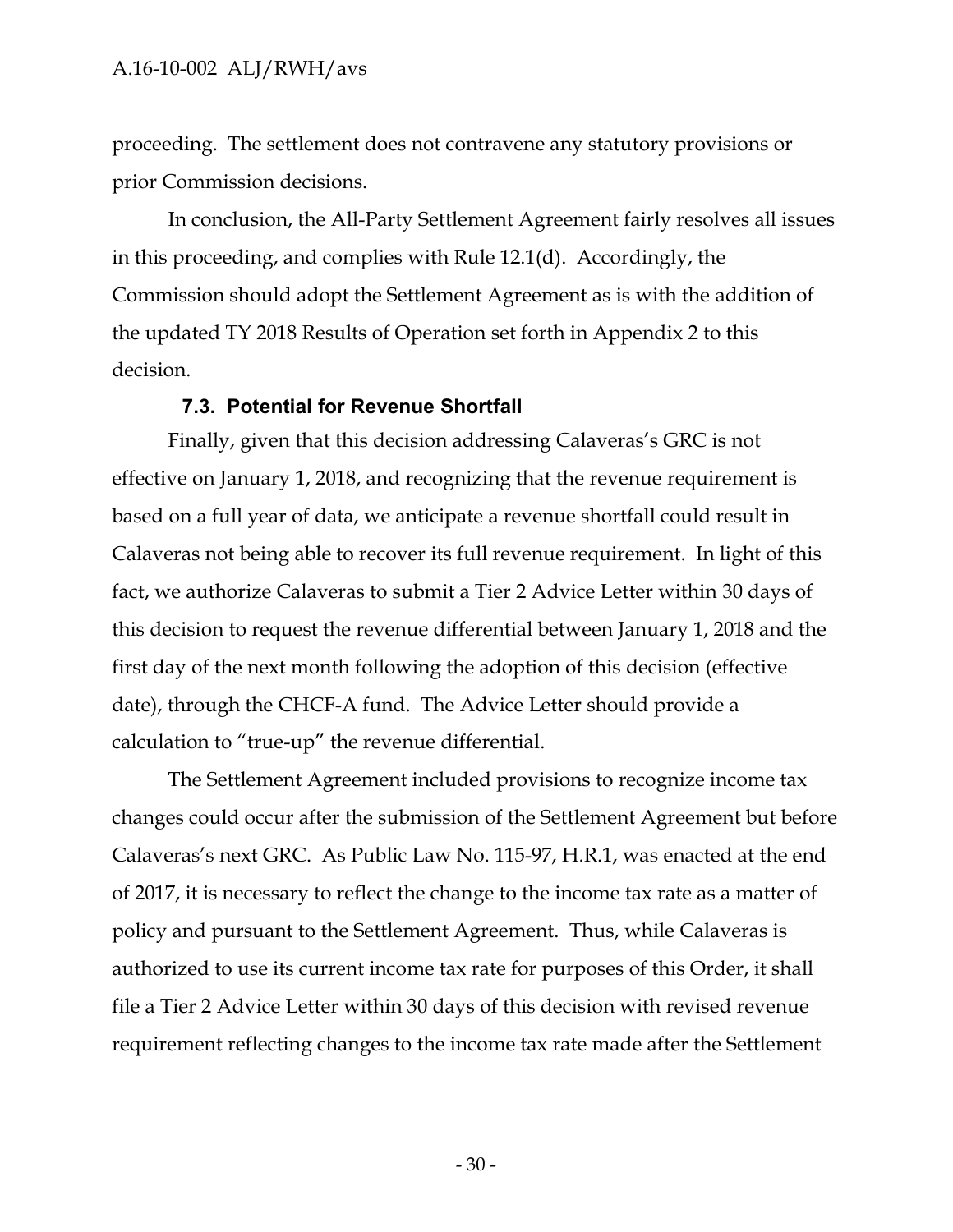proceeding. The settlement does not contravene any statutory provisions or prior Commission decisions.

In conclusion, the All-Party Settlement Agreement fairly resolves all issues in this proceeding, and complies with Rule 12.1(d). Accordingly, the Commission should adopt the Settlement Agreement as is with the addition of the updated TY 2018 Results of Operation set forth in Appendix 2 to this decision.

### 7.3. Potential for Revenue Shortfall

Finally, given that this decision addressing Calaveras's GRC is not effective on January 1, 2018, and recognizing that the revenue requirement is based on a full year of data, we anticipate a revenue shortfall could result in Calaveras not being able to recover its full revenue requirement. In light of this fact, we authorize Calaveras to submit a Tier 2 Advice Letter within 30 days of this decision to request the revenue differential between January 1, 2018 and the first day of the next month following the adoption of this decision (effective date), through the CHCF-A fund. The Advice Letter should provide a calculation to "true-up" the revenue differential.

The Settlement Agreement included provisions to recognize income tax changes could occur after the submission of the Settlement Agreement but before Calaveras's next GRC. As Public Law No. 115-97, H.R.1, was enacted at the end of 2017, it is necessary to reflect the change to the income tax rate as a matter of policy and pursuant to the Settlement Agreement. Thus, while Calaveras is authorized to use its current income tax rate for purposes of this Order, it shall file a Tier 2 Advice Letter within 30 days of this decision with revised revenue requirement reflecting changes to the income tax rate made after the Settlement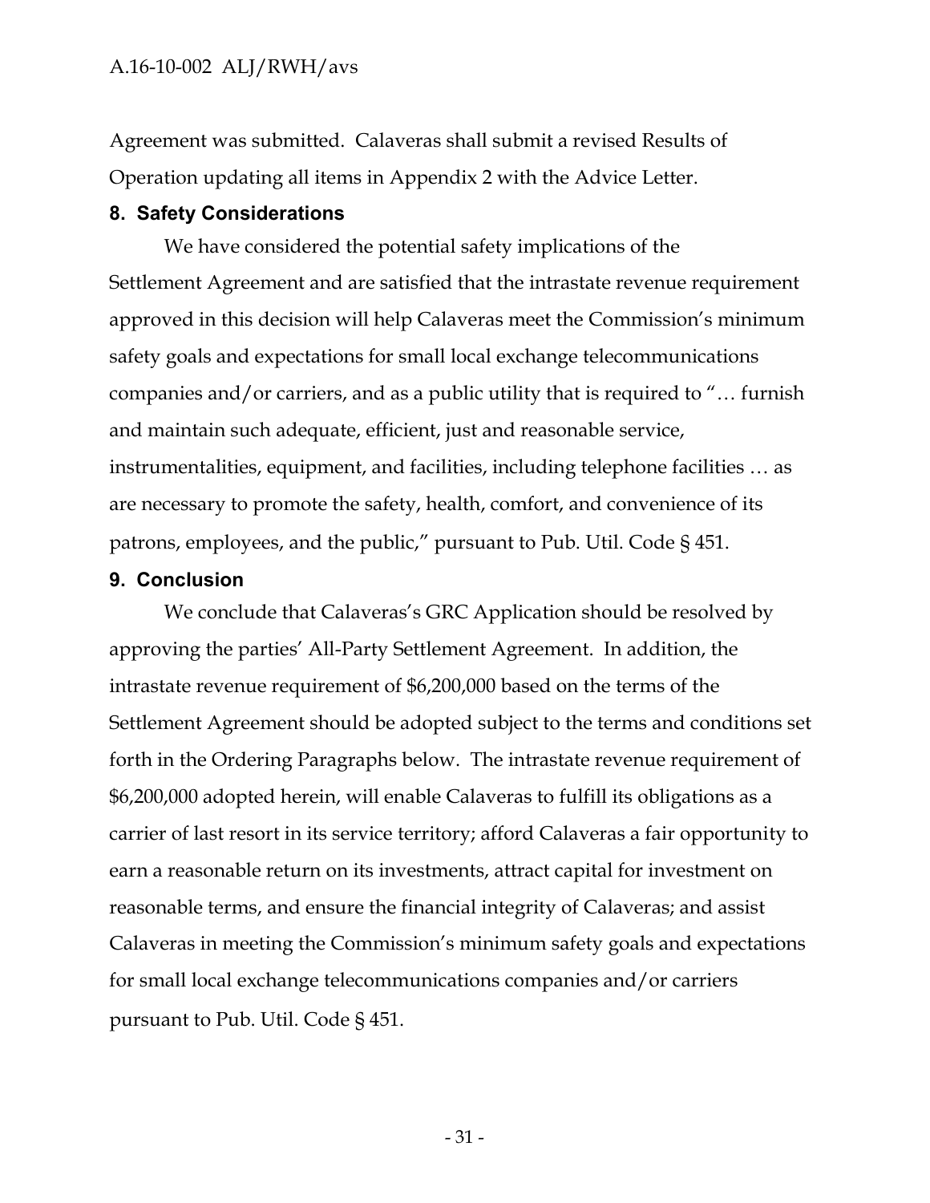Agreement was submitted. Calaveras shall submit a revised Results of Operation updating all items in Appendix 2 with the Advice Letter.

## 8. Safety Considerations

We have considered the potential safety implications of the Settlement Agreement and are satisfied that the intrastate revenue requirement approved in this decision will help Calaveras meet the Commission's minimum safety goals and expectations for small local exchange telecommunications companies and/or carriers, and as a public utility that is required to "… furnish and maintain such adequate, efficient, just and reasonable service, instrumentalities, equipment, and facilities, including telephone facilities … as are necessary to promote the safety, health, comfort, and convenience of its patrons, employees, and the public," pursuant to Pub. Util. Code § 451.

## 9. Conclusion

We conclude that Calaveras's GRC Application should be resolved by approving the parties' All-Party Settlement Agreement. In addition, the intrastate revenue requirement of $6,200,000 based on the terms of the Settlement Agreement should be adopted subject to the terms and conditions set forth in the Ordering Paragraphs below. The intrastate revenue requirement of $6,200,000 adopted herein, will enable Calaveras to fulfill its obligations as a carrier of last resort in its service territory; afford Calaveras a fair opportunity to earn a reasonable return on its investments, attract capital for investment on reasonable terms, and ensure the financial integrity of Calaveras; and assist Calaveras in meeting the Commission's minimum safety goals and expectations for small local exchange telecommunications companies and/or carriers pursuant to Pub. Util. Code § 451.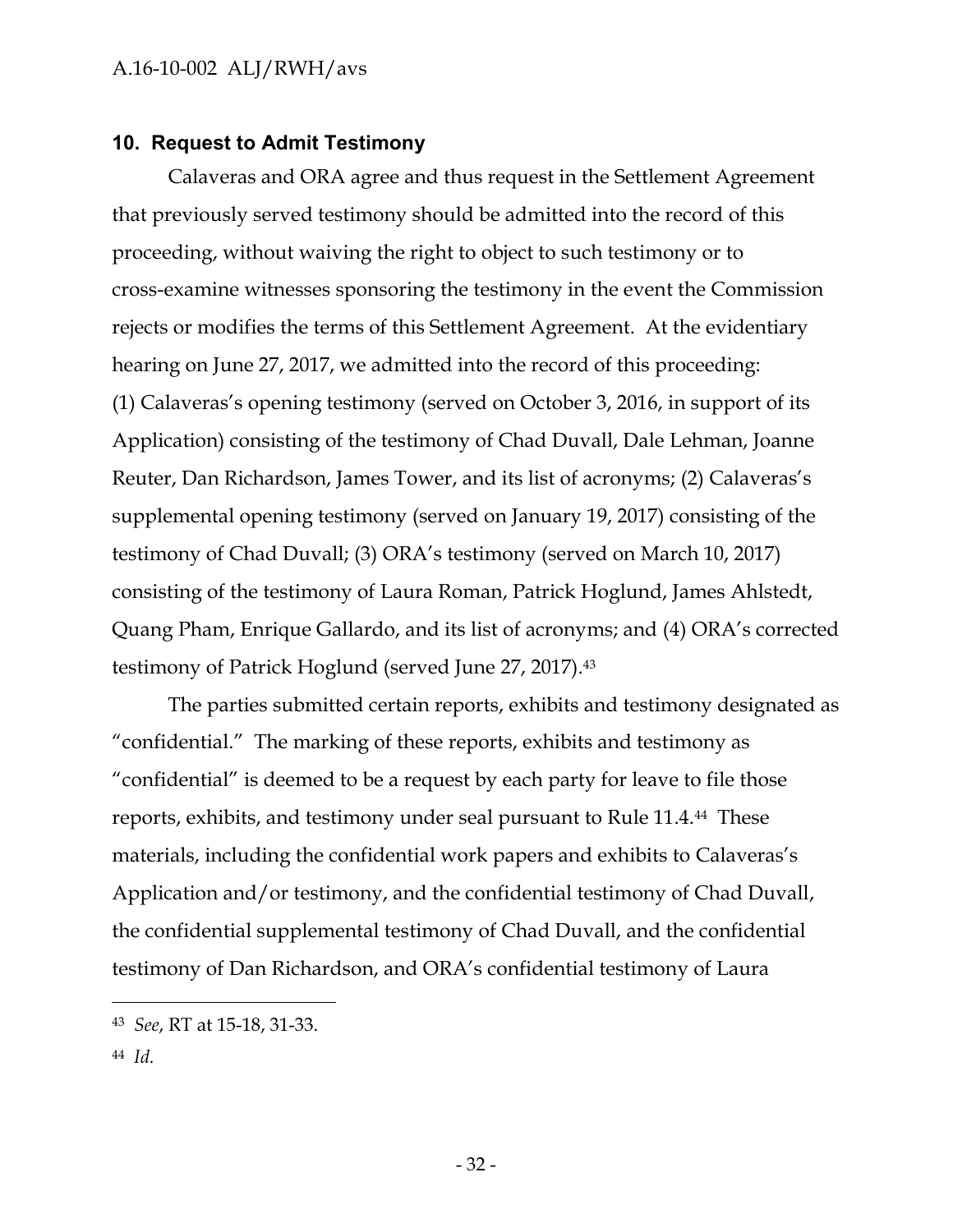## 10. Request to Admit Testimony

Calaveras and ORA agree and thus request in the Settlement Agreement that previously served testimony should be admitted into the record of this proceeding, without waiving the right to object to such testimony or to cross-examine witnesses sponsoring the testimony in the event the Commission rejects or modifies the terms of this Settlement Agreement. At the evidentiary hearing on June 27, 2017, we admitted into the record of this proceeding: (1) Calaveras's opening testimony (served on October 3, 2016, in support of its Application) consisting of the testimony of Chad Duvall, Dale Lehman, Joanne Reuter, Dan Richardson, James Tower, and its list of acronyms; (2) Calaveras's supplemental opening testimony (served on January 19, 2017) consisting of the testimony of Chad Duvall; (3) ORA's testimony (served on March 10, 2017) consisting of the testimony of Laura Roman, Patrick Hoglund, James Ahlstedt, Quang Pham, Enrique Gallardo, and its list of acronyms; and (4) ORA's corrected testimony of Patrick Hoglund (served June 27, 2017).[43]

The parties submitted certain reports, exhibits and testimony designated as "confidential." The marking of these reports, exhibits and testimony as "confidential" is deemed to be a request by each party for leave to file those reports, exhibits, and testimony under seal pursuant to Rule 11.4.[44] These materials, including the confidential work papers and exhibits to Calaveras's Application and/or testimony, and the confidential testimony of Chad Duvall, the confidential supplemental testimony of Chad Duvall, and the confidential testimony of Dan Richardson, and ORA's confidential testimony of Laura

---

[43] *See*, RT at 15-18, 31-33.

[44] *Id.*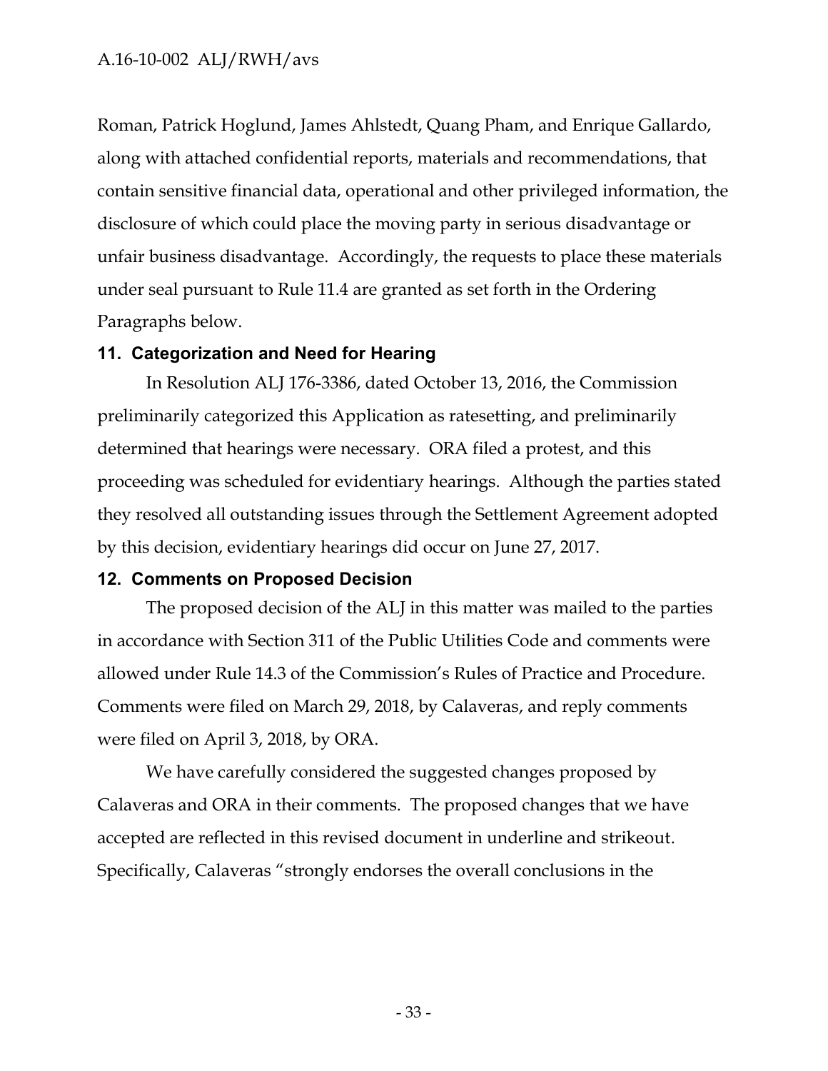Roman, Patrick Hoglund, James Ahlstedt, Quang Pham, and Enrique Gallardo, along with attached confidential reports, materials and recommendations, that contain sensitive financial data, operational and other privileged information, the disclosure of which could place the moving party in serious disadvantage or unfair business disadvantage. Accordingly, the requests to place these materials under seal pursuant to Rule 11.4 are granted as set forth in the Ordering Paragraphs below.

## 11. Categorization and Need for Hearing

In Resolution ALJ 176-3386, dated October 13, 2016, the Commission preliminarily categorized this Application as ratesetting, and preliminarily determined that hearings were necessary. ORA filed a protest, and this proceeding was scheduled for evidentiary hearings. Although the parties stated they resolved all outstanding issues through the Settlement Agreement adopted by this decision, evidentiary hearings did occur on June 27, 2017.

## 12. Comments on Proposed Decision

The proposed decision of the ALJ in this matter was mailed to the parties in accordance with Section 311 of the Public Utilities Code and comments were allowed under Rule 14.3 of the Commission's Rules of Practice and Procedure. Comments were filed on March 29, 2018, by Calaveras, and reply comments were filed on April 3, 2018, by ORA.

We have carefully considered the suggested changes proposed by Calaveras and ORA in their comments. The proposed changes that we have accepted are reflected in this revised document in underline and strikeout. Specifically, Calaveras "strongly endorses the overall conclusions in the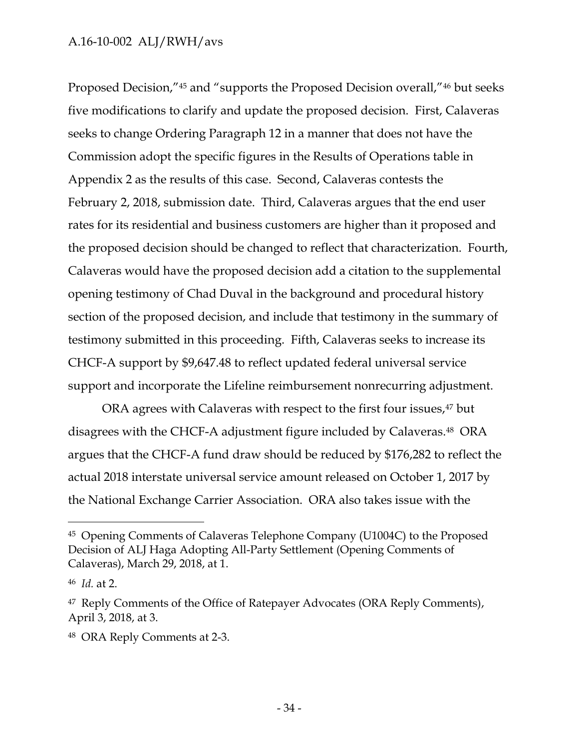Proposed Decision,"[45] and "supports the Proposed Decision overall,"[46] but seeks five modifications to clarify and update the proposed decision. First, Calaveras seeks to change Ordering Paragraph 12 in a manner that does not have the Commission adopt the specific figures in the Results of Operations table in Appendix 2 as the results of this case. Second, Calaveras contests the February 2, 2018, submission date. Third, Calaveras argues that the end user rates for its residential and business customers are higher than it proposed and the proposed decision should be changed to reflect that characterization. Fourth, Calaveras would have the proposed decision add a citation to the supplemental opening testimony of Chad Duval in the background and procedural history section of the proposed decision, and include that testimony in the summary of testimony submitted in this proceeding. Fifth, Calaveras seeks to increase its CHCF-A support by $9,647.48 to reflect updated federal universal service support and incorporate the Lifeline reimbursement nonrecurring adjustment.

ORA agrees with Calaveras with respect to the first four issues,[47] but disagrees with the CHCF-A adjustment figure included by Calaveras.[48] ORA argues that the CHCF-A fund draw should be reduced by $176,282 to reflect the actual 2018 interstate universal service amount released on October 1, 2017 by the National Exchange Carrier Association. ORA also takes issue with the

---

[45] Opening Comments of Calaveras Telephone Company (U1004C) to the Proposed Decision of ALJ Haga Adopting All-Party Settlement (Opening Comments of Calaveras), March 29, 2018, at 1.

[46] *Id.* at 2.

[47] Reply Comments of the Office of Ratepayer Advocates (ORA Reply Comments), April 3, 2018, at 3.

[48] ORA Reply Comments at 2-3.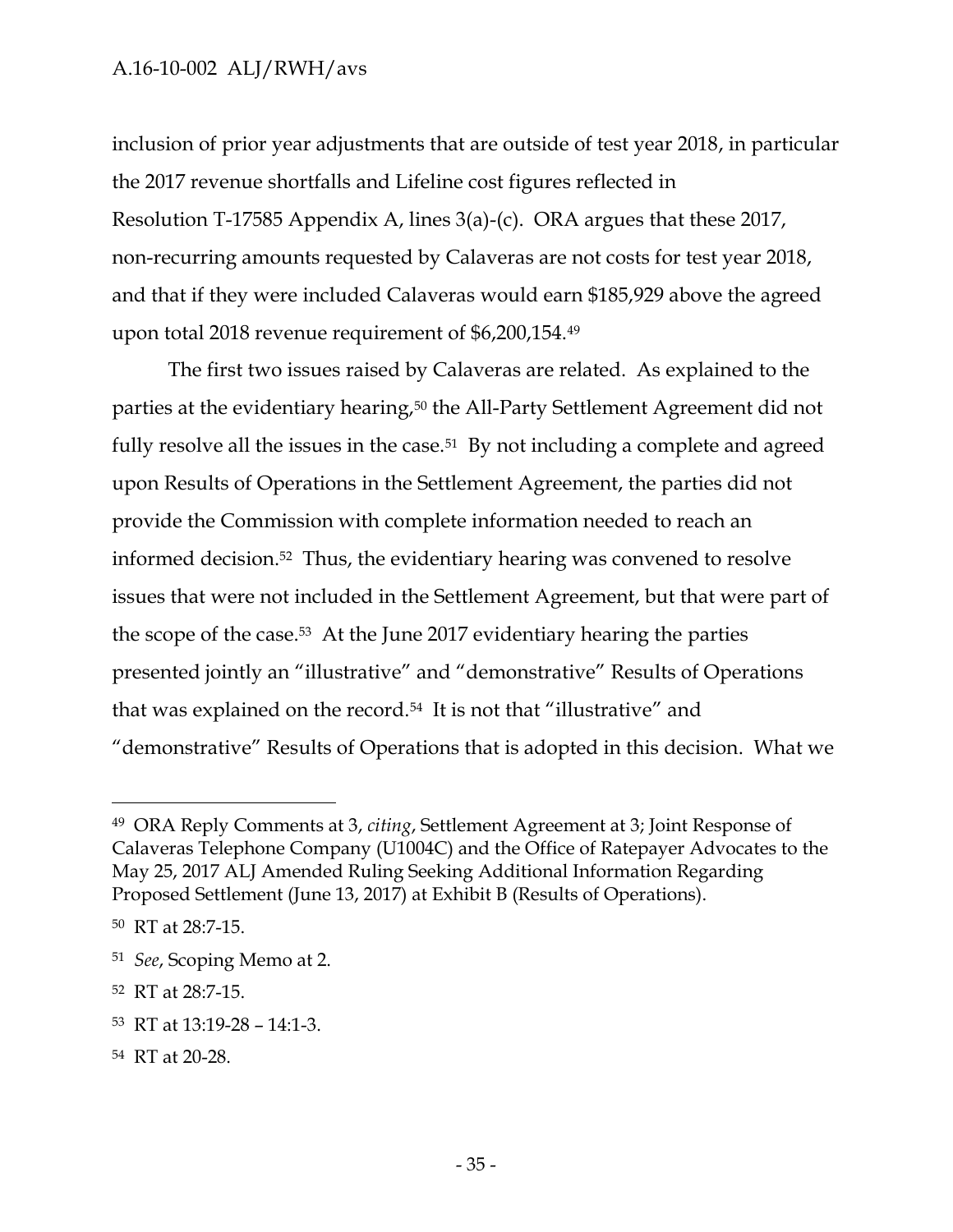inclusion of prior year adjustments that are outside of test year 2018, in particular the 2017 revenue shortfalls and Lifeline cost figures reflected in Resolution T-17585 Appendix A, lines 3(a)-(c). ORA argues that these 2017, non-recurring amounts requested by Calaveras are not costs for test year 2018, and that if they were included Calaveras would earn $185,929 above the agreed upon total 2018 revenue requirement of $6,200,154.[49]

The first two issues raised by Calaveras are related. As explained to the parties at the evidentiary hearing,[50] the All-Party Settlement Agreement did not fully resolve all the issues in the case.[51] By not including a complete and agreed upon Results of Operations in the Settlement Agreement, the parties did not provide the Commission with complete information needed to reach an informed decision.[52] Thus, the evidentiary hearing was convened to resolve issues that were not included in the Settlement Agreement, but that were part of the scope of the case.[53] At the June 2017 evidentiary hearing the parties presented jointly an "illustrative" and "demonstrative" Results of Operations that was explained on the record.[54] It is not that "illustrative" and "demonstrative" Results of Operations that is adopted in this decision. What we

---

[49] ORA Reply Comments at 3, *citing*, Settlement Agreement at 3; Joint Response of Calaveras Telephone Company (U1004C) and the Office of Ratepayer Advocates to the May 25, 2017 ALJ Amended Ruling Seeking Additional Information Regarding Proposed Settlement (June 13, 2017) at Exhibit B (Results of Operations).

[50] RT at 28:7-15.

[51] *See*, Scoping Memo at 2.

[52] RT at 28:7-15.

[53] RT at 13:19-28 – 14:1-3.

[54] RT at 20-28.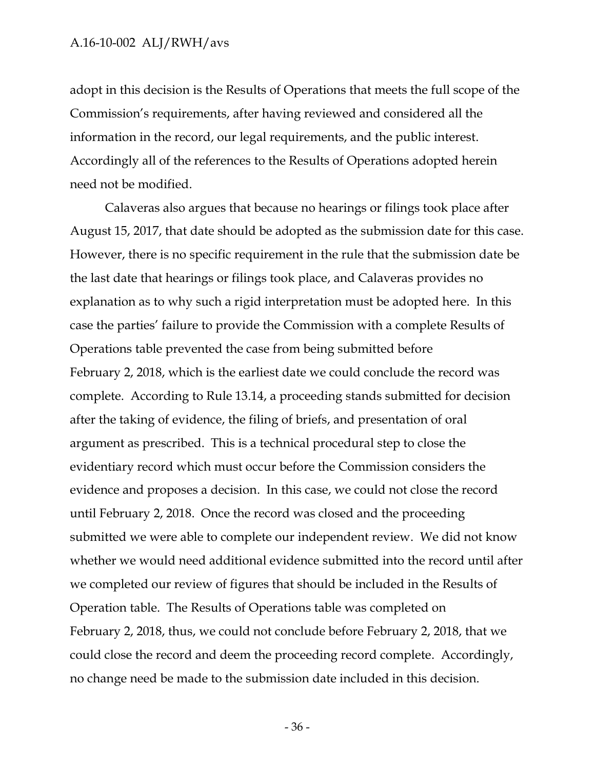adopt in this decision is the Results of Operations that meets the full scope of the Commission's requirements, after having reviewed and considered all the information in the record, our legal requirements, and the public interest. Accordingly all of the references to the Results of Operations adopted herein need not be modified.

Calaveras also argues that because no hearings or filings took place after August 15, 2017, that date should be adopted as the submission date for this case. However, there is no specific requirement in the rule that the submission date be the last date that hearings or filings took place, and Calaveras provides no explanation as to why such a rigid interpretation must be adopted here. In this case the parties' failure to provide the Commission with a complete Results of Operations table prevented the case from being submitted before February 2, 2018, which is the earliest date we could conclude the record was complete. According to Rule 13.14, a proceeding stands submitted for decision after the taking of evidence, the filing of briefs, and presentation of oral argument as prescribed. This is a technical procedural step to close the evidentiary record which must occur before the Commission considers the evidence and proposes a decision. In this case, we could not close the record until February 2, 2018. Once the record was closed and the proceeding submitted we were able to complete our independent review. We did not know whether we would need additional evidence submitted into the record until after we completed our review of figures that should be included in the Results of Operation table. The Results of Operations table was completed on February 2, 2018, thus, we could not conclude before February 2, 2018, that we could close the record and deem the proceeding record complete. Accordingly, no change need be made to the submission date included in this decision.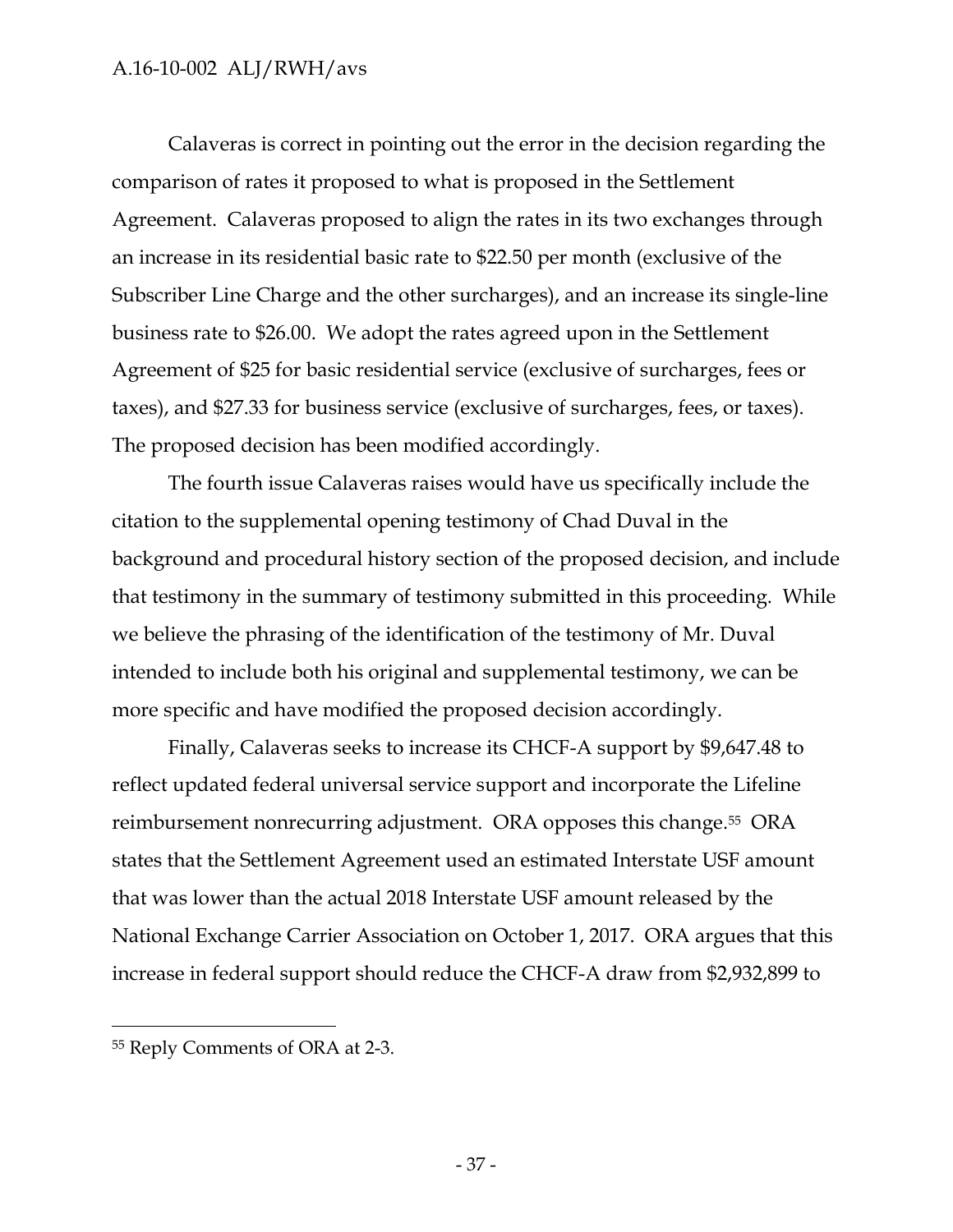Calaveras is correct in pointing out the error in the decision regarding the comparison of rates it proposed to what is proposed in the Settlement Agreement. Calaveras proposed to align the rates in its two exchanges through an increase in its residential basic rate to $22.50 per month (exclusive of the Subscriber Line Charge and the other surcharges), and an increase its single-line business rate to $26.00. We adopt the rates agreed upon in the Settlement Agreement of $25 for basic residential service (exclusive of surcharges, fees or taxes), and $27.33 for business service (exclusive of surcharges, fees, or taxes). The proposed decision has been modified accordingly.

The fourth issue Calaveras raises would have us specifically include the citation to the supplemental opening testimony of Chad Duval in the background and procedural history section of the proposed decision, and include that testimony in the summary of testimony submitted in this proceeding. While we believe the phrasing of the identification of the testimony of Mr. Duval intended to include both his original and supplemental testimony, we can be more specific and have modified the proposed decision accordingly.

Finally, Calaveras seeks to increase its CHCF-A support by $9,647.48 to reflect updated federal universal service support and incorporate the Lifeline reimbursement nonrecurring adjustment. ORA opposes this change.[55] ORA states that the Settlement Agreement used an estimated Interstate USF amount that was lower than the actual 2018 Interstate USF amount released by the National Exchange Carrier Association on October 1, 2017. ORA argues that this increase in federal support should reduce the CHCF-A draw from $2,932,899 to

---

[55] Reply Comments of ORA at 2-3.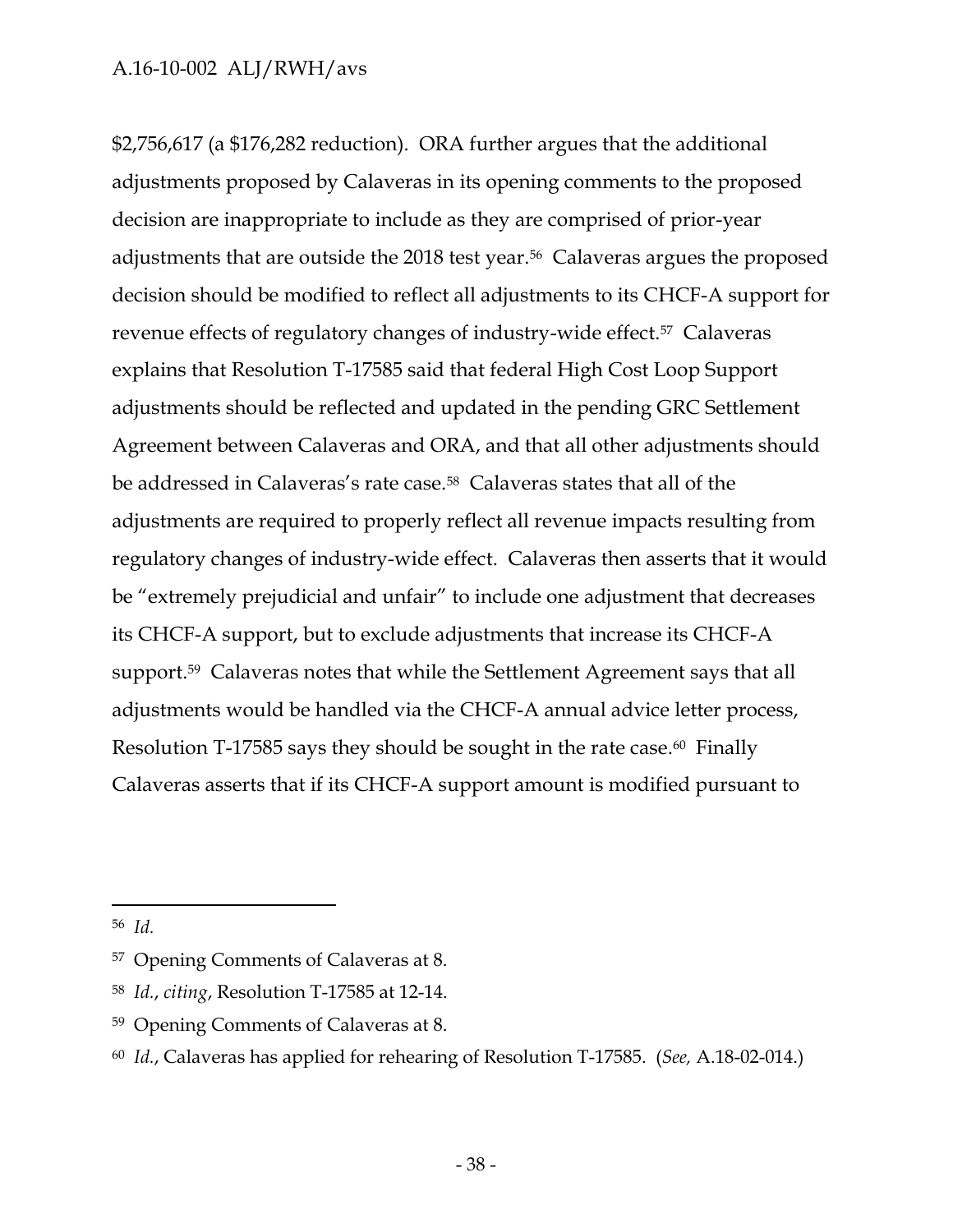$2,756,617 (a $176,282 reduction). ORA further argues that the additional adjustments proposed by Calaveras in its opening comments to the proposed decision are inappropriate to include as they are comprised of prior-year adjustments that are outside the 2018 test year.[56] Calaveras argues the proposed decision should be modified to reflect all adjustments to its CHCF-A support for revenue effects of regulatory changes of industry-wide effect.[57] Calaveras explains that Resolution T-17585 said that federal High Cost Loop Support adjustments should be reflected and updated in the pending GRC Settlement Agreement between Calaveras and ORA, and that all other adjustments should be addressed in Calaveras's rate case.[58] Calaveras states that all of the adjustments are required to properly reflect all revenue impacts resulting from regulatory changes of industry-wide effect. Calaveras then asserts that it would be "extremely prejudicial and unfair" to include one adjustment that decreases its CHCF-A support, but to exclude adjustments that increase its CHCF-A support.[59] Calaveras notes that while the Settlement Agreement says that all adjustments would be handled via the CHCF-A annual advice letter process, Resolution T-17585 says they should be sought in the rate case.[60] Finally Calaveras asserts that if its CHCF-A support amount is modified pursuant to

---

[56] *Id.*

[57] Opening Comments of Calaveras at 8.

[58] *Id.*, *citing*, Resolution T-17585 at 12-14.

[59] Opening Comments of Calaveras at 8.

[60] *Id.*, Calaveras has applied for rehearing of Resolution T-17585. (*See,* A.18-02-014.)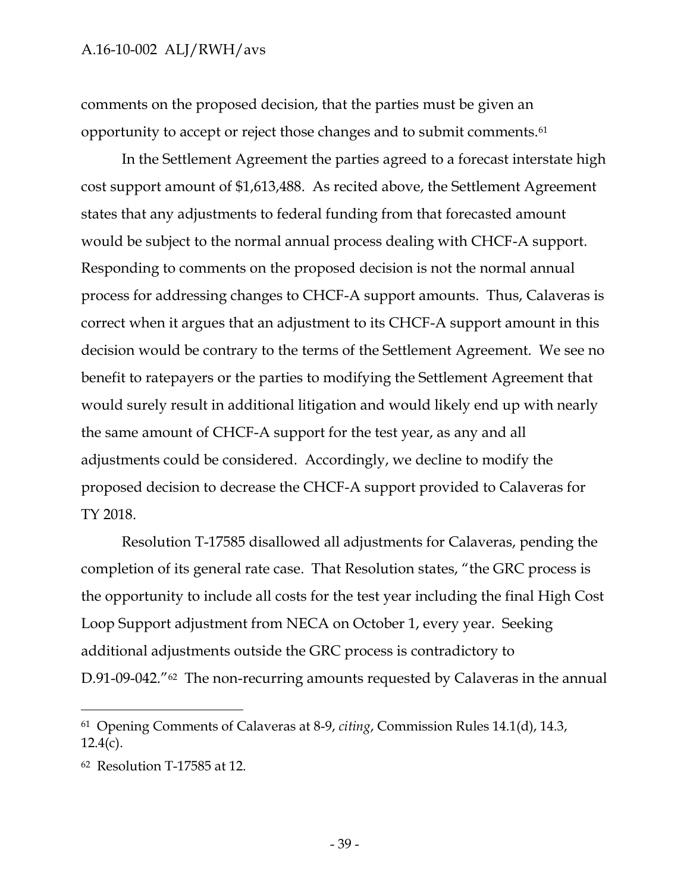comments on the proposed decision, that the parties must be given an opportunity to accept or reject those changes and to submit comments.[61]

In the Settlement Agreement the parties agreed to a forecast interstate high cost support amount of $1,613,488. As recited above, the Settlement Agreement states that any adjustments to federal funding from that forecasted amount would be subject to the normal annual process dealing with CHCF-A support. Responding to comments on the proposed decision is not the normal annual process for addressing changes to CHCF-A support amounts. Thus, Calaveras is correct when it argues that an adjustment to its CHCF-A support amount in this decision would be contrary to the terms of the Settlement Agreement. We see no benefit to ratepayers or the parties to modifying the Settlement Agreement that would surely result in additional litigation and would likely end up with nearly the same amount of CHCF-A support for the test year, as any and all adjustments could be considered. Accordingly, we decline to modify the proposed decision to decrease the CHCF-A support provided to Calaveras for TY 2018.

Resolution T-17585 disallowed all adjustments for Calaveras, pending the completion of its general rate case. That Resolution states, "the GRC process is the opportunity to include all costs for the test year including the final High Cost Loop Support adjustment from NECA on October 1, every year. Seeking additional adjustments outside the GRC process is contradictory to D.91-09-042."[62] The non-recurring amounts requested by Calaveras in the annual

---

[61] Opening Comments of Calaveras at 8-9, *citing*, Commission Rules 14.1(d), 14.3, 12.4(c).

[62] Resolution T-17585 at 12.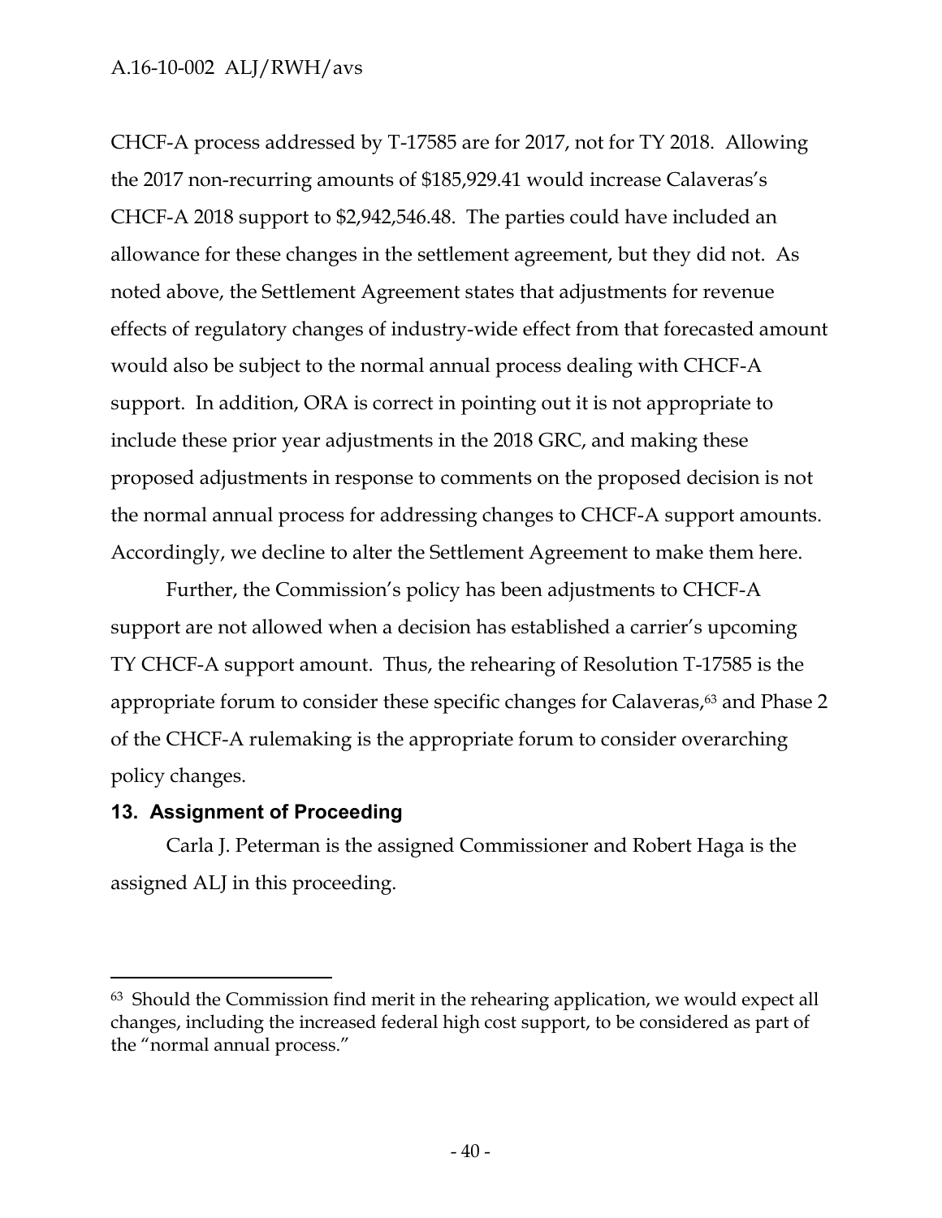CHCF-A process addressed by T-17585 are for 2017, not for TY 2018. Allowing the 2017 non-recurring amounts of $185,929.41 would increase Calaveras's CHCF-A 2018 support to $2,942,546.48. The parties could have included an allowance for these changes in the settlement agreement, but they did not. As noted above, the Settlement Agreement states that adjustments for revenue effects of regulatory changes of industry-wide effect from that forecasted amount would also be subject to the normal annual process dealing with CHCF-A support. In addition, ORA is correct in pointing out it is not appropriate to include these prior year adjustments in the 2018 GRC, and making these proposed adjustments in response to comments on the proposed decision is not the normal annual process for addressing changes to CHCF-A support amounts. Accordingly, we decline to alter the Settlement Agreement to make them here.

Further, the Commission's policy has been adjustments to CHCF-A support are not allowed when a decision has established a carrier's upcoming TY CHCF-A support amount. Thus, the rehearing of Resolution T-17585 is the appropriate forum to consider these specific changes for Calaveras,[63] and Phase 2 of the CHCF-A rulemaking is the appropriate forum to consider overarching policy changes.

## 13. Assignment of Proceeding

Carla J. Peterman is the assigned Commissioner and Robert Haga is the assigned ALJ in this proceeding.

---

[63] Should the Commission find merit in the rehearing application, we would expect all changes, including the increased federal high cost support, to be considered as part of the "normal annual process."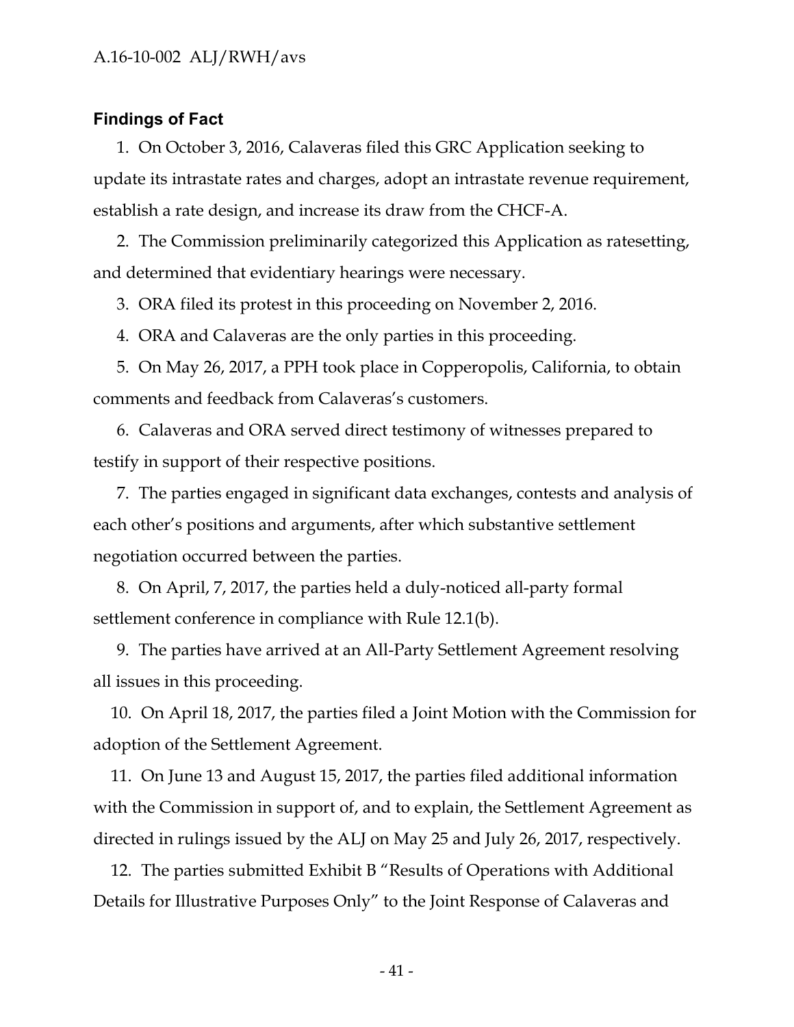## Findings of Fact

1. On October 3, 2016, Calaveras filed this GRC Application seeking to update its intrastate rates and charges, adopt an intrastate revenue requirement, establish a rate design, and increase its draw from the CHCF-A.

2. The Commission preliminarily categorized this Application as ratesetting, and determined that evidentiary hearings were necessary.

3. ORA filed its protest in this proceeding on November 2, 2016.

4. ORA and Calaveras are the only parties in this proceeding.

5. On May 26, 2017, a PPH took place in Copperopolis, California, to obtain comments and feedback from Calaveras's customers.

6. Calaveras and ORA served direct testimony of witnesses prepared to testify in support of their respective positions.

7. The parties engaged in significant data exchanges, contests and analysis of each other's positions and arguments, after which substantive settlement negotiation occurred between the parties.

8. On April, 7, 2017, the parties held a duly-noticed all-party formal settlement conference in compliance with Rule 12.1(b).

9. The parties have arrived at an All-Party Settlement Agreement resolving all issues in this proceeding.

10. On April 18, 2017, the parties filed a Joint Motion with the Commission for adoption of the Settlement Agreement.

11. On June 13 and August 15, 2017, the parties filed additional information with the Commission in support of, and to explain, the Settlement Agreement as directed in rulings issued by the ALJ on May 25 and July 26, 2017, respectively.

12. The parties submitted Exhibit B "Results of Operations with Additional Details for Illustrative Purposes Only" to the Joint Response of Calaveras and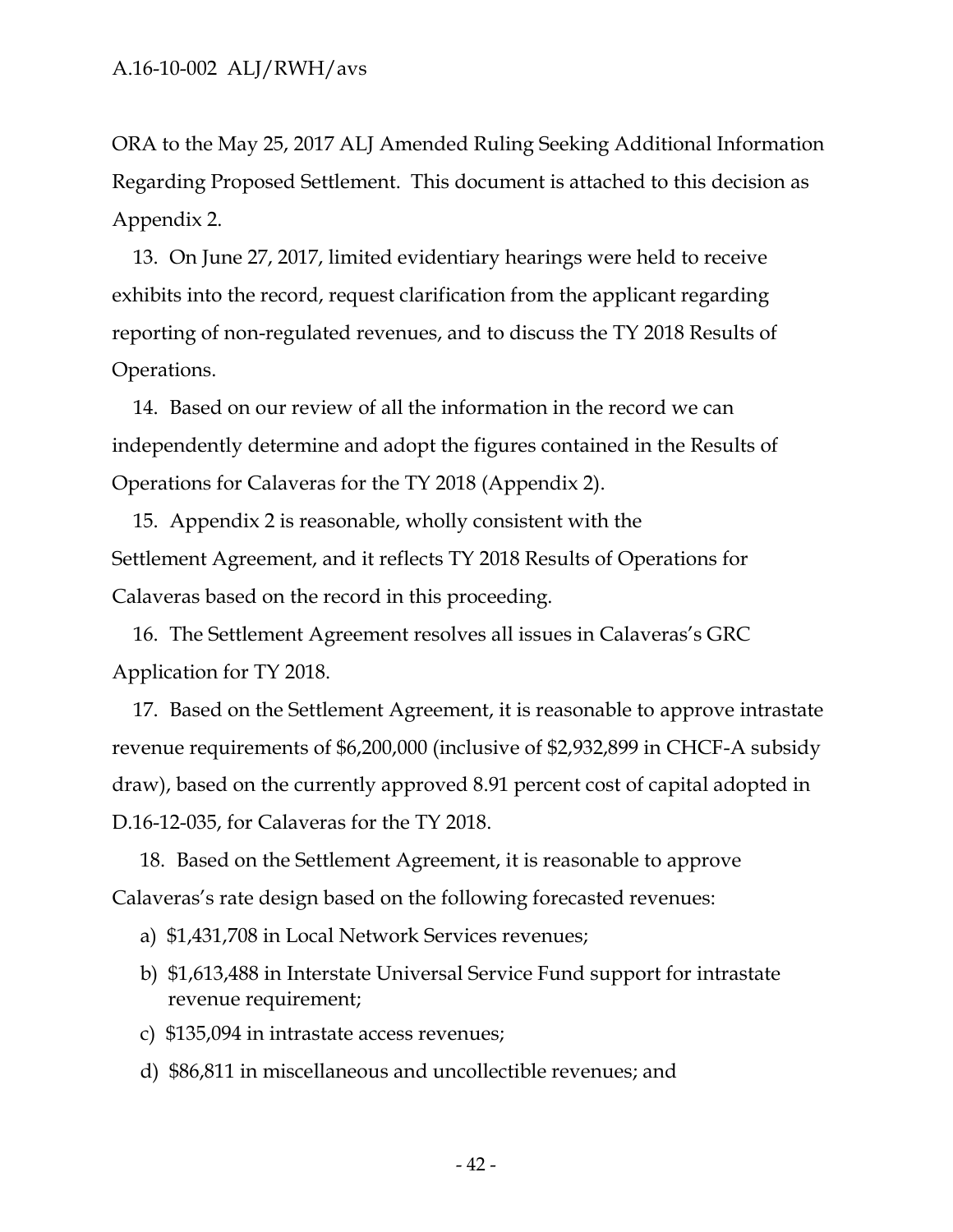ORA to the May 25, 2017 ALJ Amended Ruling Seeking Additional Information Regarding Proposed Settlement. This document is attached to this decision as Appendix 2.

13. On June 27, 2017, limited evidentiary hearings were held to receive exhibits into the record, request clarification from the applicant regarding reporting of non-regulated revenues, and to discuss the TY 2018 Results of Operations.

14. Based on our review of all the information in the record we can independently determine and adopt the figures contained in the Results of Operations for Calaveras for the TY 2018 (Appendix 2).

15. Appendix 2 is reasonable, wholly consistent with the Settlement Agreement, and it reflects TY 2018 Results of Operations for Calaveras based on the record in this proceeding.

16. The Settlement Agreement resolves all issues in Calaveras's GRC Application for TY 2018.

17. Based on the Settlement Agreement, it is reasonable to approve intrastate revenue requirements of $6,200,000 (inclusive of $2,932,899 in CHCF-A subsidy draw), based on the currently approved 8.91 percent cost of capital adopted in D.16-12-035, for Calaveras for the TY 2018.

18. Based on the Settlement Agreement, it is reasonable to approve Calaveras's rate design based on the following forecasted revenues:

a) $1,431,708 in Local Network Services revenues;

b) $1,613,488 in Interstate Universal Service Fund support for intrastate revenue requirement;

c) $135,094 in intrastate access revenues;

d) $86,811 in miscellaneous and uncollectible revenues; and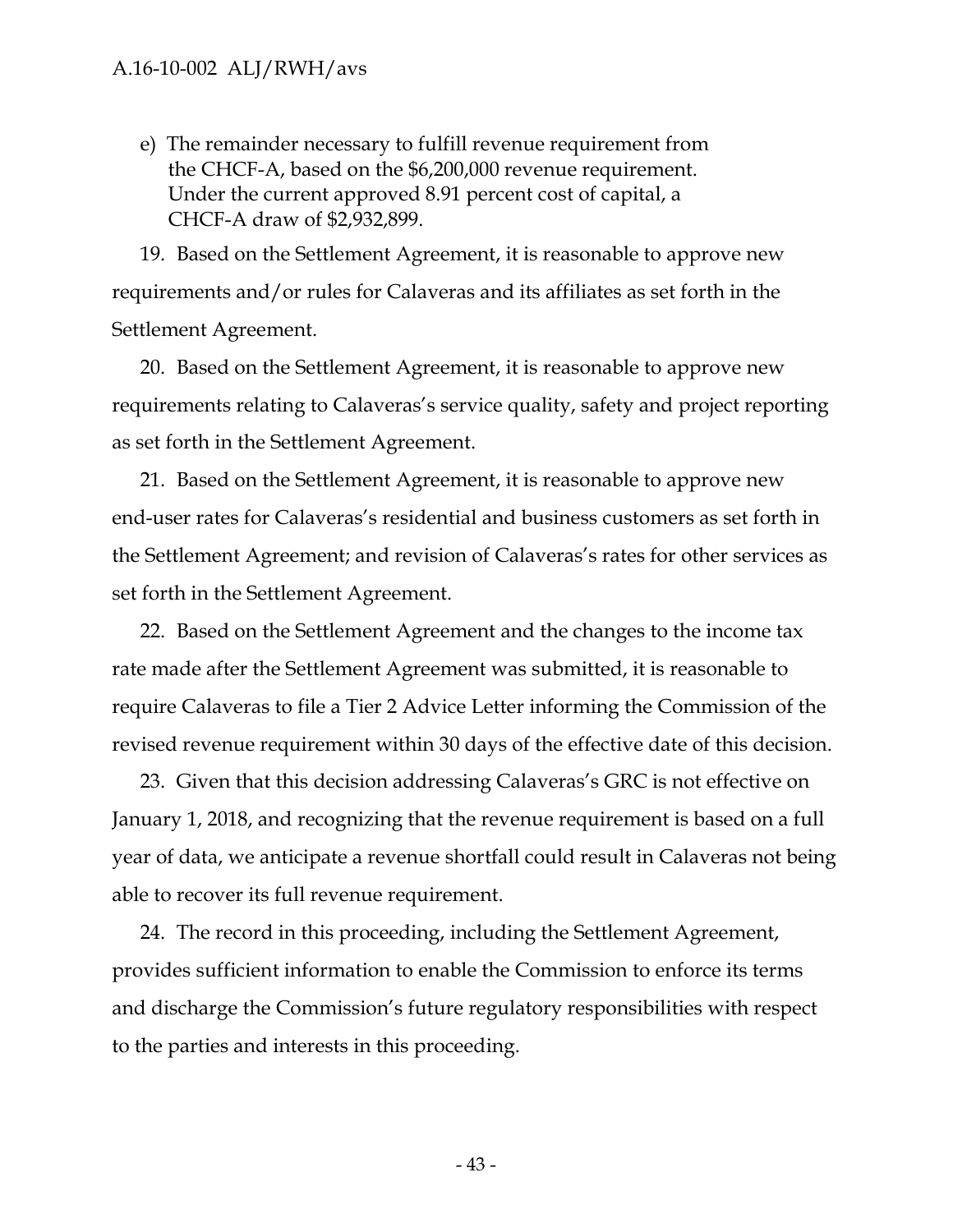e) The remainder necessary to fulfill revenue requirement from the CHCF-A, based on the $6,200,000 revenue requirement. Under the current approved 8.91 percent cost of capital, a CHCF-A draw of $2,932,899.

19. Based on the Settlement Agreement, it is reasonable to approve new requirements and/or rules for Calaveras and its affiliates as set forth in the Settlement Agreement.

20. Based on the Settlement Agreement, it is reasonable to approve new requirements relating to Calaveras's service quality, safety and project reporting as set forth in the Settlement Agreement.

21. Based on the Settlement Agreement, it is reasonable to approve new end-user rates for Calaveras's residential and business customers as set forth in the Settlement Agreement; and revision of Calaveras's rates for other services as set forth in the Settlement Agreement.

22. Based on the Settlement Agreement and the changes to the income tax rate made after the Settlement Agreement was submitted, it is reasonable to require Calaveras to file a Tier 2 Advice Letter informing the Commission of the revised revenue requirement within 30 days of the effective date of this decision.

23. Given that this decision addressing Calaveras's GRC is not effective on January 1, 2018, and recognizing that the revenue requirement is based on a full year of data, we anticipate a revenue shortfall could result in Calaveras not being able to recover its full revenue requirement.

24. The record in this proceeding, including the Settlement Agreement, provides sufficient information to enable the Commission to enforce its terms and discharge the Commission's future regulatory responsibilities with respect to the parties and interests in this proceeding.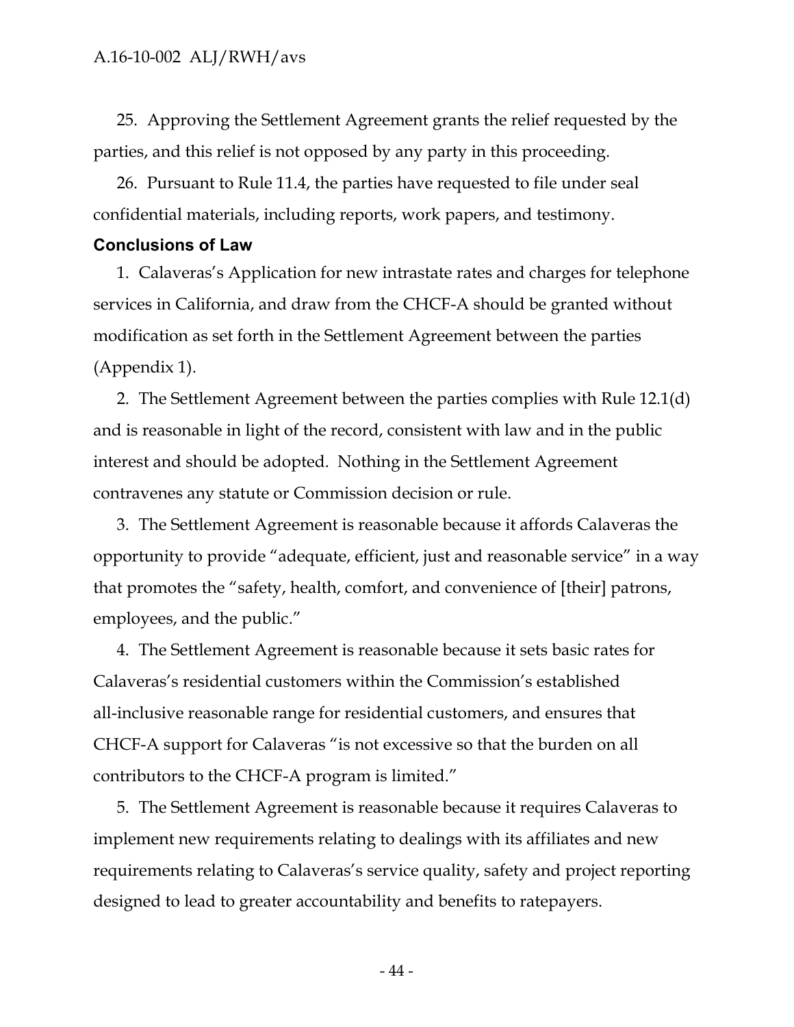25. Approving the Settlement Agreement grants the relief requested by the parties, and this relief is not opposed by any party in this proceeding.

26. Pursuant to Rule 11.4, the parties have requested to file under seal confidential materials, including reports, work papers, and testimony.

## Conclusions of Law

1. Calaveras's Application for new intrastate rates and charges for telephone services in California, and draw from the CHCF-A should be granted without modification as set forth in the Settlement Agreement between the parties (Appendix 1).

2. The Settlement Agreement between the parties complies with Rule 12.1(d) and is reasonable in light of the record, consistent with law and in the public interest and should be adopted. Nothing in the Settlement Agreement contravenes any statute or Commission decision or rule.

3. The Settlement Agreement is reasonable because it affords Calaveras the opportunity to provide "adequate, efficient, just and reasonable service" in a way that promotes the "safety, health, comfort, and convenience of [their] patrons, employees, and the public."

4. The Settlement Agreement is reasonable because it sets basic rates for Calaveras's residential customers within the Commission's established all-inclusive reasonable range for residential customers, and ensures that CHCF-A support for Calaveras "is not excessive so that the burden on all contributors to the CHCF-A program is limited."

5. The Settlement Agreement is reasonable because it requires Calaveras to implement new requirements relating to dealings with its affiliates and new requirements relating to Calaveras's service quality, safety and project reporting designed to lead to greater accountability and benefits to ratepayers.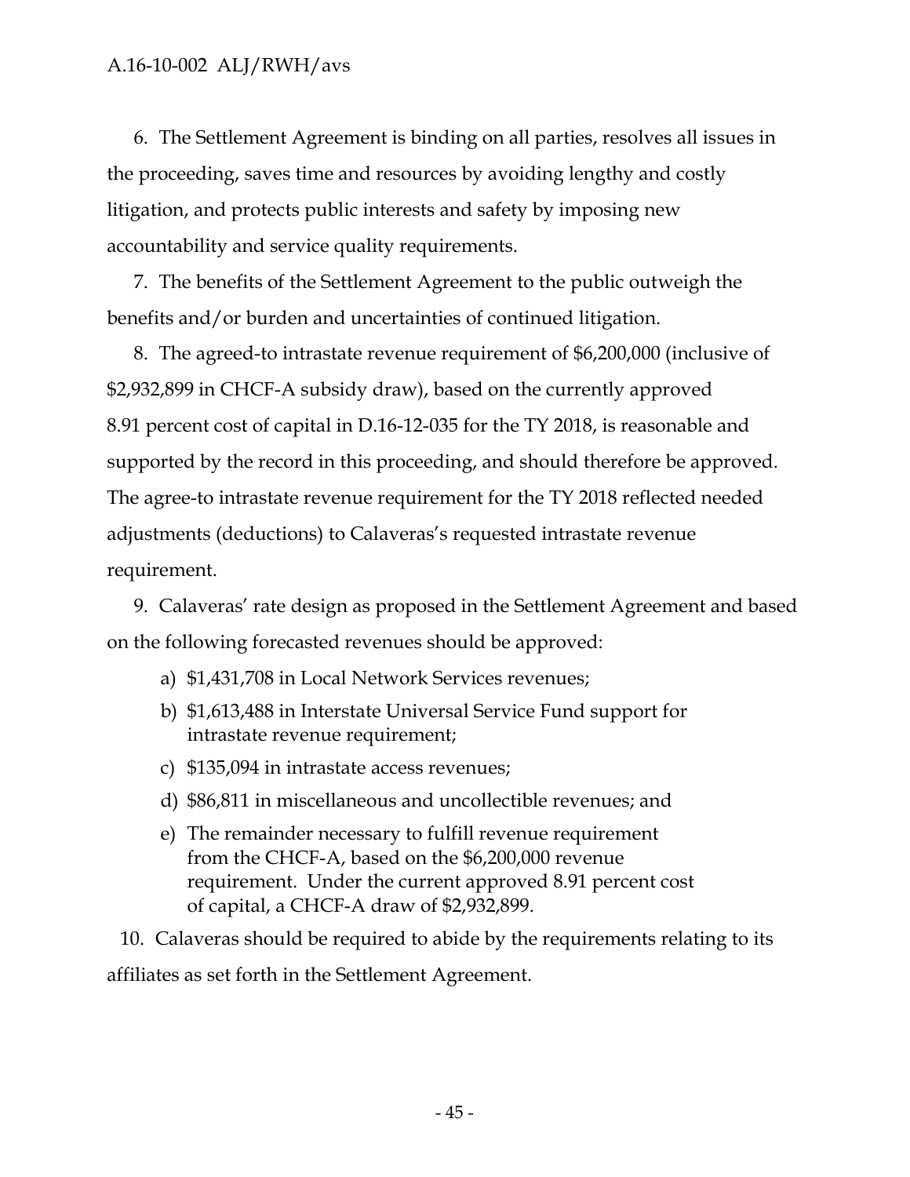6. The Settlement Agreement is binding on all parties, resolves all issues in the proceeding, saves time and resources by avoiding lengthy and costly litigation, and protects public interests and safety by imposing new accountability and service quality requirements.

7. The benefits of the Settlement Agreement to the public outweigh the benefits and/or burden and uncertainties of continued litigation.

8. The agreed-to intrastate revenue requirement of $6,200,000 (inclusive of $2,932,899 in CHCF-A subsidy draw), based on the currently approved 8.91 percent cost of capital in D.16-12-035 for the TY 2018, is reasonable and supported by the record in this proceeding, and should therefore be approved. The agree-to intrastate revenue requirement for the TY 2018 reflected needed adjustments (deductions) to Calaveras's requested intrastate revenue requirement.

9. Calaveras' rate design as proposed in the Settlement Agreement and based on the following forecasted revenues should be approved:

   a) $1,431,708 in Local Network Services revenues;
   b) $1,613,488 in Interstate Universal Service Fund support for intrastate revenue requirement;
   c) $135,094 in intrastate access revenues;
   d) $86,811 in miscellaneous and uncollectible revenues; and
   e) The remainder necessary to fulfill revenue requirement from the CHCF-A, based on the $6,200,000 revenue requirement. Under the current approved 8.91 percent cost of capital, a CHCF-A draw of $2,932,899.

10. Calaveras should be required to abide by the requirements relating to its affiliates as set forth in the Settlement Agreement.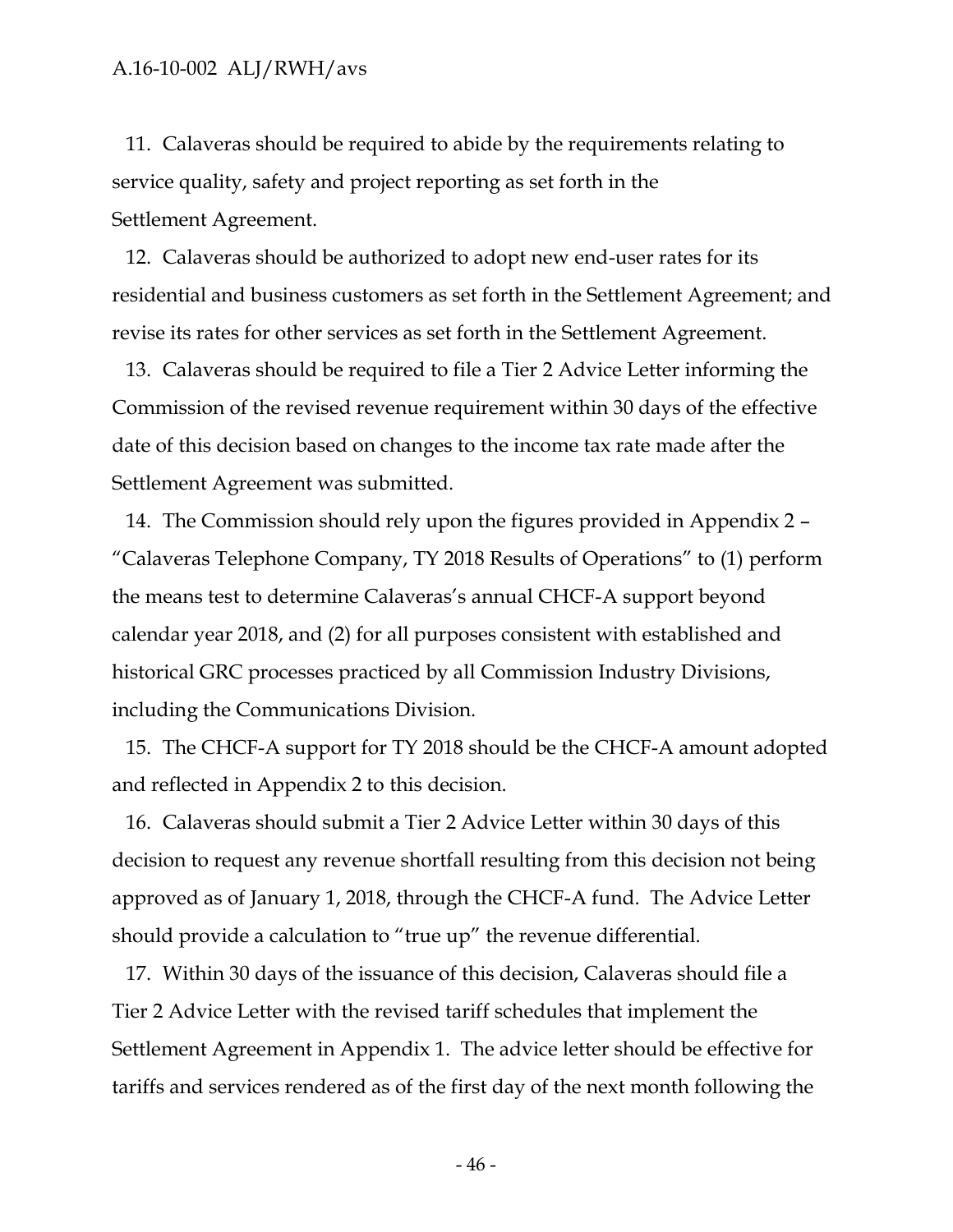11. Calaveras should be required to abide by the requirements relating to service quality, safety and project reporting as set forth in the Settlement Agreement.

12. Calaveras should be authorized to adopt new end-user rates for its residential and business customers as set forth in the Settlement Agreement; and revise its rates for other services as set forth in the Settlement Agreement.

13. Calaveras should be required to file a Tier 2 Advice Letter informing the Commission of the revised revenue requirement within 30 days of the effective date of this decision based on changes to the income tax rate made after the Settlement Agreement was submitted.

14. The Commission should rely upon the figures provided in Appendix 2 – "Calaveras Telephone Company, TY 2018 Results of Operations" to (1) perform the means test to determine Calaveras's annual CHCF-A support beyond calendar year 2018, and (2) for all purposes consistent with established and historical GRC processes practiced by all Commission Industry Divisions, including the Communications Division.

15. The CHCF-A support for TY 2018 should be the CHCF-A amount adopted and reflected in Appendix 2 to this decision.

16. Calaveras should submit a Tier 2 Advice Letter within 30 days of this decision to request any revenue shortfall resulting from this decision not being approved as of January 1, 2018, through the CHCF-A fund. The Advice Letter should provide a calculation to "true up" the revenue differential.

17. Within 30 days of the issuance of this decision, Calaveras should file a Tier 2 Advice Letter with the revised tariff schedules that implement the Settlement Agreement in Appendix 1. The advice letter should be effective for tariffs and services rendered as of the first day of the next month following the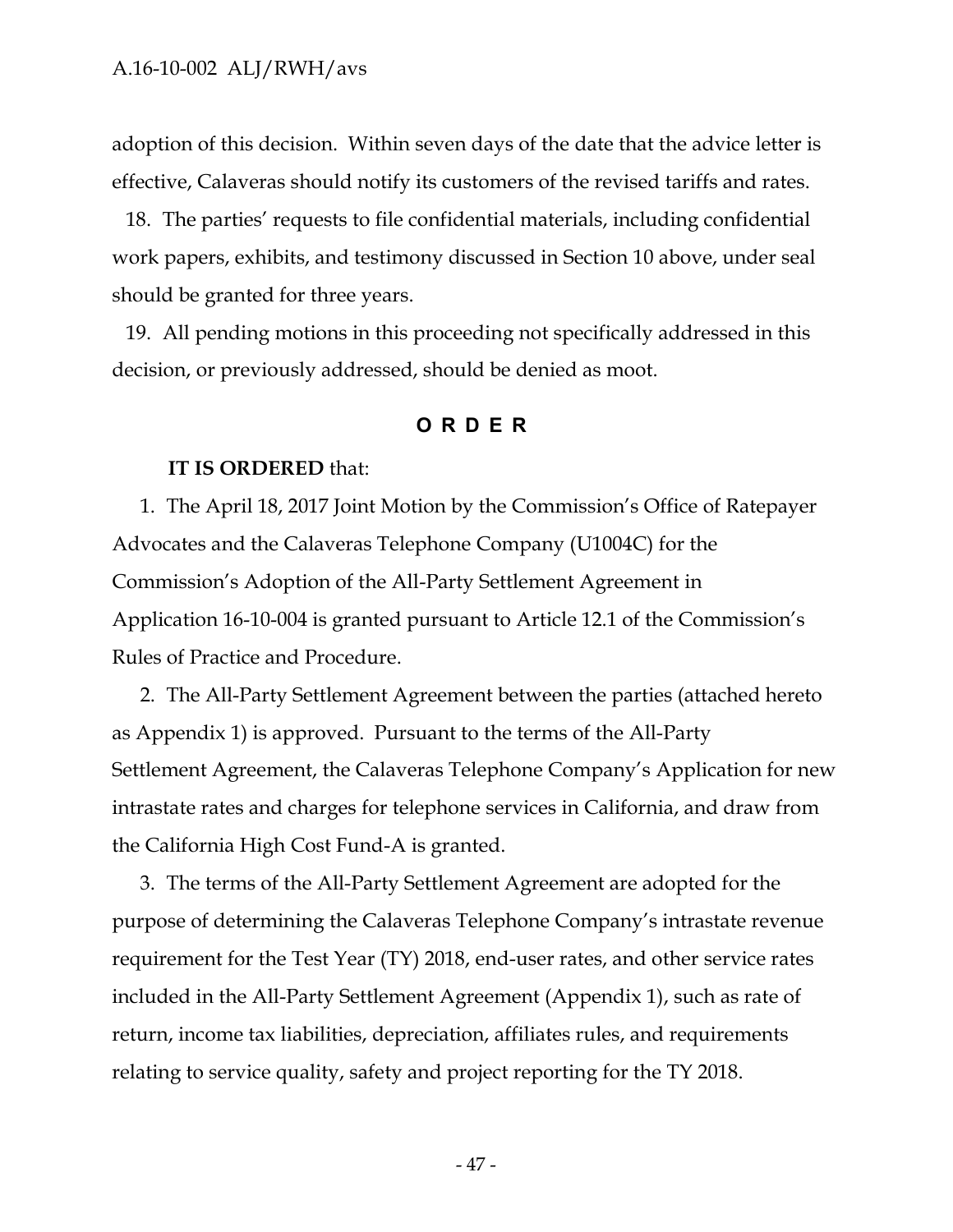adoption of this decision. Within seven days of the date that the advice letter is effective, Calaveras should notify its customers of the revised tariffs and rates.

18. The parties' requests to file confidential materials, including confidential work papers, exhibits, and testimony discussed in Section 10 above, under seal should be granted for three years.

19. All pending motions in this proceeding not specifically addressed in this decision, or previously addressed, should be denied as moot.

## O R D E R

**IT IS ORDERED** that:

1. The April 18, 2017 Joint Motion by the Commission's Office of Ratepayer Advocates and the Calaveras Telephone Company (U1004C) for the Commission's Adoption of the All-Party Settlement Agreement in Application 16-10-004 is granted pursuant to Article 12.1 of the Commission's Rules of Practice and Procedure.

2. The All-Party Settlement Agreement between the parties (attached hereto as Appendix 1) is approved. Pursuant to the terms of the All-Party Settlement Agreement, the Calaveras Telephone Company's Application for new intrastate rates and charges for telephone services in California, and draw from the California High Cost Fund-A is granted.

3. The terms of the All-Party Settlement Agreement are adopted for the purpose of determining the Calaveras Telephone Company's intrastate revenue requirement for the Test Year (TY) 2018, end-user rates, and other service rates included in the All-Party Settlement Agreement (Appendix 1), such as rate of return, income tax liabilities, depreciation, affiliates rules, and requirements relating to service quality, safety and project reporting for the TY 2018.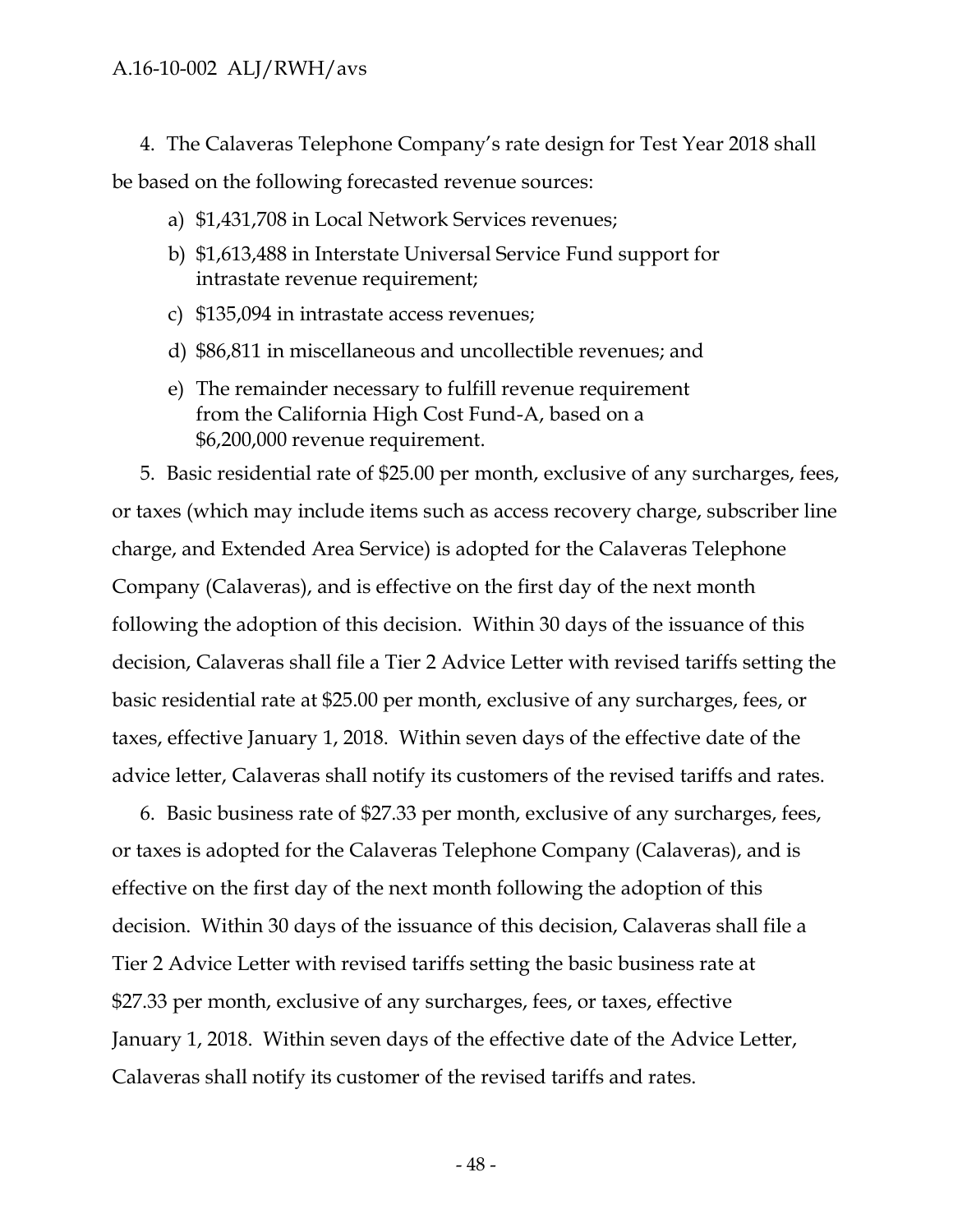4. The Calaveras Telephone Company's rate design for Test Year 2018 shall be based on the following forecasted revenue sources:

   a) $1,431,708 in Local Network Services revenues;

   b) $1,613,488 in Interstate Universal Service Fund support for intrastate revenue requirement;

   c) $135,094 in intrastate access revenues;

   d) $86,811 in miscellaneous and uncollectible revenues; and

   e) The remainder necessary to fulfill revenue requirement from the California High Cost Fund-A, based on a $6,200,000 revenue requirement.

5. Basic residential rate of $25.00 per month, exclusive of any surcharges, fees, or taxes (which may include items such as access recovery charge, subscriber line charge, and Extended Area Service) is adopted for the Calaveras Telephone Company (Calaveras), and is effective on the first day of the next month following the adoption of this decision. Within 30 days of the issuance of this decision, Calaveras shall file a Tier 2 Advice Letter with revised tariffs setting the basic residential rate at $25.00 per month, exclusive of any surcharges, fees, or taxes, effective January 1, 2018. Within seven days of the effective date of the advice letter, Calaveras shall notify its customers of the revised tariffs and rates.

6. Basic business rate of $27.33 per month, exclusive of any surcharges, fees, or taxes is adopted for the Calaveras Telephone Company (Calaveras), and is effective on the first day of the next month following the adoption of this decision. Within 30 days of the issuance of this decision, Calaveras shall file a Tier 2 Advice Letter with revised tariffs setting the basic business rate at $27.33 per month, exclusive of any surcharges, fees, or taxes, effective January 1, 2018. Within seven days of the effective date of the Advice Letter, Calaveras shall notify its customer of the revised tariffs and rates.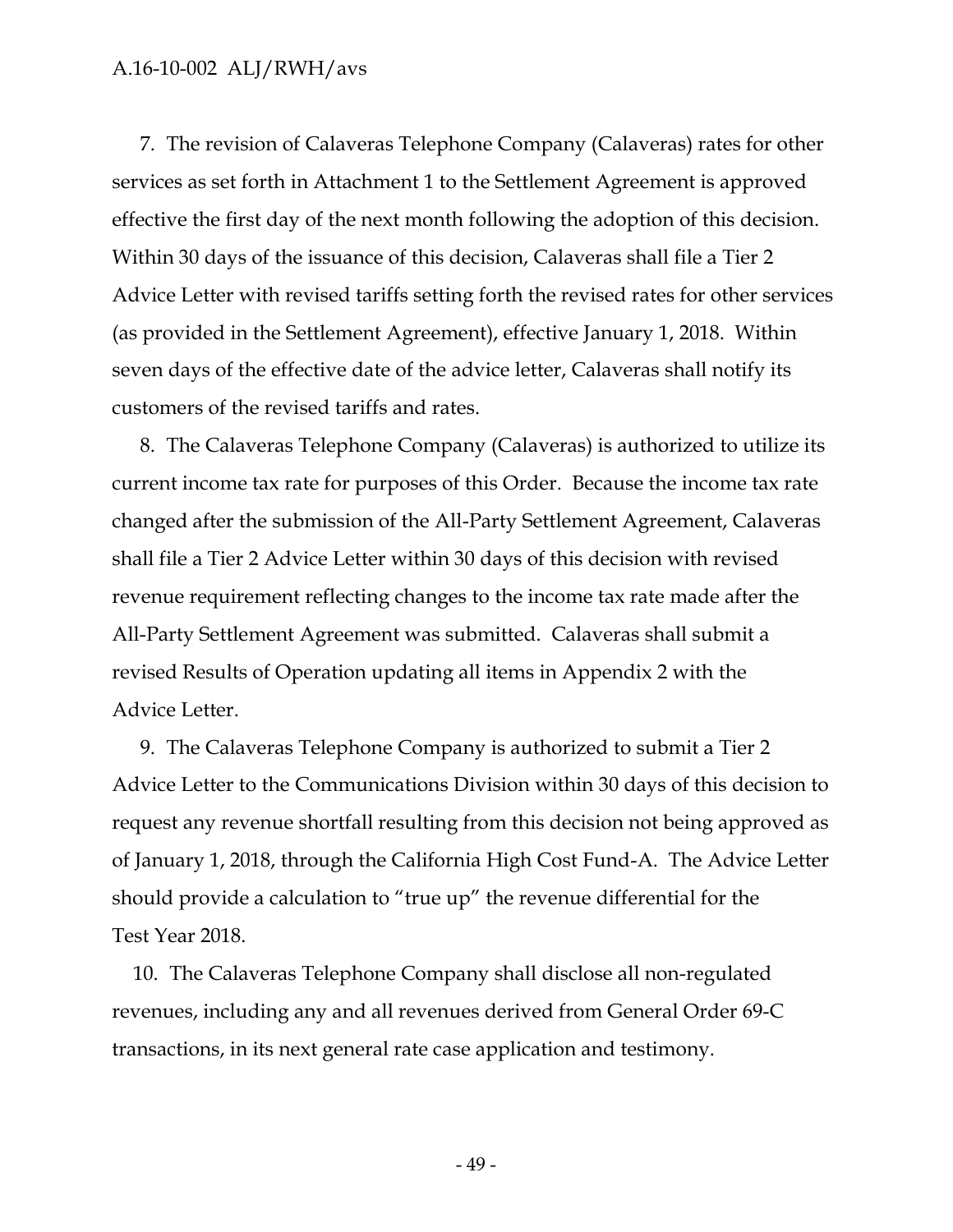7. The revision of Calaveras Telephone Company (Calaveras) rates for other services as set forth in Attachment 1 to the Settlement Agreement is approved effective the first day of the next month following the adoption of this decision. Within 30 days of the issuance of this decision, Calaveras shall file a Tier 2 Advice Letter with revised tariffs setting forth the revised rates for other services (as provided in the Settlement Agreement), effective January 1, 2018. Within seven days of the effective date of the advice letter, Calaveras shall notify its customers of the revised tariffs and rates.

8. The Calaveras Telephone Company (Calaveras) is authorized to utilize its current income tax rate for purposes of this Order. Because the income tax rate changed after the submission of the All-Party Settlement Agreement, Calaveras shall file a Tier 2 Advice Letter within 30 days of this decision with revised revenue requirement reflecting changes to the income tax rate made after the All-Party Settlement Agreement was submitted. Calaveras shall submit a revised Results of Operation updating all items in Appendix 2 with the Advice Letter.

9. The Calaveras Telephone Company is authorized to submit a Tier 2 Advice Letter to the Communications Division within 30 days of this decision to request any revenue shortfall resulting from this decision not being approved as of January 1, 2018, through the California High Cost Fund-A. The Advice Letter should provide a calculation to "true up" the revenue differential for the Test Year 2018.

10. The Calaveras Telephone Company shall disclose all non-regulated revenues, including any and all revenues derived from General Order 69-C transactions, in its next general rate case application and testimony.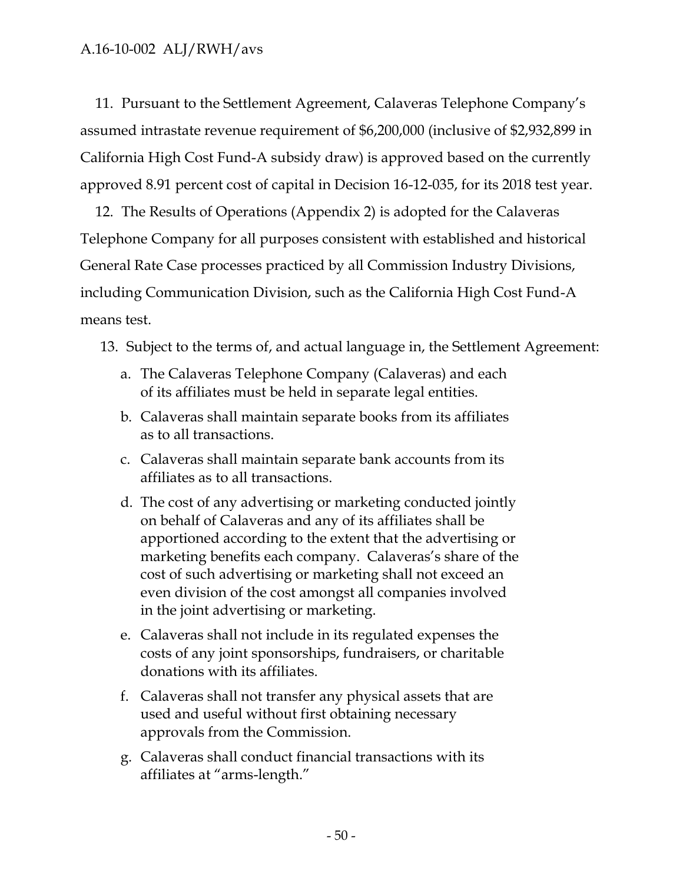11. Pursuant to the Settlement Agreement, Calaveras Telephone Company's assumed intrastate revenue requirement of $6,200,000 (inclusive of $2,932,899 in California High Cost Fund-A subsidy draw) is approved based on the currently approved 8.91 percent cost of capital in Decision 16-12-035, for its 2018 test year.

12. The Results of Operations (Appendix 2) is adopted for the Calaveras Telephone Company for all purposes consistent with established and historical General Rate Case processes practiced by all Commission Industry Divisions, including Communication Division, such as the California High Cost Fund-A means test.

13. Subject to the terms of, and actual language in, the Settlement Agreement:

   a. The Calaveras Telephone Company (Calaveras) and each of its affiliates must be held in separate legal entities.

   b. Calaveras shall maintain separate books from its affiliates as to all transactions.

   c. Calaveras shall maintain separate bank accounts from its affiliates as to all transactions.

   d. The cost of any advertising or marketing conducted jointly on behalf of Calaveras and any of its affiliates shall be apportioned according to the extent that the advertising or marketing benefits each company. Calaveras's share of the cost of such advertising or marketing shall not exceed an even division of the cost amongst all companies involved in the joint advertising or marketing.

   e. Calaveras shall not include in its regulated expenses the costs of any joint sponsorships, fundraisers, or charitable donations with its affiliates.

   f. Calaveras shall not transfer any physical assets that are used and useful without first obtaining necessary approvals from the Commission.

   g. Calaveras shall conduct financial transactions with its affiliates at "arms-length."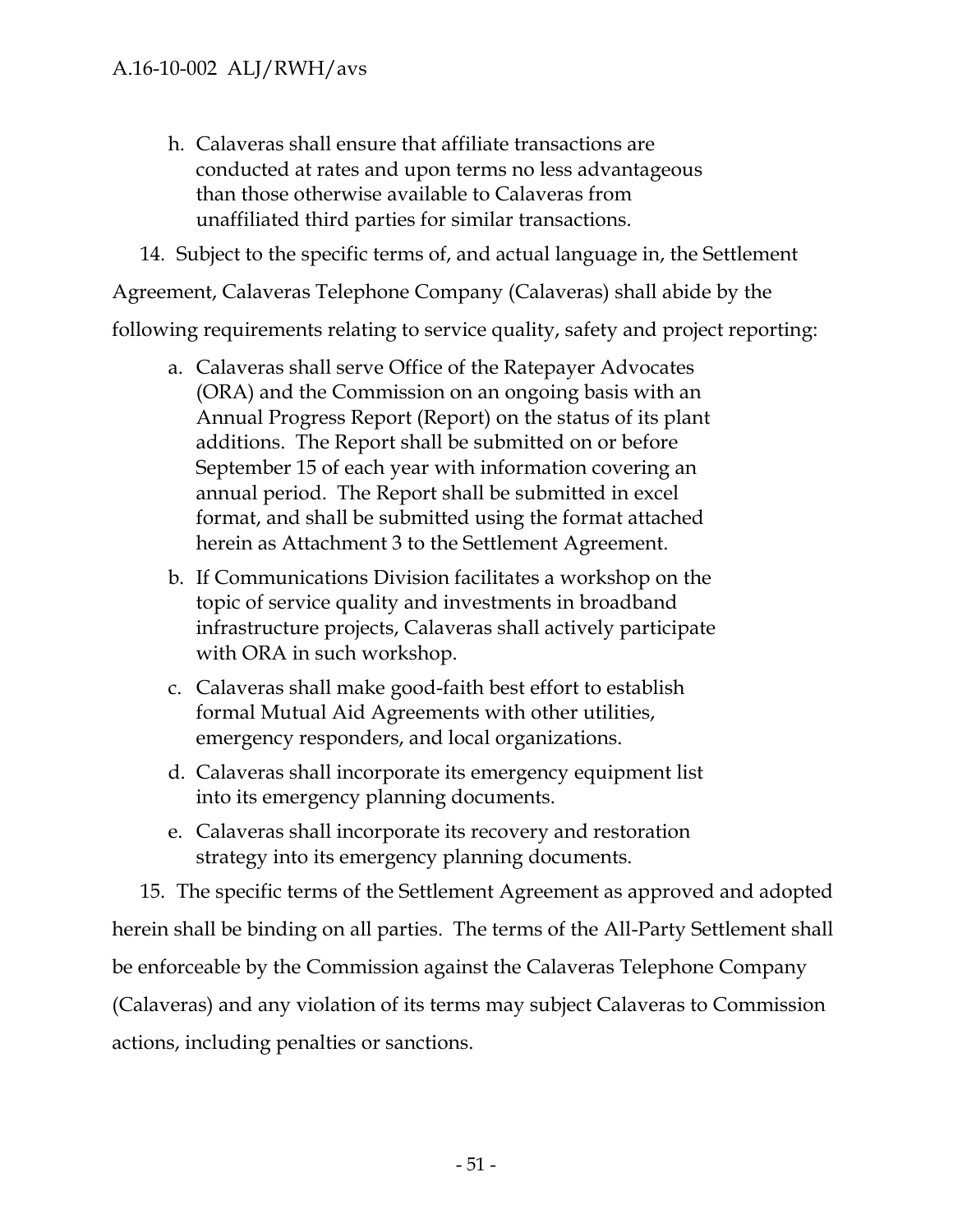h. Calaveras shall ensure that affiliate transactions are conducted at rates and upon terms no less advantageous than those otherwise available to Calaveras from unaffiliated third parties for similar transactions.

14. Subject to the specific terms of, and actual language in, the Settlement Agreement, Calaveras Telephone Company (Calaveras) shall abide by the following requirements relating to service quality, safety and project reporting:

a. Calaveras shall serve Office of the Ratepayer Advocates (ORA) and the Commission on an ongoing basis with an Annual Progress Report (Report) on the status of its plant additions. The Report shall be submitted on or before September 15 of each year with information covering an annual period. The Report shall be submitted in excel format, and shall be submitted using the format attached herein as Attachment 3 to the Settlement Agreement.

b. If Communications Division facilitates a workshop on the topic of service quality and investments in broadband infrastructure projects, Calaveras shall actively participate with ORA in such workshop.

c. Calaveras shall make good-faith best effort to establish formal Mutual Aid Agreements with other utilities, emergency responders, and local organizations.

d. Calaveras shall incorporate its emergency equipment list into its emergency planning documents.

e. Calaveras shall incorporate its recovery and restoration strategy into its emergency planning documents.

15. The specific terms of the Settlement Agreement as approved and adopted herein shall be binding on all parties. The terms of the All-Party Settlement shall be enforceable by the Commission against the Calaveras Telephone Company (Calaveras) and any violation of its terms may subject Calaveras to Commission actions, including penalties or sanctions.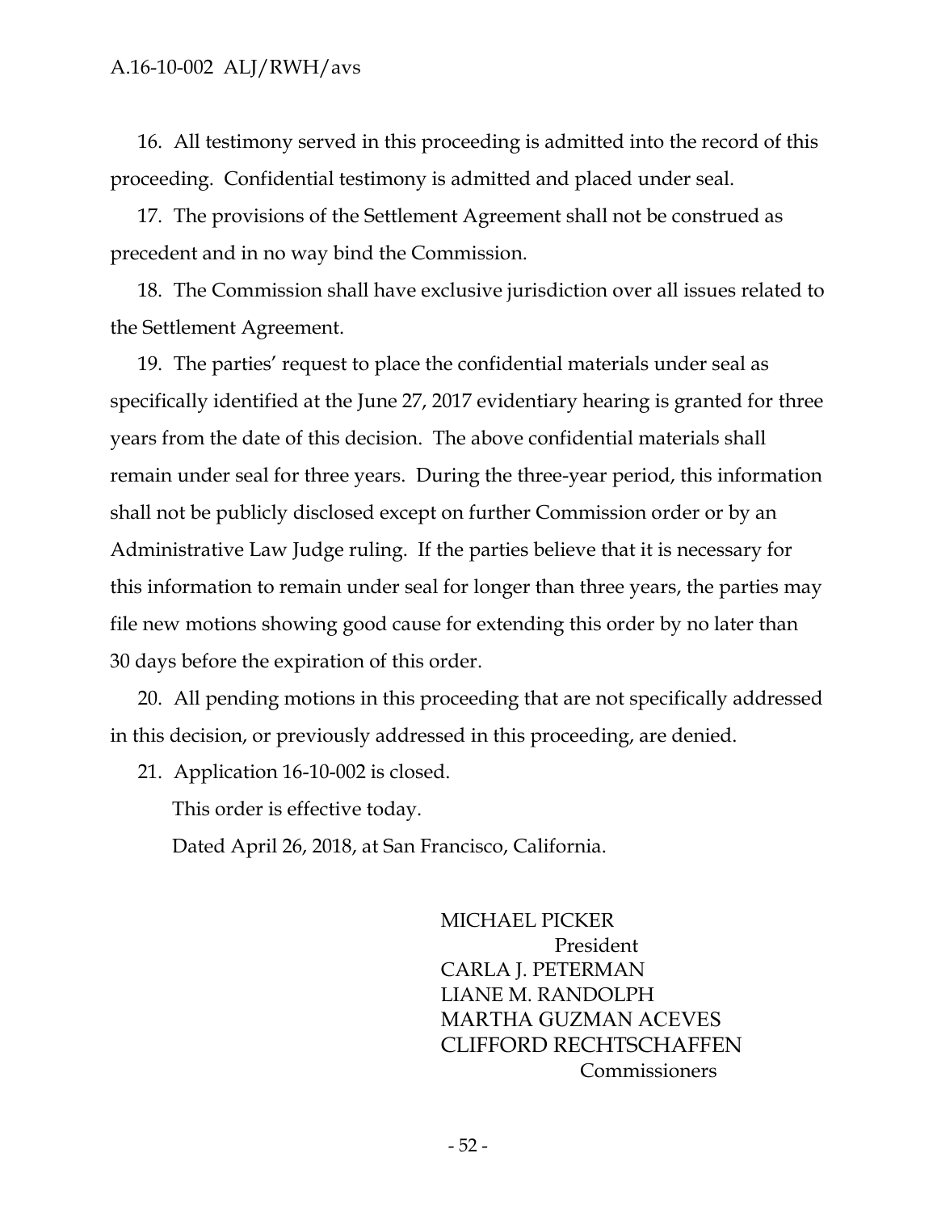16. All testimony served in this proceeding is admitted into the record of this proceeding. Confidential testimony is admitted and placed under seal.

17. The provisions of the Settlement Agreement shall not be construed as precedent and in no way bind the Commission.

18. The Commission shall have exclusive jurisdiction over all issues related to the Settlement Agreement.

19. The parties' request to place the confidential materials under seal as specifically identified at the June 27, 2017 evidentiary hearing is granted for three years from the date of this decision. The above confidential materials shall remain under seal for three years. During the three-year period, this information shall not be publicly disclosed except on further Commission order or by an Administrative Law Judge ruling. If the parties believe that it is necessary for this information to remain under seal for longer than three years, the parties may file new motions showing good cause for extending this order by no later than 30 days before the expiration of this order.

20. All pending motions in this proceeding that are not specifically addressed in this decision, or previously addressed in this proceeding, are denied.

21. Application 16-10-002 is closed.

This order is effective today.

Dated April 26, 2018, at San Francisco, California.

MICHAEL PICKER
President
CARLA J. PETERMAN
LIANE M. RANDOLPH
MARTHA GUZMAN ACEVES
CLIFFORD RECHTSCHAFFEN
Commissioners